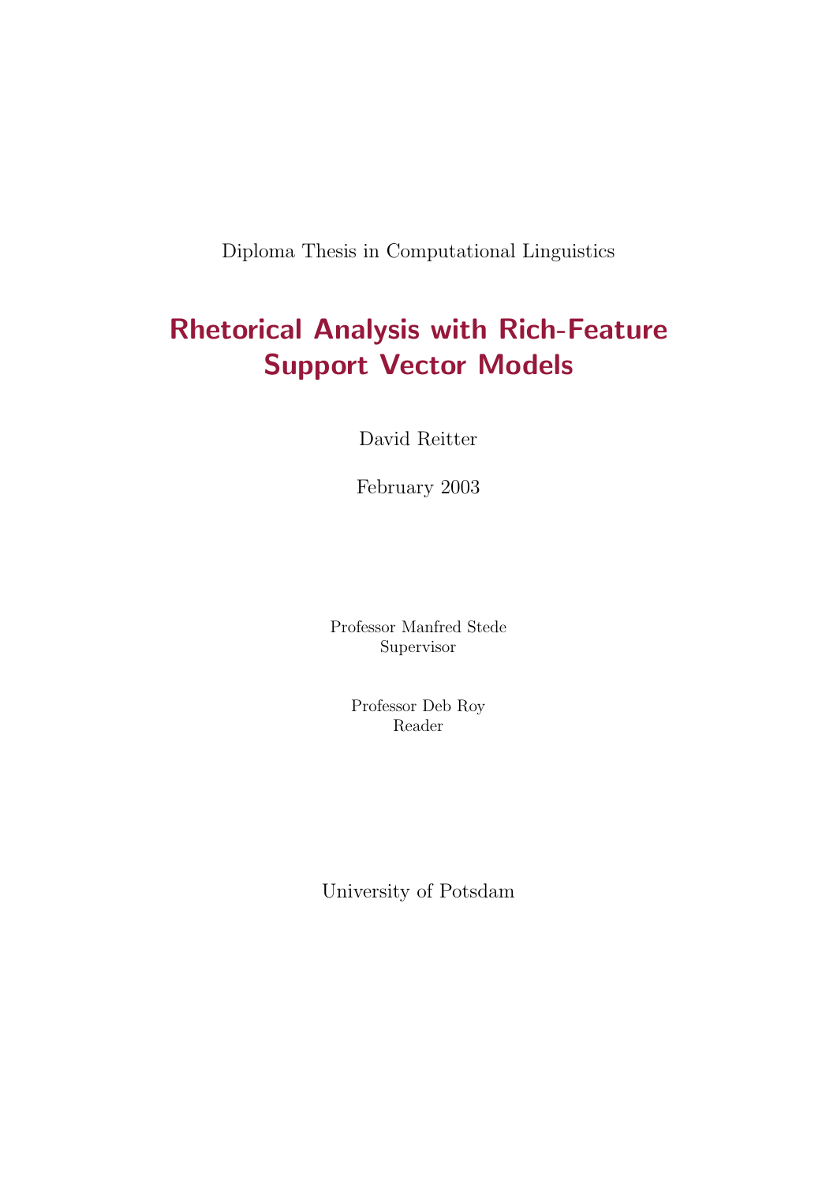Diploma Thesis in Computational Linguistics

# Rhetorical Analysis with Rich-Feature Support Vector Models

David Reitter

February 2003

Professor Manfred Stede
Supervisor

Professor Deb Roy
Reader

University of Potsdam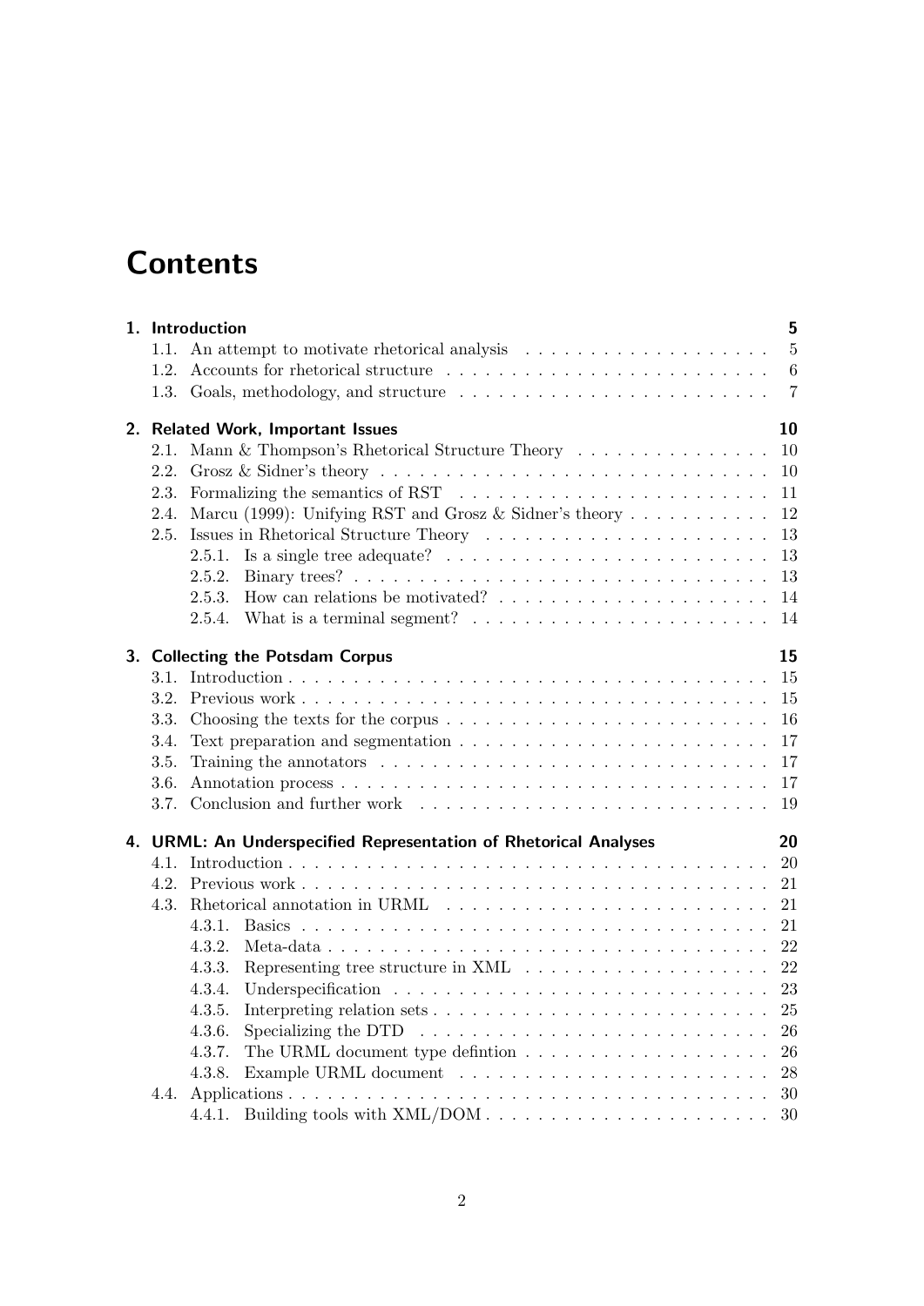# Contents

**1. Introduction** — **5**

- 1.1. An attempt to motivate rhetorical analysis — 5
- 1.2. Accounts for rhetorical structure — 6
- 1.3. Goals, methodology, and structure — 7

**2. Related Work, Important Issues** — **10**

- 2.1. Mann & Thompson's Rhetorical Structure Theory — 10
- 2.2. Grosz & Sidner's theory — 10
- 2.3. Formalizing the semantics of RST — 11
- 2.4. Marcu (1999): Unifying RST and Grosz & Sidner's theory — 12
- 2.5. Issues in Rhetorical Structure Theory — 13
  - 2.5.1. Is a single tree adequate? — 13
  - 2.5.2. Binary trees? — 13
  - 2.5.3. How can relations be motivated? — 14
  - 2.5.4. What is a terminal segment? — 14

**3. Collecting the Potsdam Corpus** — **15**

- 3.1. Introduction — 15
- 3.2. Previous work — 15
- 3.3. Choosing the texts for the corpus — 16
- 3.4. Text preparation and segmentation — 17
- 3.5. Training the annotators — 17
- 3.6. Annotation process — 17
- 3.7. Conclusion and further work — 19

**4. URML: An Underspecified Representation of Rhetorical Analyses** — **20**

- 4.1. Introduction — 20
- 4.2. Previous work — 21
- 4.3. Rhetorical annotation in URML — 21
  - 4.3.1. Basics — 21
  - 4.3.2. Meta-data — 22
  - 4.3.3. Representing tree structure in XML — 22
  - 4.3.4. Underspecification — 23
  - 4.3.5. Interpreting relation sets — 25
  - 4.3.6. Specializing the DTD — 26
  - 4.3.7. The URML document type defintion — 26
  - 4.3.8. Example URML document — 28
- 4.4. Applications — 30
  - 4.4.1. Building tools with XML/DOM — 30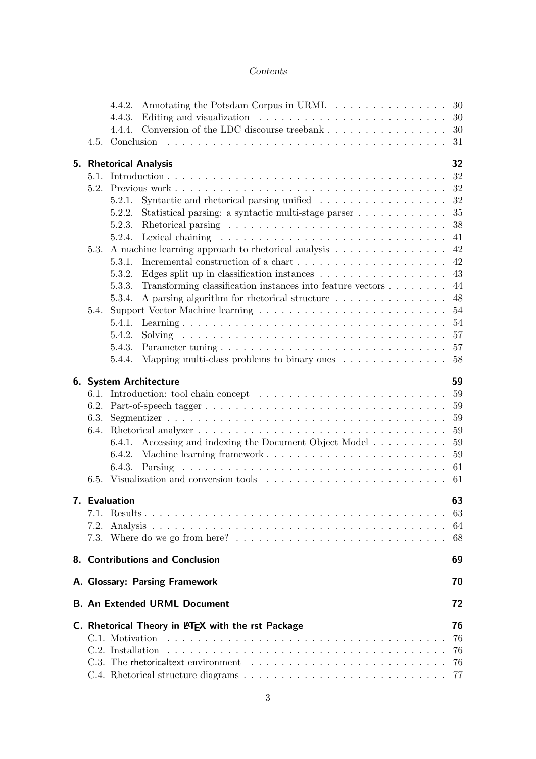- 4.4.2. Annotating the Potsdam Corpus in URML . . . . . . . . . . . . . . . 30
- 4.4.3. Editing and visualization . . . . . . . . . . . . . . . . . . . . . . . . . 30
- 4.4.4. Conversion of the LDC discourse treebank . . . . . . . . . . . . . . . . 30
- 4.5. Conclusion . . . . . . . . . . . . . . . . . . . . . . . . . . . . . . . . . . . 31

**5. Rhetorical Analysis** 32

- 5.1. Introduction . . . . . . . . . . . . . . . . . . . . . . . . . . . . . . . . . . 32
- 5.2. Previous work . . . . . . . . . . . . . . . . . . . . . . . . . . . . . . . . . 32
  - 5.2.1. Syntactic and rhetorical parsing unified . . . . . . . . . . . . . . . . 32
  - 5.2.2. Statistical parsing: a syntactic multi-stage parser . . . . . . . . . . . 35
  - 5.2.3. Rhetorical parsing . . . . . . . . . . . . . . . . . . . . . . . . . . . . 38
  - 5.2.4. Lexical chaining . . . . . . . . . . . . . . . . . . . . . . . . . . . . . 41
- 5.3. A machine learning approach to rhetorical analysis . . . . . . . . . . . . . . 42
  - 5.3.1. Incremental construction of a chart . . . . . . . . . . . . . . . . . . . 42
  - 5.3.2. Edges split up in classification instances . . . . . . . . . . . . . . . . 43
  - 5.3.3. Transforming classification instances into feature vectors . . . . . . . . 44
  - 5.3.4. A parsing algorithm for rhetorical structure . . . . . . . . . . . . . . . 48
- 5.4. Support Vector Machine learning . . . . . . . . . . . . . . . . . . . . . . . . 54
  - 5.4.1. Learning . . . . . . . . . . . . . . . . . . . . . . . . . . . . . . . . . 54
  - 5.4.2. Solving . . . . . . . . . . . . . . . . . . . . . . . . . . . . . . . . . . 57
  - 5.4.3. Parameter tuning . . . . . . . . . . . . . . . . . . . . . . . . . . . . . 57
  - 5.4.4. Mapping multi-class problems to binary ones . . . . . . . . . . . . . . 58

**6. System Architecture** 59

- 6.1. Introduction: tool chain concept . . . . . . . . . . . . . . . . . . . . . . . 59
- 6.2. Part-of-speech tagger . . . . . . . . . . . . . . . . . . . . . . . . . . . . . 59
- 6.3. Segmentizer . . . . . . . . . . . . . . . . . . . . . . . . . . . . . . . . . . 59
- 6.4. Rhetorical analyzer . . . . . . . . . . . . . . . . . . . . . . . . . . . . . . 59
  - 6.4.1. Accessing and indexing the Document Object Model . . . . . . . . . . 59
  - 6.4.2. Machine learning framework . . . . . . . . . . . . . . . . . . . . . . . 59
  - 6.4.3. Parsing . . . . . . . . . . . . . . . . . . . . . . . . . . . . . . . . . . 61
- 6.5. Visualization and conversion tools . . . . . . . . . . . . . . . . . . . . . . 61

**7. Evaluation** 63

- 7.1. Results . . . . . . . . . . . . . . . . . . . . . . . . . . . . . . . . . . . . 63
- 7.2. Analysis . . . . . . . . . . . . . . . . . . . . . . . . . . . . . . . . . . . . 64
- 7.3. Where do we go from here? . . . . . . . . . . . . . . . . . . . . . . . . . . 68

**8. Contributions and Conclusion** 69

**A. Glossary: Parsing Framework** 70

**B. An Extended URML Document** 72

**C. Rhetorical Theory in LaTeX with the rst Package** 76

- C.1. Motivation . . . . . . . . . . . . . . . . . . . . . . . . . . . . . . . . . . . 76
- C.2. Installation . . . . . . . . . . . . . . . . . . . . . . . . . . . . . . . . . . 76
- C.3. The rhetoricaltext environment . . . . . . . . . . . . . . . . . . . . . . . . 76
- C.4. Rhetorical structure diagrams . . . . . . . . . . . . . . . . . . . . . . . . . 77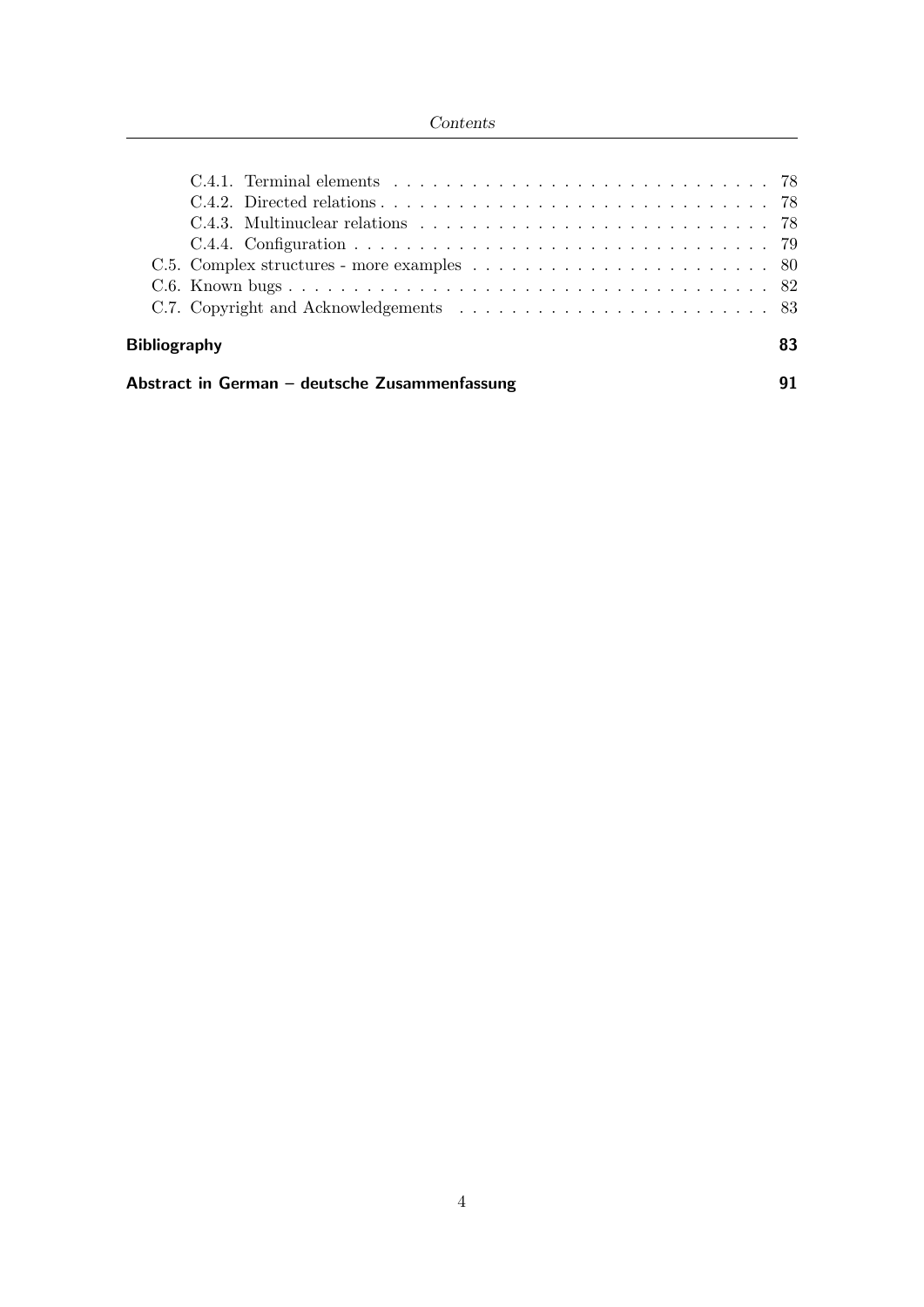C.4.1. Terminal elements . . . . . . . . . . . . . . . . . . . . . . . . . . . . . 78
C.4.2. Directed relations . . . . . . . . . . . . . . . . . . . . . . . . . . . . . 78
C.4.3. Multinuclear relations . . . . . . . . . . . . . . . . . . . . . . . . . . . 78
C.4.4. Configuration . . . . . . . . . . . . . . . . . . . . . . . . . . . . . . . 79
C.5. Complex structures - more examples . . . . . . . . . . . . . . . . . . . . . . 80
C.6. Known bugs . . . . . . . . . . . . . . . . . . . . . . . . . . . . . . . . . . 82
C.7. Copyright and Acknowledgements . . . . . . . . . . . . . . . . . . . . . . . 83

**Bibliography** **83**

**Abstract in German – deutsche Zusammenfassung** **91**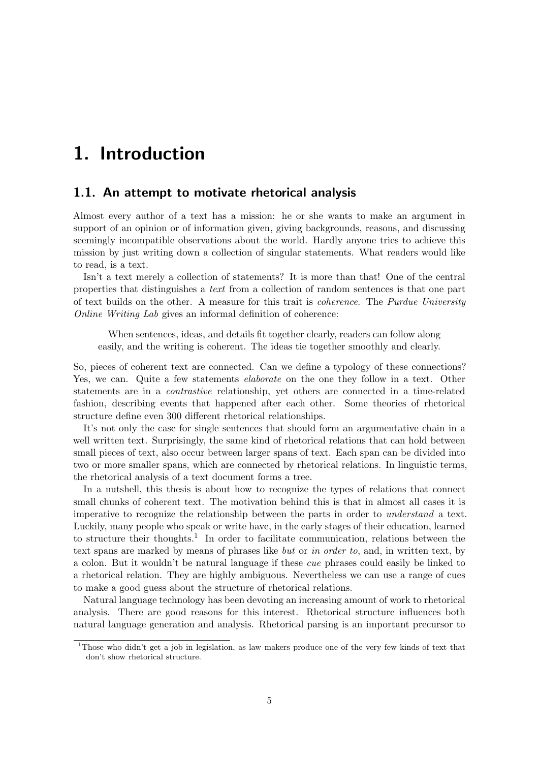# 1. Introduction

## 1.1. An attempt to motivate rhetorical analysis

Almost every author of a text has a mission: he or she wants to make an argument in support of an opinion or of information given, giving backgrounds, reasons, and discussing seemingly incompatible observations about the world. Hardly anyone tries to achieve this mission by just writing down a collection of singular statements. What readers would like to read, is a text.

Isn't a text merely a collection of statements? It is more than that! One of the central properties that distinguishes a *text* from a collection of random sentences is that one part of text builds on the other. A measure for this trait is *coherence*. The *Purdue University Online Writing Lab* gives an informal definition of coherence:

> When sentences, ideas, and details fit together clearly, readers can follow along easily, and the writing is coherent. The ideas tie together smoothly and clearly.

So, pieces of coherent text are connected. Can we define a typology of these connections? Yes, we can. Quite a few statements *elaborate* on the one they follow in a text. Other statements are in a *contrastive* relationship, yet others are connected in a time-related fashion, describing events that happened after each other. Some theories of rhetorical structure define even 300 different rhetorical relationships.

It's not only the case for single sentences that should form an argumentative chain in a well written text. Surprisingly, the same kind of rhetorical relations that can hold between small pieces of text, also occur between larger spans of text. Each span can be divided into two or more smaller spans, which are connected by rhetorical relations. In linguistic terms, the rhetorical analysis of a text document forms a tree.

In a nutshell, this thesis is about how to recognize the types of relations that connect small chunks of coherent text. The motivation behind this is that in almost all cases it is imperative to recognize the relationship between the parts in order to *understand* a text. Luckily, many people who speak or write have, in the early stages of their education, learned to structure their thoughts.[1] In order to facilitate communication, relations between the text spans are marked by means of phrases like *but* or *in order to*, and, in written text, by a colon. But it wouldn't be natural language if these *cue* phrases could easily be linked to a rhetorical relation. They are highly ambiguous. Nevertheless we can use a range of cues to make a good guess about the structure of rhetorical relations.

Natural language technology has been devoting an increasing amount of work to rhetorical analysis. There are good reasons for this interest. Rhetorical structure influences both natural language generation and analysis. Rhetorical parsing is an important precursor to

[1] Those who didn't get a job in legislation, as law makers produce one of the very few kinds of text that don't show rhetorical structure.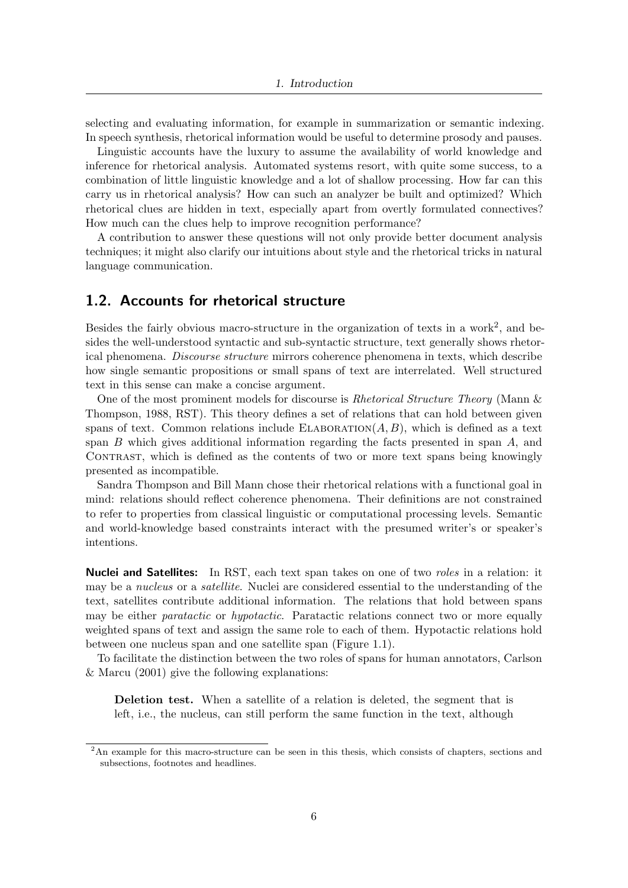selecting and evaluating information, for example in summarization or semantic indexing. In speech synthesis, rhetorical information would be useful to determine prosody and pauses.

Linguistic accounts have the luxury to assume the availability of world knowledge and inference for rhetorical analysis. Automated systems resort, with quite some success, to a combination of little linguistic knowledge and a lot of shallow processing. How far can this carry us in rhetorical analysis? How can such an analyzer be built and optimized? Which rhetorical clues are hidden in text, especially apart from overtly formulated connectives? How much can the clues help to improve recognition performance?

A contribution to answer these questions will not only provide better document analysis techniques; it might also clarify our intuitions about style and the rhetorical tricks in natural language communication.

## 1.2. Accounts for rhetorical structure

Besides the fairly obvious macro-structure in the organization of texts in a work[2], and besides the well-understood syntactic and sub-syntactic structure, text generally shows rhetorical phenomena. *Discourse structure* mirrors coherence phenomena in texts, which describe how single semantic propositions or small spans of text are interrelated. Well structured text in this sense can make a concise argument.

One of the most prominent models for discourse is *Rhetorical Structure Theory* (Mann & Thompson, 1988, RST). This theory defines a set of relations that can hold between given spans of text. Common relations include ELABORATION$(A, B)$, which is defined as a text span $B$ which gives additional information regarding the facts presented in span $A$, and CONTRAST, which is defined as the contents of two or more text spans being knowingly presented as incompatible.

Sandra Thompson and Bill Mann chose their rhetorical relations with a functional goal in mind: relations should reflect coherence phenomena. Their definitions are not constrained to refer to properties from classical linguistic or computational processing levels. Semantic and world-knowledge based constraints interact with the presumed writer's or speaker's intentions.

**Nuclei and Satellites:** In RST, each text span takes on one of two *roles* in a relation: it may be a *nucleus* or a *satellite*. Nuclei are considered essential to the understanding of the text, satellites contribute additional information. The relations that hold between spans may be either *paratactic* or *hypotactic*. Paratactic relations connect two or more equally weighted spans of text and assign the same role to each of them. Hypotactic relations hold between one nucleus span and one satellite span (Figure 1.1).

To facilitate the distinction between the two roles of spans for human annotators, Carlson & Marcu (2001) give the following explanations:

> **Deletion test.** When a satellite of a relation is deleted, the segment that is left, i.e., the nucleus, can still perform the same function in the text, although

[2] An example for this macro-structure can be seen in this thesis, which consists of chapters, sections and subsections, footnotes and headlines.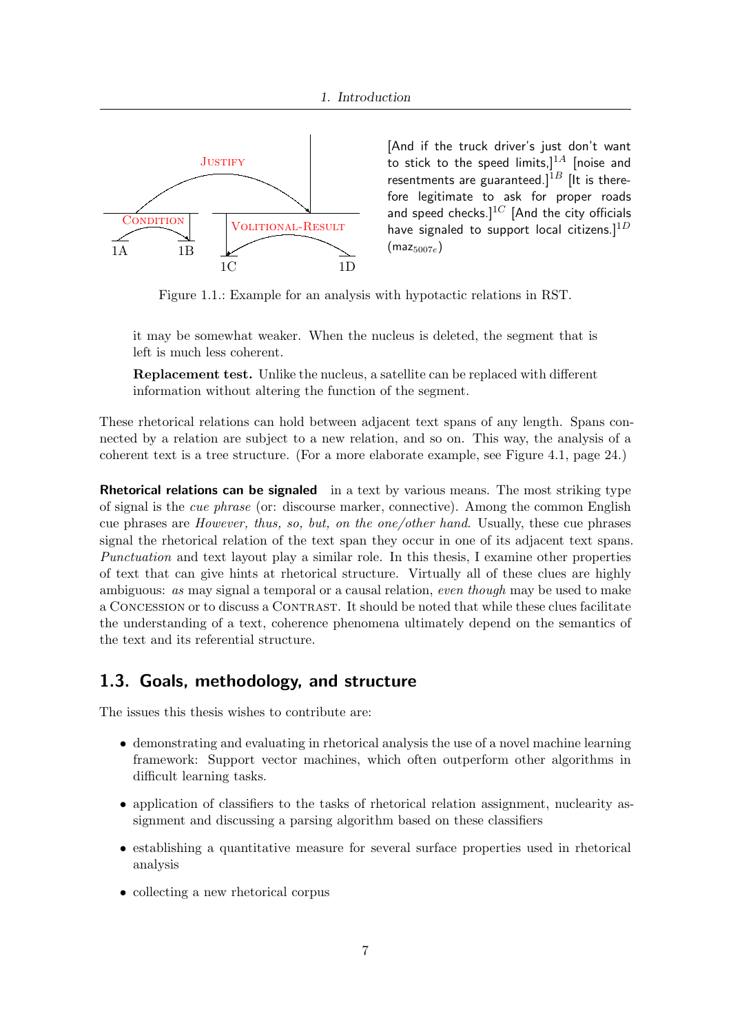[And if the truck driver's just don't want to stick to the speed limits,]$^{1A}$ [noise and resentments are guaranteed.]$^{1B}$ [It is therefore legitimate to ask for proper roads and speed checks.]$^{1C}$ [And the city officials have signaled to support local citizens.]$^{1D}$ ($maz_{5007e}$)

Figure 1.1.: Example for an analysis with hypotactic relations in RST.

it may be somewhat weaker. When the nucleus is deleted, the segment that is left is much less coherent.

**Replacement test.** Unlike the nucleus, a satellite can be replaced with different information without altering the function of the segment.

These rhetorical relations can hold between adjacent text spans of any length. Spans connected by a relation are subject to a new relation, and so on. This way, the analysis of a coherent text is a tree structure. (For a more elaborate example, see Figure 4.1, page 24.)

**Rhetorical relations can be signaled** in a text by various means. The most striking type of signal is the *cue phrase* (or: discourse marker, connective). Among the common English cue phrases are *However, thus, so, but, on the one/other hand*. Usually, these cue phrases signal the rhetorical relation of the text span they occur in one of its adjacent text spans. *Punctuation* and text layout play a similar role. In this thesis, I examine other properties of text that can give hints at rhetorical structure. Virtually all of these clues are highly ambiguous: *as* may signal a temporal or a causal relation, *even though* may be used to make a CONCESSION or to discuss a CONTRAST. It should be noted that while these clues facilitate the understanding of a text, coherence phenomena ultimately depend on the semantics of the text and its referential structure.

## 1.3. Goals, methodology, and structure

The issues this thesis wishes to contribute are:

- demonstrating and evaluating in rhetorical analysis the use of a novel machine learning framework: Support vector machines, which often outperform other algorithms in difficult learning tasks.
- application of classifiers to the tasks of rhetorical relation assignment, nuclearity assignment and discussing a parsing algorithm based on these classifiers
- establishing a quantitative measure for several surface properties used in rhetorical analysis
- collecting a new rhetorical corpus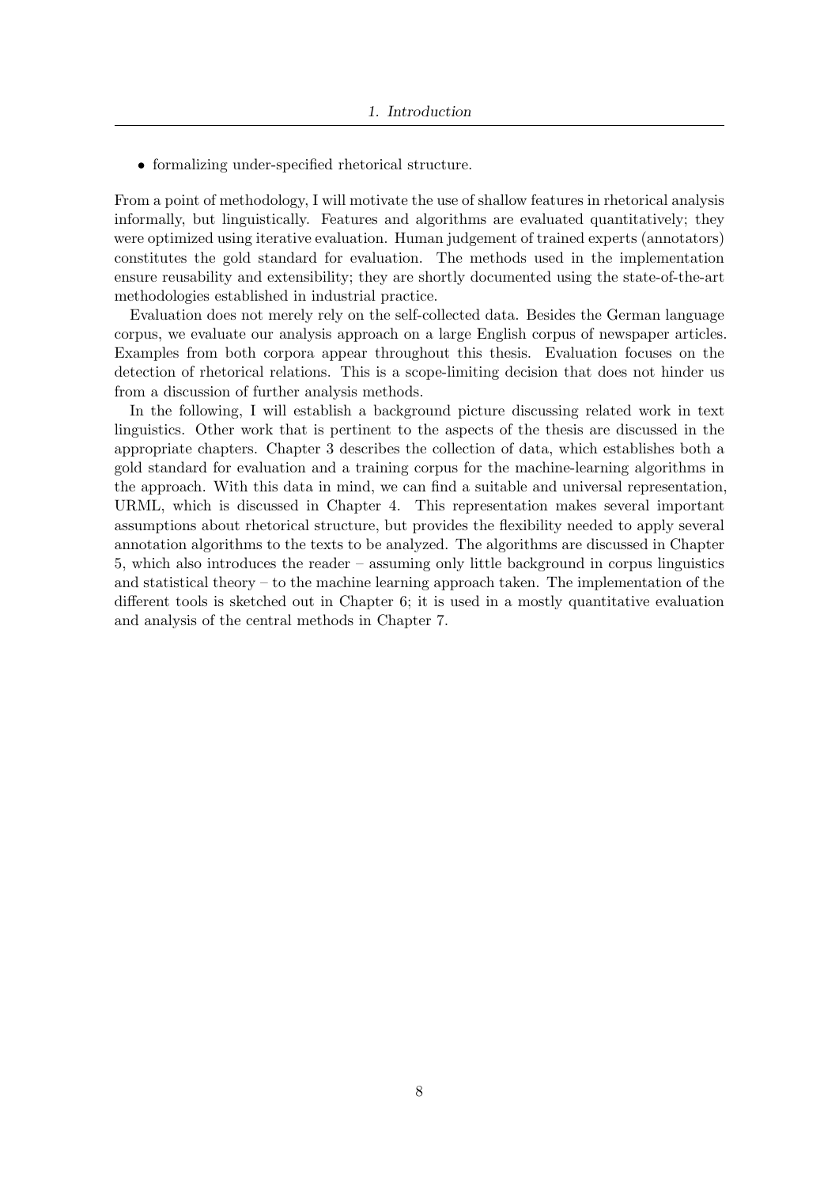- formalizing under-specified rhetorical structure.

From a point of methodology, I will motivate the use of shallow features in rhetorical analysis informally, but linguistically. Features and algorithms are evaluated quantitatively; they were optimized using iterative evaluation. Human judgement of trained experts (annotators) constitutes the gold standard for evaluation. The methods used in the implementation ensure reusability and extensibility; they are shortly documented using the state-of-the-art methodologies established in industrial practice.

Evaluation does not merely rely on the self-collected data. Besides the German language corpus, we evaluate our analysis approach on a large English corpus of newspaper articles. Examples from both corpora appear throughout this thesis. Evaluation focuses on the detection of rhetorical relations. This is a scope-limiting decision that does not hinder us from a discussion of further analysis methods.

In the following, I will establish a background picture discussing related work in text linguistics. Other work that is pertinent to the aspects of the thesis are discussed in the appropriate chapters. Chapter 3 describes the collection of data, which establishes both a gold standard for evaluation and a training corpus for the machine-learning algorithms in the approach. With this data in mind, we can find a suitable and universal representation, URML, which is discussed in Chapter 4. This representation makes several important assumptions about rhetorical structure, but provides the flexibility needed to apply several annotation algorithms to the texts to be analyzed. The algorithms are discussed in Chapter 5, which also introduces the reader – assuming only little background in corpus linguistics and statistical theory – to the machine learning approach taken. The implementation of the different tools is sketched out in Chapter 6; it is used in a mostly quantitative evaluation and analysis of the central methods in Chapter 7.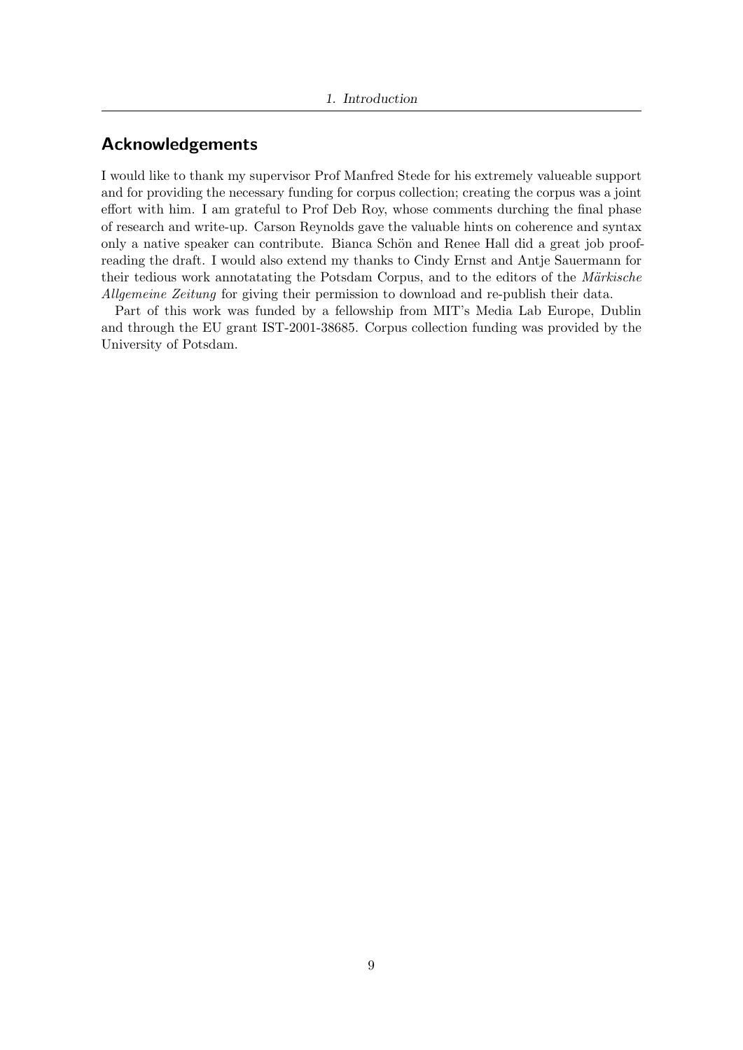## Acknowledgements

I would like to thank my supervisor Prof Manfred Stede for his extremely valueable support and for providing the necessary funding for corpus collection; creating the corpus was a joint effort with him. I am grateful to Prof Deb Roy, whose comments durching the final phase of research and write-up. Carson Reynolds gave the valuable hints on coherence and syntax only a native speaker can contribute. Bianca Schön and Renee Hall did a great job proof-reading the draft. I would also extend my thanks to Cindy Ernst and Antje Sauermann for their tedious work annotatating the Potsdam Corpus, and to the editors of the *Märkische Allgemeine Zeitung* for giving their permission to download and re-publish their data.

Part of this work was funded by a fellowship from MIT's Media Lab Europe, Dublin and through the EU grant IST-2001-38685. Corpus collection funding was provided by the University of Potsdam.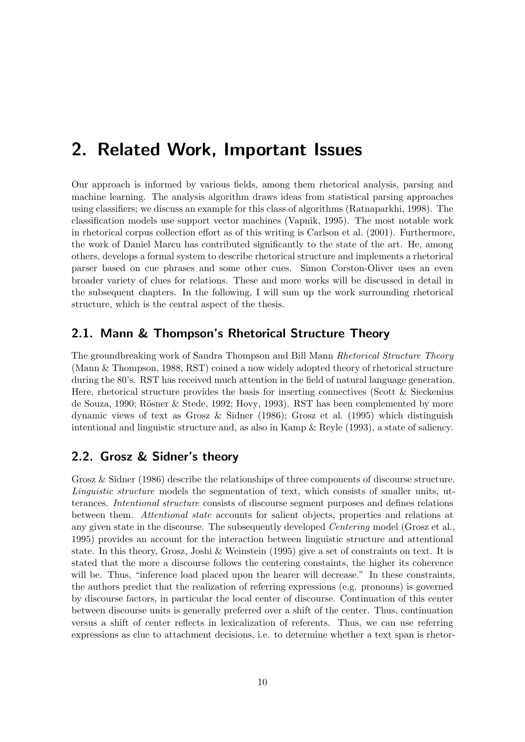# 2. Related Work, Important Issues

Our approach is informed by various fields, among them rhetorical analysis, parsing and machine learning. The analysis algorithm draws ideas from statistical parsing approaches using classifiers; we discuss an example for this class of algorithms (Ratnaparkhi, 1998). The classification models use support vector machines (Vapnik, 1995). The most notable work in rhetorical corpus collection effort as of this writing is Carlson et al. (2001). Furthermore, the work of Daniel Marcu has contributed significantly to the state of the art. He, among others, develops a formal system to describe rhetorical structure and implements a rhetorical parser based on cue phrases and some other cues. Simon Corston-Oliver uses an even broader variety of clues for relations. These and more works will be discussed in detail in the subsequent chapters. In the following, I will sum up the work surrounding rhetorical structure, which is the central aspect of the thesis.

## 2.1. Mann & Thompson's Rhetorical Structure Theory

The groundbreaking work of Sandra Thompson and Bill Mann *Rhetorical Structure Theory* (Mann & Thompson, 1988, RST) coined a now widely adopted theory of rhetorical structure during the 80's. RST has received much attention in the field of natural language generation. Here, rhetorical structure provides the basis for inserting connectives (Scott & Sieckenius de Souza, 1990; Rösner & Stede, 1992; Hovy, 1993). RST has been complemented by more dynamic views of text as Grosz & Sidner (1986); Grosz et al. (1995) which distinguish intentional and linguistic structure and, as also in Kamp & Reyle (1993), a state of saliency.

## 2.2. Grosz & Sidner's theory

Grosz & Sidner (1986) describe the relationships of three components of discourse structure. *Linguistic structure* models the segmentation of text, which consists of smaller units, utterances. *Intentional structure* consists of discourse segment purposes and defines relations between them. *Attentional state* accounts for salient objects, properties and relations at any given state in the discourse. The subsequently developed *Centering* model (Grosz et al., 1995) provides an account for the interaction between linguistic structure and attentional state. In this theory, Grosz, Joshi & Weinstein (1995) give a set of constraints on text. It is stated that the more a discourse follows the centering constaints, the higher its coherence will be. Thus, "inference load placed upon the hearer will decrease." In these constraints, the authors predict that the realization of referring expressions (e.g. pronouns) is governed by discourse factors, in particular the local center of discourse. Continuation of this center between discourse units is generally preferred over a shift of the center. Thus, continuation versus a shift of center reflects in lexicalization of referents. Thus, we can use referring expressions as clue to attachment decisions, i.e. to determine whether a text span is rhetor-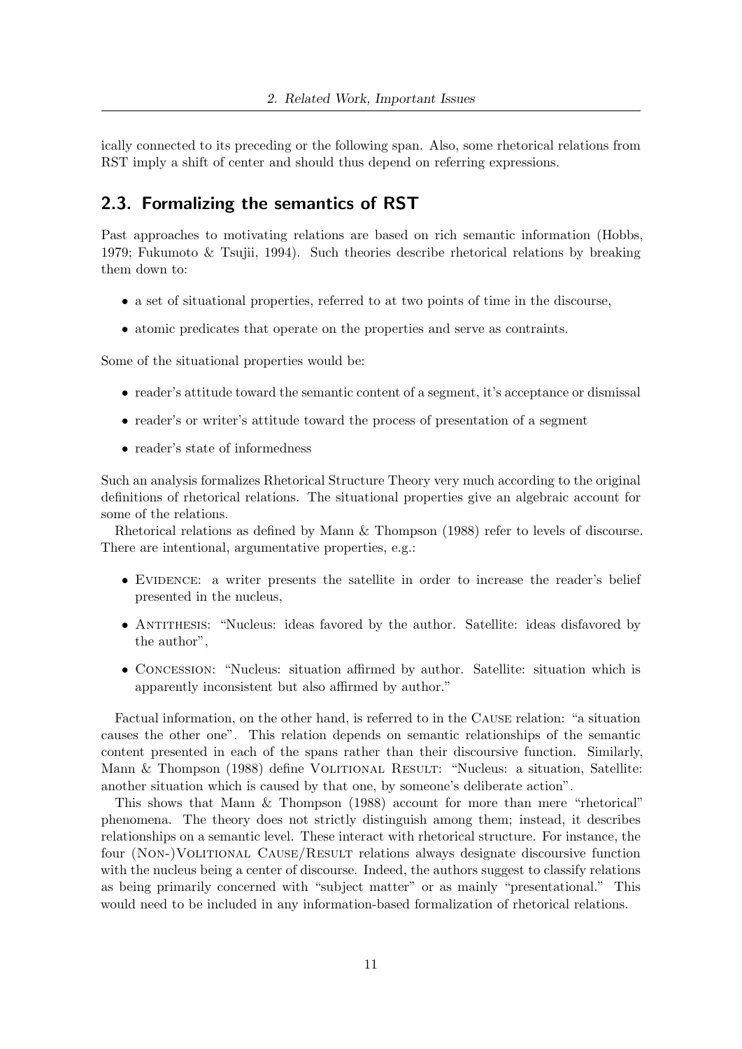ically connected to its preceding or the following span. Also, some rhetorical relations from RST imply a shift of center and should thus depend on referring expressions.

## 2.3. Formalizing the semantics of RST

Past approaches to motivating relations are based on rich semantic information (Hobbs, 1979; Fukumoto & Tsujii, 1994). Such theories describe rhetorical relations by breaking them down to:

- a set of situational properties, referred to at two points of time in the discourse,
- atomic predicates that operate on the properties and serve as contraints.

Some of the situational properties would be:

- reader's attitude toward the semantic content of a segment, it's acceptance or dismissal
- reader's or writer's attitude toward the process of presentation of a segment
- reader's state of informedness

Such an analysis formalizes Rhetorical Structure Theory very much according to the original definitions of rhetorical relations. The situational properties give an algebraic account for some of the relations.

Rhetorical relations as defined by Mann & Thompson (1988) refer to levels of discourse. There are intentional, argumentative properties, e.g.:

- Evidence: a writer presents the satellite in order to increase the reader's belief presented in the nucleus,
- Antithesis: "Nucleus: ideas favored by the author. Satellite: ideas disfavored by the author",
- Concession: "Nucleus: situation affirmed by author. Satellite: situation which is apparently inconsistent but also affirmed by author."

Factual information, on the other hand, is referred to in the Cause relation: "a situation causes the other one". This relation depends on semantic relationships of the semantic content presented in each of the spans rather than their discoursive function. Similarly, Mann & Thompson (1988) define Volitional Result: "Nucleus: a situation, Satellite: another situation which is caused by that one, by someone's deliberate action".

This shows that Mann & Thompson (1988) account for more than mere "rhetorical" phenomena. The theory does not strictly distinguish among them; instead, it describes relationships on a semantic level. These interact with rhetorical structure. For instance, the four (Non-)Volitional Cause/Result relations always designate discoursive function with the nucleus being a center of discourse. Indeed, the authors suggest to classify relations as being primarily concerned with "subject matter" or as mainly "presentational." This would need to be included in any information-based formalization of rhetorical relations.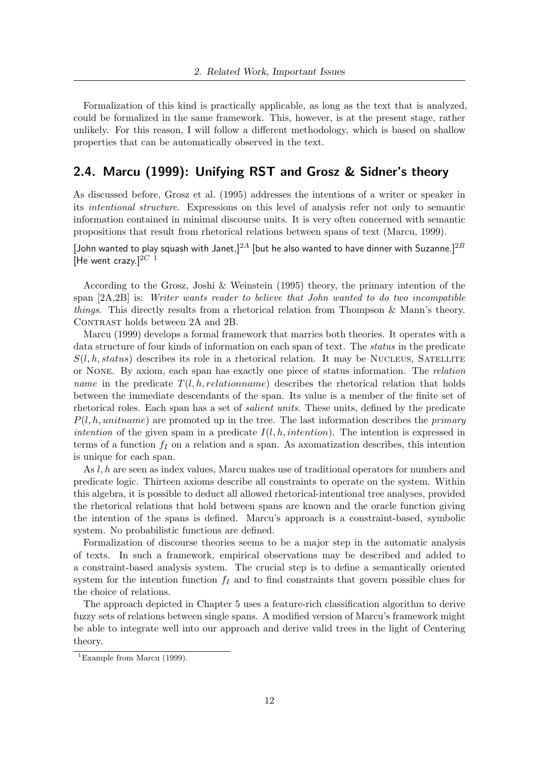Formalization of this kind is practically applicable, as long as the text that is analyzed, could be formalized in the same framework. This, however, is at the present stage, rather unlikely. For this reason, I will follow a different methodology, which is based on shallow properties that can be automatically observed in the text.

## 2.4. Marcu (1999): Unifying RST and Grosz & Sidner's theory

As discussed before, Grosz et al. (1995) addresses the intentions of a writer or speaker in its *intentional structure*. Expressions on this level of analysis refer not only to semantic information contained in minimal discourse units. It is very often concerned with semantic propositions that result from rhetorical relations between spans of text (Marcu, 1999).

[John wanted to play squash with Janet,]$^{2A}$ [but he also wanted to have dinner with Suzanne.]$^{2B}$ [He went crazy.]$^{2C}$ [1]

According to the Grosz, Joshi & Weinstein (1995) theory, the primary intention of the span [2A,2B] is: *Writer wants reader to believe that John wanted to do two incompatible things*. This directly results from a rhetorical relation from Thompson & Mann's theory. Contrast holds between 2A and 2B.

Marcu (1999) develops a formal framework that marries both theories. It operates with a data structure of four kinds of information on each span of text. The *status* in the predicate $S(l, h, status)$ describes its role in a rhetorical relation. It may be Nucleus, Satellite or None. By axiom, each span has exactly one piece of status information. The *relation name* in the predicate $T(l, h, relationname)$ describes the rhetorical relation that holds between the immediate descendants of the span. Its value is a member of the finite set of rhetorical roles. Each span has a set of *salient units*. These units, defined by the predicate $P(l, h, unitname)$ are promoted up in the tree. The last information describes the *primary intention* of the given spam in a predicate $I(l, h, intention)$. The intention is expressed in terms of a function $f_I$ on a relation and a span. As axomatization describes, this intention is unique for each span.

As $l, h$ are seen as index values, Marcu makes use of traditional operators for numbers and predicate logic. Thirteen axioms describe all constraints to operate on the system. Within this algebra, it is possible to deduct all allowed rhetorical-intentional tree analyses, provided the rhetorical relations that hold between spans are known and the oracle function giving the intention of the spans is defined. Marcu's approach is a constraint-based, symbolic system. No probabilistic functions are defined.

Formalization of discourse theories seems to be a major step in the automatic analysis of texts. In such a framework, empirical observations may be described and added to a constraint-based analysis system. The crucial step is to define a semantically oriented system for the intention function $f_I$ and to find constraints that govern possible clues for the choice of relations.

The approach depicted in Chapter 5 uses a feature-rich classification algorithm to derive fuzzy sets of relations between single spans. A modified version of Marcu's framework might be able to integrate well into our approach and derive valid trees in the light of Centering theory.

[1] Example from Marcu (1999).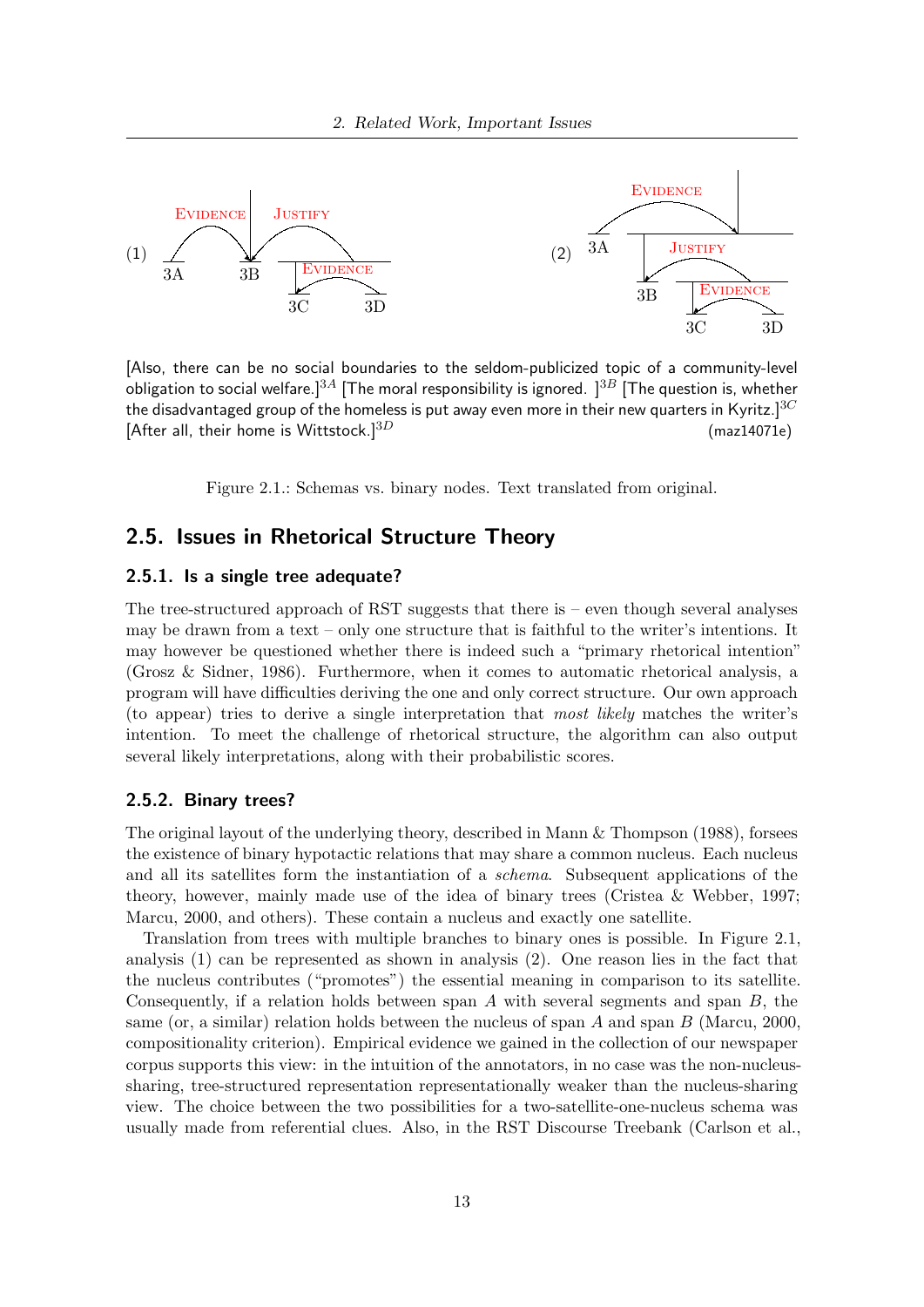(1) 3A 3B 3C 3D — EVIDENCE, JUSTIFY, EVIDENCE

(2) 3A 3B 3C 3D — EVIDENCE, JUSTIFY, EVIDENCE

[Also, there can be no social boundaries to the seldom-publicized topic of a community-level obligation to social welfare.][3A] [The moral responsibility is ignored. ][3B] [The question is, whether the disadvantaged group of the homeless is put away even more in their new quarters in Kyritz.][3C] [After all, their home is Wittstock.][3D] (maz14071e)

Figure 2.1.: Schemas vs. binary nodes. Text translated from original.

## 2.5. Issues in Rhetorical Structure Theory

### 2.5.1. Is a single tree adequate?

The tree-structured approach of RST suggests that there is – even though several analyses may be drawn from a text – only one structure that is faithful to the writer's intentions. It may however be questioned whether there is indeed such a "primary rhetorical intention" (Grosz & Sidner, 1986). Furthermore, when it comes to automatic rhetorical analysis, a program will have difficulties deriving the one and only correct structure. Our own approach (to appear) tries to derive a single interpretation that *most likely* matches the writer's intention. To meet the challenge of rhetorical structure, the algorithm can also output several likely interpretations, along with their probabilistic scores.

### 2.5.2. Binary trees?

The original layout of the underlying theory, described in Mann & Thompson (1988), forsees the existence of binary hypotactic relations that may share a common nucleus. Each nucleus and all its satellites form the instantiation of a *schema*. Subsequent applications of the theory, however, mainly made use of the idea of binary trees (Cristea & Webber, 1997; Marcu, 2000, and others). These contain a nucleus and exactly one satellite.

Translation from trees with multiple branches to binary ones is possible. In Figure 2.1, analysis (1) can be represented as shown in analysis (2). One reason lies in the fact that the nucleus contributes ("promotes") the essential meaning in comparison to its satellite. Consequently, if a relation holds between span $A$ with several segments and span $B$, the same (or, a similar) relation holds between the nucleus of span $A$ and span $B$ (Marcu, 2000, compositionality criterion). Empirical evidence we gained in the collection of our newspaper corpus supports this view: in the intuition of the annotators, in no case was the non-nucleus-sharing, tree-structured representation representationally weaker than the nucleus-sharing view. The choice between the two possibilities for a two-satellite-one-nucleus schema was usually made from referential clues. Also, in the RST Discourse Treebank (Carlson et al.,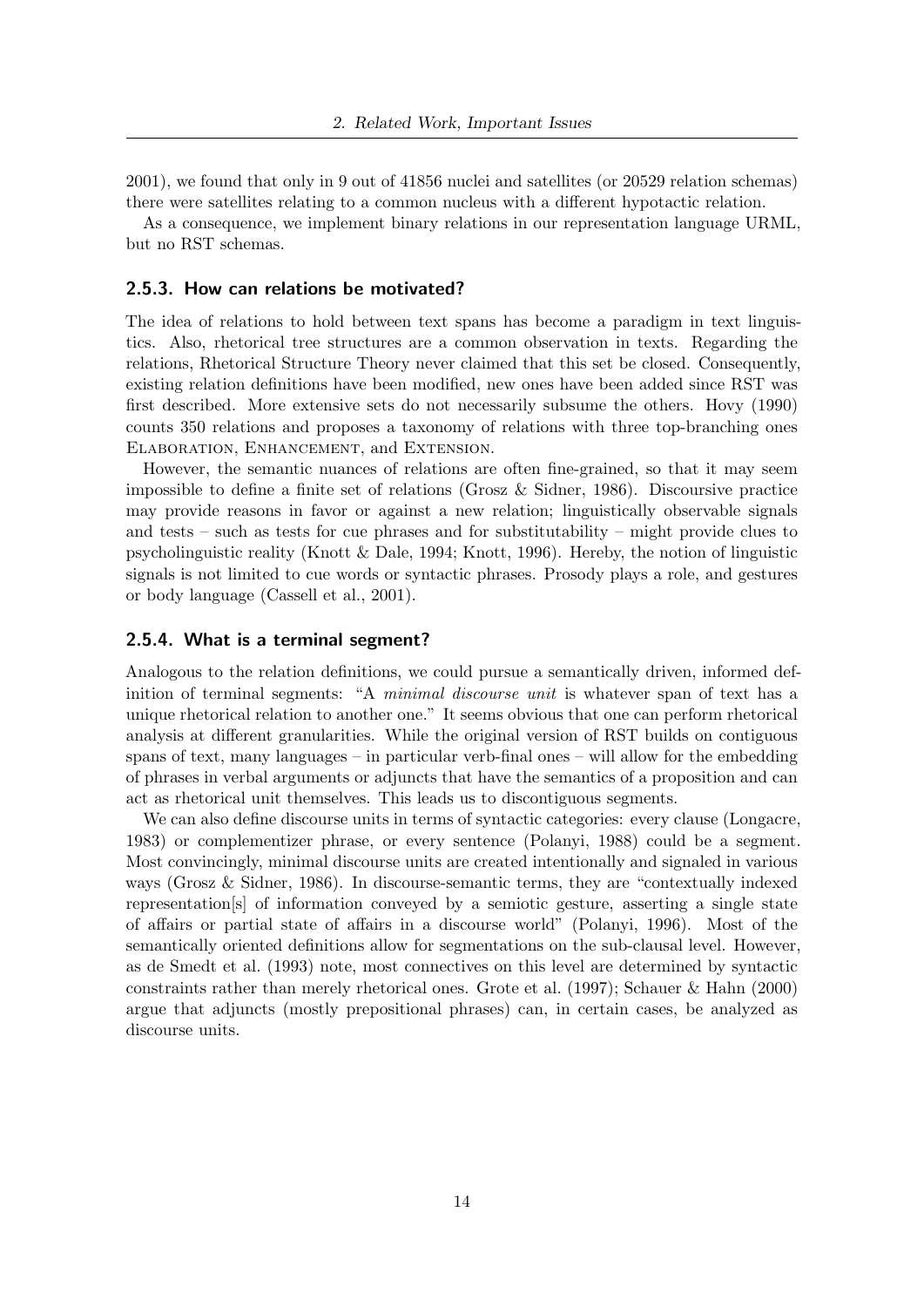2001), we found that only in 9 out of 41856 nuclei and satellites (or 20529 relation schemas) there were satellites relating to a common nucleus with a different hypotactic relation.

As a consequence, we implement binary relations in our representation language URML, but no RST schemas.

### 2.5.3. How can relations be motivated?

The idea of relations to hold between text spans has become a paradigm in text linguistics. Also, rhetorical tree structures are a common observation in texts. Regarding the relations, Rhetorical Structure Theory never claimed that this set be closed. Consequently, existing relation definitions have been modified, new ones have been added since RST was first described. More extensive sets do not necessarily subsume the others. Hovy (1990) counts 350 relations and proposes a taxonomy of relations with three top-branching ones Elaboration, Enhancement, and Extension.

However, the semantic nuances of relations are often fine-grained, so that it may seem impossible to define a finite set of relations (Grosz & Sidner, 1986). Discoursive practice may provide reasons in favor or against a new relation; linguistically observable signals and tests – such as tests for cue phrases and for substitutability – might provide clues to psycholinguistic reality (Knott & Dale, 1994; Knott, 1996). Hereby, the notion of linguistic signals is not limited to cue words or syntactic phrases. Prosody plays a role, and gestures or body language (Cassell et al., 2001).

### 2.5.4. What is a terminal segment?

Analogous to the relation definitions, we could pursue a semantically driven, informed definition of terminal segments: "A *minimal discourse unit* is whatever span of text has a unique rhetorical relation to another one." It seems obvious that one can perform rhetorical analysis at different granularities. While the original version of RST builds on contiguous spans of text, many languages – in particular verb-final ones – will allow for the embedding of phrases in verbal arguments or adjuncts that have the semantics of a proposition and can act as rhetorical unit themselves. This leads us to discontiguous segments.

We can also define discourse units in terms of syntactic categories: every clause (Longacre, 1983) or complementizer phrase, or every sentence (Polanyi, 1988) could be a segment. Most convincingly, minimal discourse units are created intentionally and signaled in various ways (Grosz & Sidner, 1986). In discourse-semantic terms, they are "contextually indexed representation[s] of information conveyed by a semiotic gesture, asserting a single state of affairs or partial state of affairs in a discourse world" (Polanyi, 1996). Most of the semantically oriented definitions allow for segmentations on the sub-clausal level. However, as de Smedt et al. (1993) note, most connectives on this level are determined by syntactic constraints rather than merely rhetorical ones. Grote et al. (1997); Schauer & Hahn (2000) argue that adjuncts (mostly prepositional phrases) can, in certain cases, be analyzed as discourse units.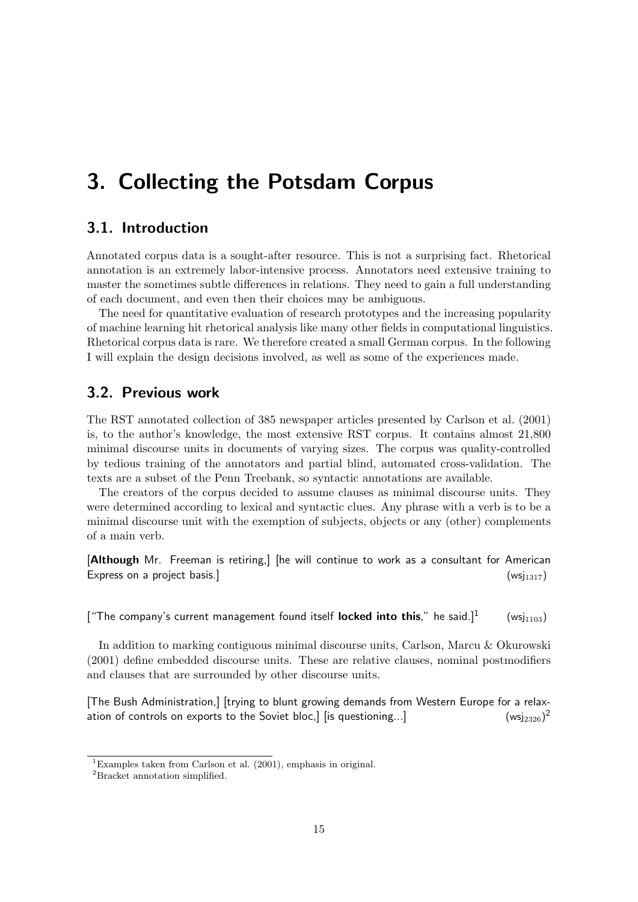# 3. Collecting the Potsdam Corpus

## 3.1. Introduction

Annotated corpus data is a sought-after resource. This is not a surprising fact. Rhetorical annotation is an extremely labor-intensive process. Annotators need extensive training to master the sometimes subtle differences in relations. They need to gain a full understanding of each document, and even then their choices may be ambiguous.

The need for quantitative evaluation of research prototypes and the increasing popularity of machine learning hit rhetorical analysis like many other fields in computational linguistics. Rhetorical corpus data is rare. We therefore created a small German corpus. In the following I will explain the design decisions involved, as well as some of the experiences made.

## 3.2. Previous work

The RST annotated collection of 385 newspaper articles presented by Carlson et al. (2001) is, to the author's knowledge, the most extensive RST corpus. It contains almost 21,800 minimal discourse units in documents of varying sizes. The corpus was quality-controlled by tedious training of the annotators and partial blind, automated cross-validation. The texts are a subset of the Penn Treebank, so syntactic annotations are available.

The creators of the corpus decided to assume clauses as minimal discourse units. They were determined according to lexical and syntactic clues. Any phrase with a verb is to be a minimal discourse unit with the exemption of subjects, objects or any (other) complements of a main verb.

[**Although** Mr. Freeman is retiring,] [he will continue to work as a consultant for American Express on a project basis.] (wsj$_{1317}$)

["The company's current management found itself **locked into this**," he said.][1] (wsj$_{1103}$)

In addition to marking contiguous minimal discourse units, Carlson, Marcu & Okurowski (2001) define embedded discourse units. These are relative clauses, nominal postmodifiers and clauses that are surrounded by other discourse units.

[The Bush Administration,] [trying to blunt growing demands from Western Europe for a relaxation of controls on exports to the Soviet bloc,] [is questioning...] (wsj$_{2326}$)[2]

[1] Examples taken from Carlson et al. (2001), emphasis in original.

[2] Bracket annotation simplified.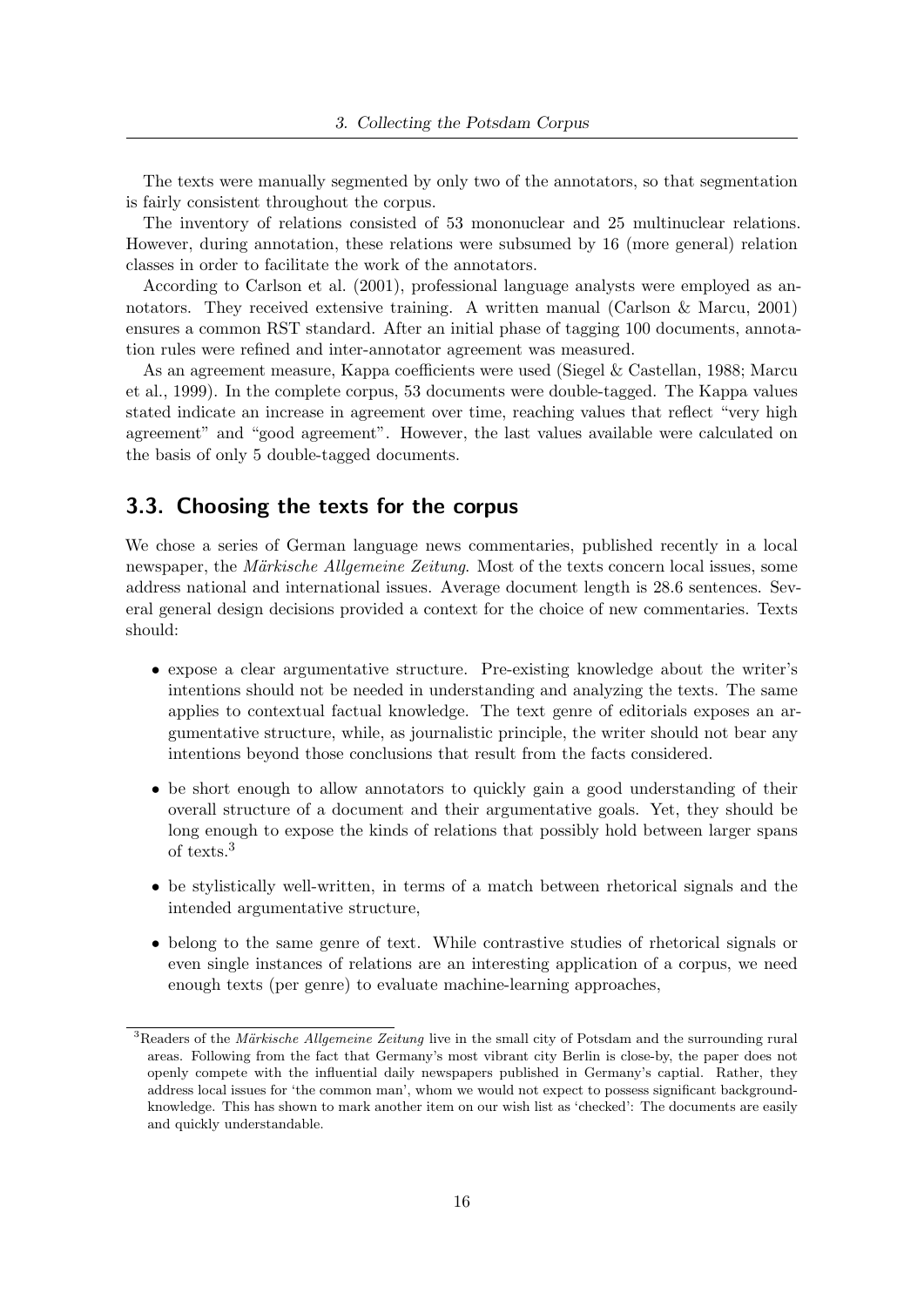The texts were manually segmented by only two of the annotators, so that segmentation is fairly consistent throughout the corpus.

The inventory of relations consisted of 53 mononuclear and 25 multinuclear relations. However, during annotation, these relations were subsumed by 16 (more general) relation classes in order to facilitate the work of the annotators.

According to Carlson et al. (2001), professional language analysts were employed as annotators. They received extensive training. A written manual (Carlson & Marcu, 2001) ensures a common RST standard. After an initial phase of tagging 100 documents, annotation rules were refined and inter-annotator agreement was measured.

As an agreement measure, Kappa coefficients were used (Siegel & Castellan, 1988; Marcu et al., 1999). In the complete corpus, 53 documents were double-tagged. The Kappa values stated indicate an increase in agreement over time, reaching values that reflect "very high agreement" and "good agreement". However, the last values available were calculated on the basis of only 5 double-tagged documents.

## 3.3. Choosing the texts for the corpus

We chose a series of German language news commentaries, published recently in a local newspaper, the *Märkische Allgemeine Zeitung*. Most of the texts concern local issues, some address national and international issues. Average document length is 28.6 sentences. Several general design decisions provided a context for the choice of new commentaries. Texts should:

- expose a clear argumentative structure. Pre-existing knowledge about the writer's intentions should not be needed in understanding and analyzing the texts. The same applies to contextual factual knowledge. The text genre of editorials exposes an argumentative structure, while, as journalistic principle, the writer should not bear any intentions beyond those conclusions that result from the facts considered.
- be short enough to allow annotators to quickly gain a good understanding of their overall structure of a document and their argumentative goals. Yet, they should be long enough to expose the kinds of relations that possibly hold between larger spans of texts.[3]
- be stylistically well-written, in terms of a match between rhetorical signals and the intended argumentative structure,
- belong to the same genre of text. While contrastive studies of rhetorical signals or even single instances of relations are an interesting application of a corpus, we need enough texts (per genre) to evaluate machine-learning approaches,

[3]Readers of the *Märkische Allgemeine Zeitung* live in the small city of Potsdam and the surrounding rural areas. Following from the fact that Germany's most vibrant city Berlin is close-by, the paper does not openly compete with the influential daily newspapers published in Germany's captial. Rather, they address local issues for 'the common man', whom we would not expect to possess significant background-knowledge. This has shown to mark another item on our wish list as 'checked': The documents are easily and quickly understandable.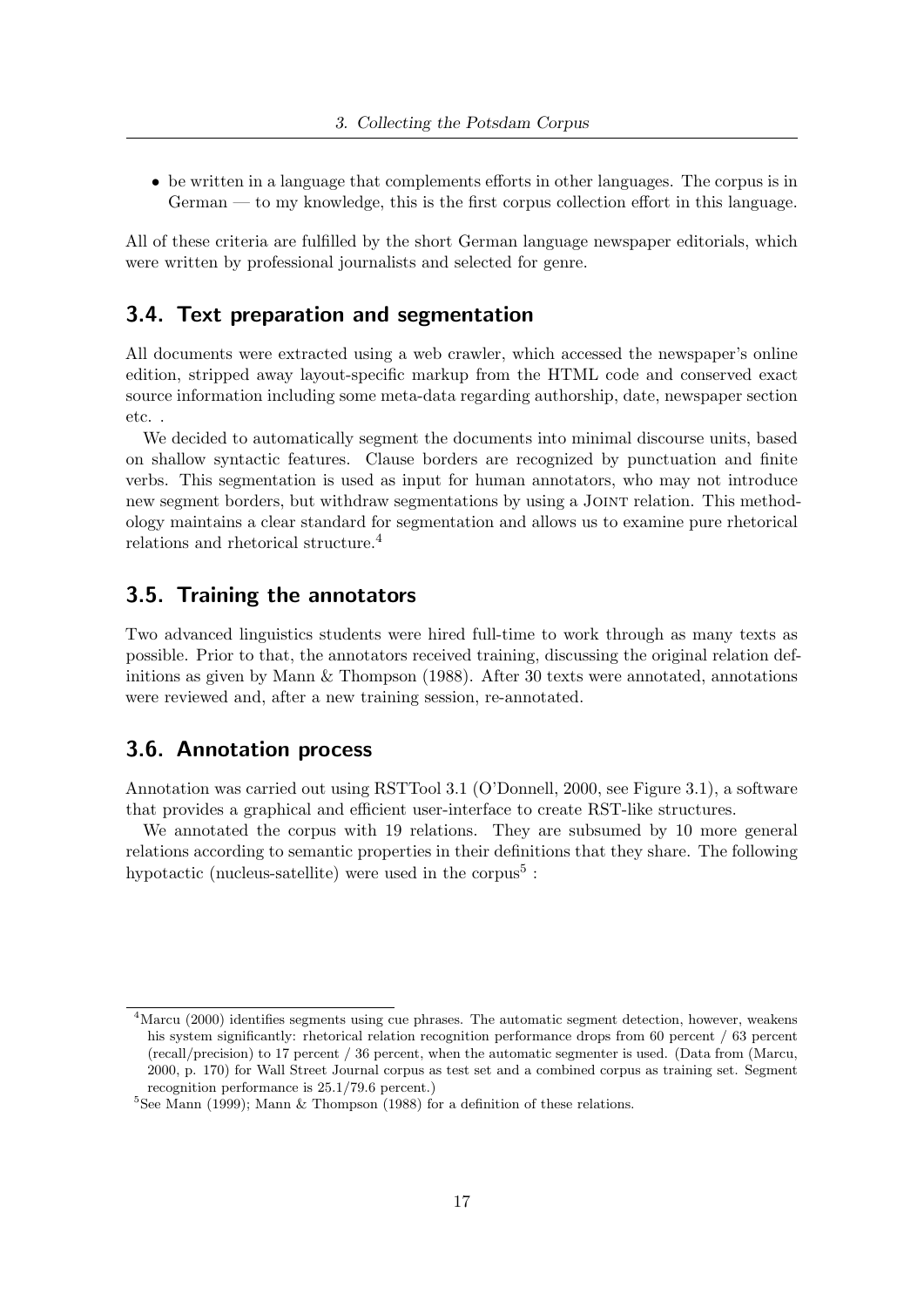- be written in a language that complements efforts in other languages. The corpus is in German — to my knowledge, this is the first corpus collection effort in this language.

All of these criteria are fulfilled by the short German language newspaper editorials, which were written by professional journalists and selected for genre.

## 3.4. Text preparation and segmentation

All documents were extracted using a web crawler, which accessed the newspaper's online edition, stripped away layout-specific markup from the HTML code and conserved exact source information including some meta-data regarding authorship, date, newspaper section etc. .

We decided to automatically segment the documents into minimal discourse units, based on shallow syntactic features. Clause borders are recognized by punctuation and finite verbs. This segmentation is used as input for human annotators, who may not introduce new segment borders, but withdraw segmentations by using a Joint relation. This methodology maintains a clear standard for segmentation and allows us to examine pure rhetorical relations and rhetorical structure.[4]

## 3.5. Training the annotators

Two advanced linguistics students were hired full-time to work through as many texts as possible. Prior to that, the annotators received training, discussing the original relation definitions as given by Mann & Thompson (1988). After 30 texts were annotated, annotations were reviewed and, after a new training session, re-annotated.

## 3.6. Annotation process

Annotation was carried out using RSTTool 3.1 (O'Donnell, 2000, see Figure 3.1), a software that provides a graphical and efficient user-interface to create RST-like structures.

We annotated the corpus with 19 relations. They are subsumed by 10 more general relations according to semantic properties in their definitions that they share. The following hypotactic (nucleus-satellite) were used in the corpus[5] :

---

[4] Marcu (2000) identifies segments using cue phrases. The automatic segment detection, however, weakens his system significantly: rhetorical relation recognition performance drops from 60 percent / 63 percent (recall/precision) to 17 percent / 36 percent, when the automatic segmenter is used. (Data from (Marcu, 2000, p. 170) for Wall Street Journal corpus as test set and a combined corpus as training set. Segment recognition performance is 25.1/79.6 percent.)

[5] See Mann (1999); Mann & Thompson (1988) for a definition of these relations.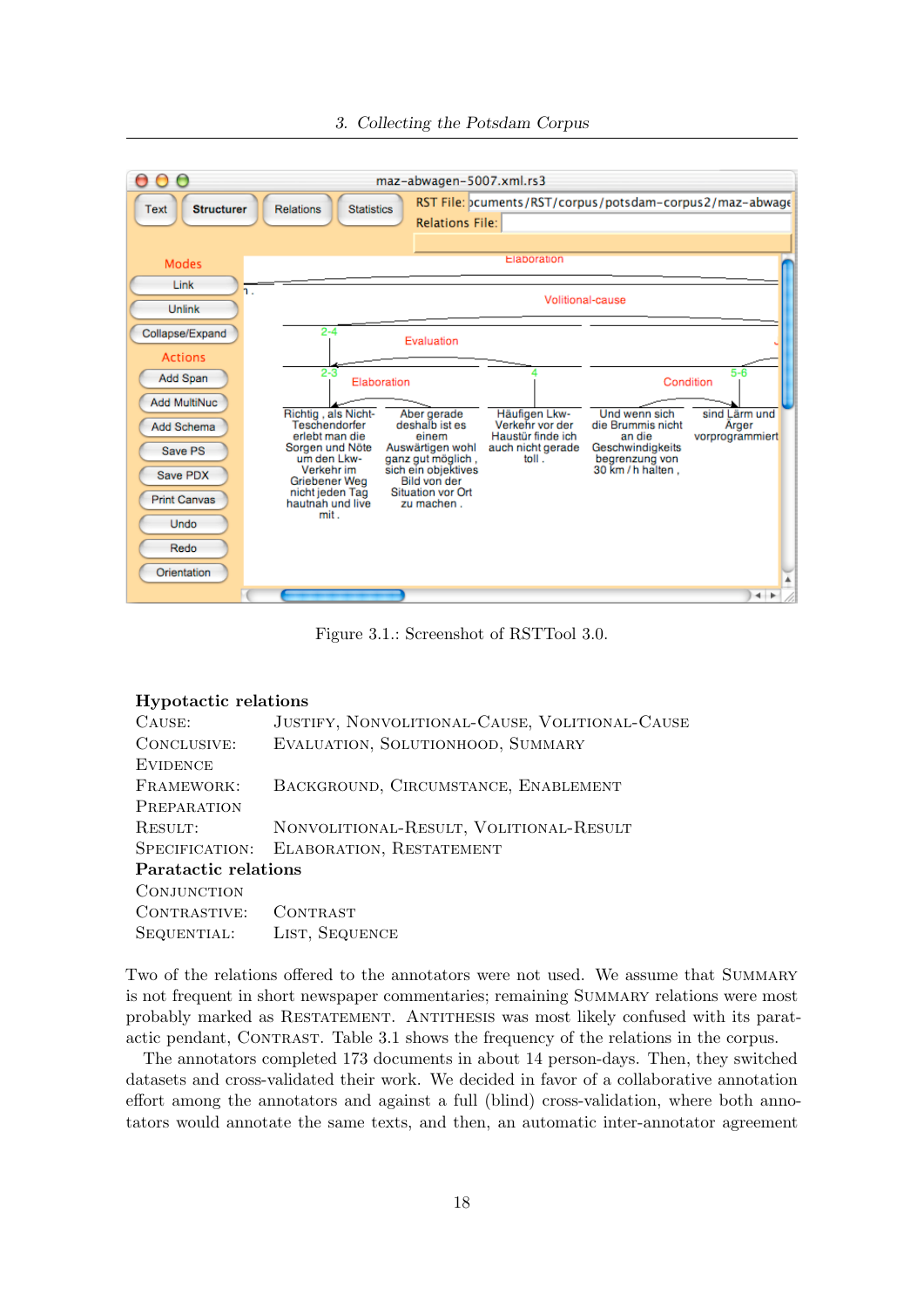Figure 3.1.: Screenshot of RSTTool 3.0.

**Hypotactic relations**

| | |
|---|---|
| CAUSE: | JUSTIFY, NONVOLITIONAL-CAUSE, VOLITIONAL-CAUSE |
| CONCLUSIVE: | EVALUATION, SOLUTIONHOOD, SUMMARY |
| EVIDENCE | |
| FRAMEWORK: | BACKGROUND, CIRCUMSTANCE, ENABLEMENT |
| PREPARATION | |
| RESULT: | NONVOLITIONAL-RESULT, VOLITIONAL-RESULT |
| SPECIFICATION: | ELABORATION, RESTATEMENT |

**Paratactic relations**

| | |
|---|---|
| CONJUNCTION | |
| CONTRASTIVE: | CONTRAST |
| SEQUENTIAL: | LIST, SEQUENCE |

Two of the relations offered to the annotators were not used. We assume that SUMMARY is not frequent in short newspaper commentaries; remaining SUMMARY relations were most probably marked as RESTATEMENT. ANTITHESIS was most likely confused with its paratactic pendant, CONTRAST. Table 3.1 shows the frequency of the relations in the corpus.

The annotators completed 173 documents in about 14 person-days. Then, they switched datasets and cross-validated their work. We decided in favor of a collaborative annotation effort among the annotators and against a full (blind) cross-validation, where both annotators would annotate the same texts, and then, an automatic inter-annotator agreement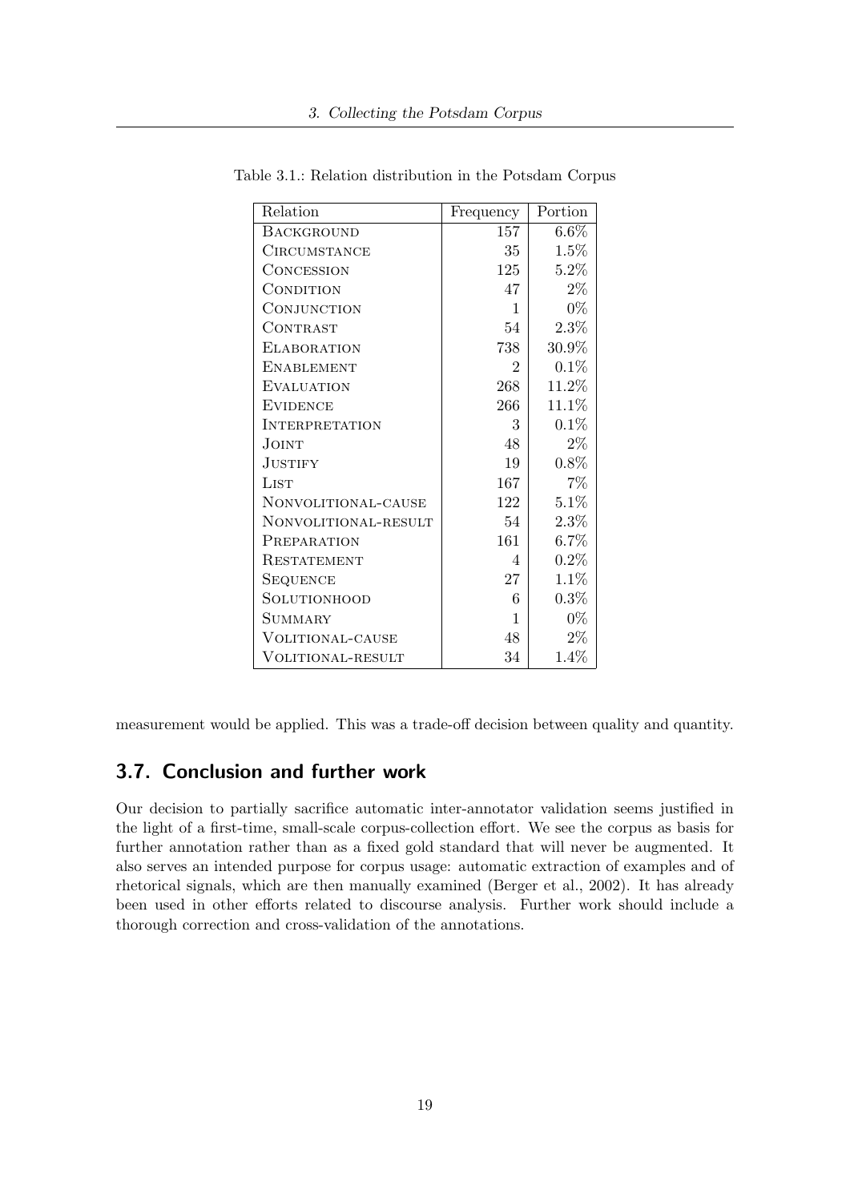Table 3.1.: Relation distribution in the Potsdam Corpus

| Relation | Frequency | Portion |
|---|---|---|
| Background | 157 | 6.6% |
| Circumstance | 35 | 1.5% |
| Concession | 125 | 5.2% |
| Condition | 47 | 2% |
| Conjunction | 1 | 0% |
| Contrast | 54 | 2.3% |
| Elaboration | 738 | 30.9% |
| Enablement | 2 | 0.1% |
| Evaluation | 268 | 11.2% |
| Evidence | 266 | 11.1% |
| Interpretation | 3 | 0.1% |
| Joint | 48 | 2% |
| Justify | 19 | 0.8% |
| List | 167 | 7% |
| Nonvolitional-cause | 122 | 5.1% |
| Nonvolitional-result | 54 | 2.3% |
| Preparation | 161 | 6.7% |
| Restatement | 4 | 0.2% |
| Sequence | 27 | 1.1% |
| Solutionhood | 6 | 0.3% |
| Summary | 1 | 0% |
| Volitional-cause | 48 | 2% |
| Volitional-result | 34 | 1.4% |

measurement would be applied. This was a trade-off decision between quality and quantity.

## 3.7. Conclusion and further work

Our decision to partially sacrifice automatic inter-annotator validation seems justified in the light of a first-time, small-scale corpus-collection effort. We see the corpus as basis for further annotation rather than as a fixed gold standard that will never be augmented. It also serves an intended purpose for corpus usage: automatic extraction of examples and of rhetorical signals, which are then manually examined (Berger et al., 2002). It has already been used in other efforts related to discourse analysis. Further work should include a thorough correction and cross-validation of the annotations.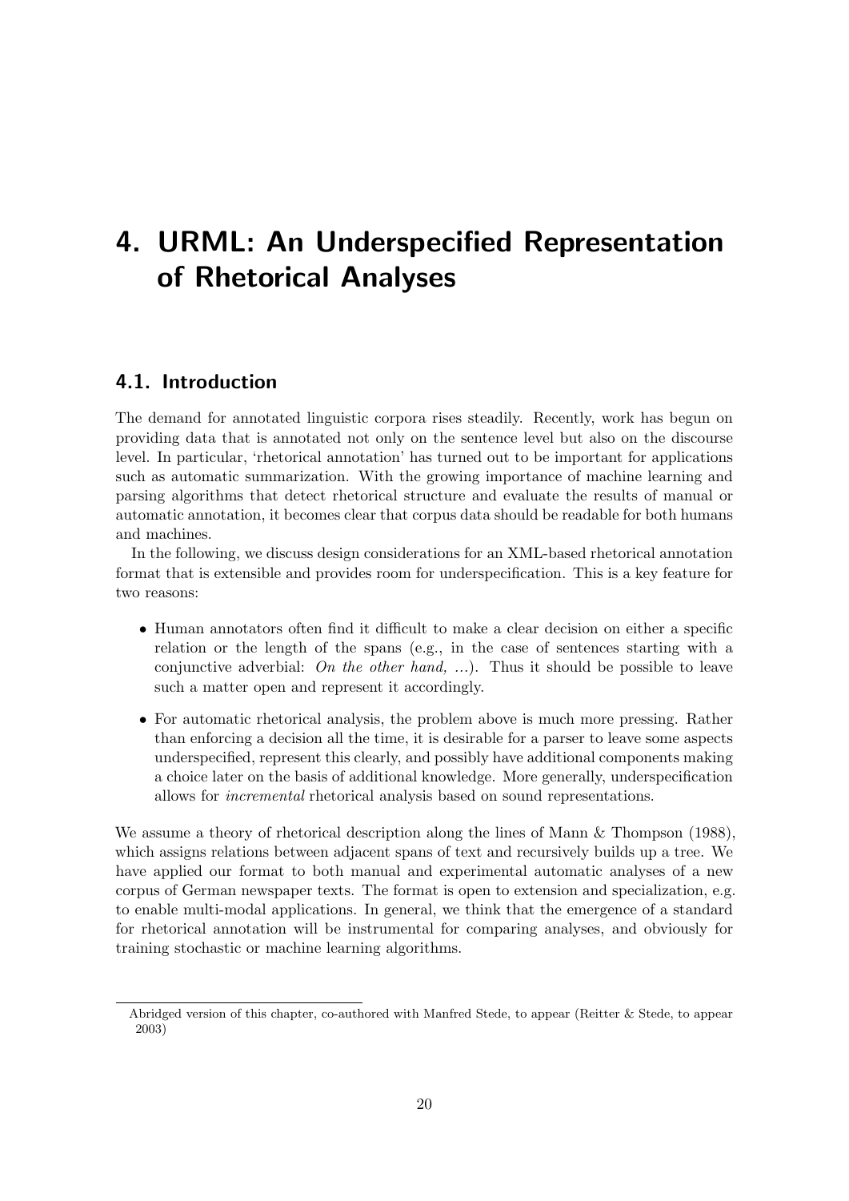# 4. URML: An Underspecified Representation of Rhetorical Analyses

## 4.1. Introduction

The demand for annotated linguistic corpora rises steadily. Recently, work has begun on providing data that is annotated not only on the sentence level but also on the discourse level. In particular, 'rhetorical annotation' has turned out to be important for applications such as automatic summarization. With the growing importance of machine learning and parsing algorithms that detect rhetorical structure and evaluate the results of manual or automatic annotation, it becomes clear that corpus data should be readable for both humans and machines.

In the following, we discuss design considerations for an XML-based rhetorical annotation format that is extensible and provides room for underspecification. This is a key feature for two reasons:

- Human annotators often find it difficult to make a clear decision on either a specific relation or the length of the spans (e.g., in the case of sentences starting with a conjunctive adverbial: *On the other hand, ...*). Thus it should be possible to leave such a matter open and represent it accordingly.
- For automatic rhetorical analysis, the problem above is much more pressing. Rather than enforcing a decision all the time, it is desirable for a parser to leave some aspects underspecified, represent this clearly, and possibly have additional components making a choice later on the basis of additional knowledge. More generally, underspecification allows for *incremental* rhetorical analysis based on sound representations.

We assume a theory of rhetorical description along the lines of Mann & Thompson (1988), which assigns relations between adjacent spans of text and recursively builds up a tree. We have applied our format to both manual and experimental automatic analyses of a new corpus of German newspaper texts. The format is open to extension and specialization, e.g. to enable multi-modal applications. In general, we think that the emergence of a standard for rhetorical annotation will be instrumental for comparing analyses, and obviously for training stochastic or machine learning algorithms.

---

Abridged version of this chapter, co-authored with Manfred Stede, to appear (Reitter & Stede, to appear 2003)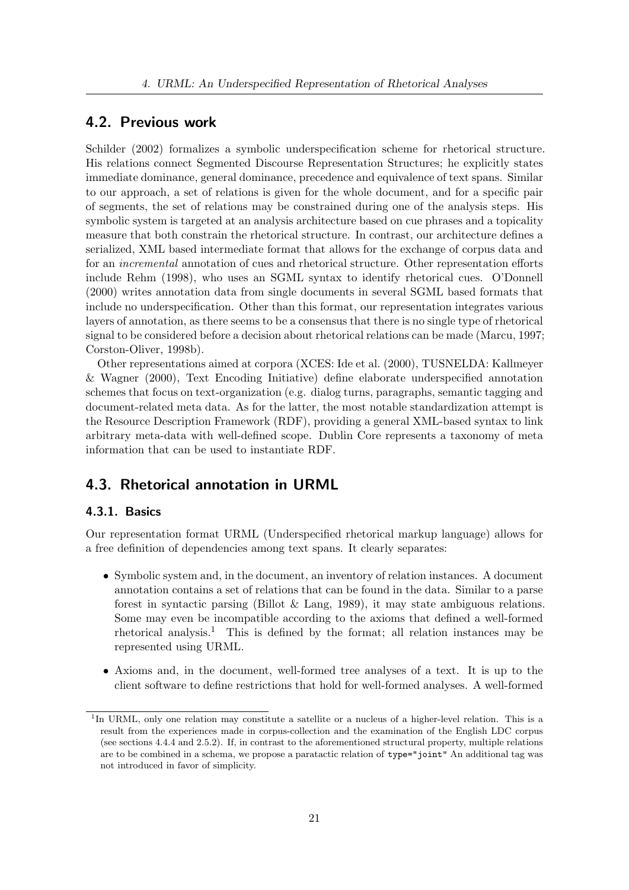## 4.2. Previous work

Schilder (2002) formalizes a symbolic underspecification scheme for rhetorical structure. His relations connect Segmented Discourse Representation Structures; he explicitly states immediate dominance, general dominance, precedence and equivalence of text spans. Similar to our approach, a set of relations is given for the whole document, and for a specific pair of segments, the set of relations may be constrained during one of the analysis steps. His symbolic system is targeted at an analysis architecture based on cue phrases and a topicality measure that both constrain the rhetorical structure. In contrast, our architecture defines a serialized, XML based intermediate format that allows for the exchange of corpus data and for an *incremental* annotation of cues and rhetorical structure. Other representation efforts include Rehm (1998), who uses an SGML syntax to identify rhetorical cues. O'Donnell (2000) writes annotation data from single documents in several SGML based formats that include no underspecification. Other than this format, our representation integrates various layers of annotation, as there seems to be a consensus that there is no single type of rhetorical signal to be considered before a decision about rhetorical relations can be made (Marcu, 1997; Corston-Oliver, 1998b).

Other representations aimed at corpora (XCES: Ide et al. (2000), TUSNELDA: Kallmeyer & Wagner (2000), Text Encoding Initiative) define elaborate underspecified annotation schemes that focus on text-organization (e.g. dialog turns, paragraphs, semantic tagging and document-related meta data. As for the latter, the most notable standardization attempt is the Resource Description Framework (RDF), providing a general XML-based syntax to link arbitrary meta-data with well-defined scope. Dublin Core represents a taxonomy of meta information that can be used to instantiate RDF.

## 4.3. Rhetorical annotation in URML

### 4.3.1. Basics

Our representation format URML (Underspecified rhetorical markup language) allows for a free definition of dependencies among text spans. It clearly separates:

- Symbolic system and, in the document, an inventory of relation instances. A document annotation contains a set of relations that can be found in the data. Similar to a parse forest in syntactic parsing (Billot & Lang, 1989), it may state ambiguous relations. Some may even be incompatible according to the axioms that defined a well-formed rhetorical analysis.[1] This is defined by the format; all relation instances may be represented using URML.
- Axioms and, in the document, well-formed tree analyses of a text. It is up to the client software to define restrictions that hold for well-formed analyses. A well-formed

[1] In URML, only one relation may constitute a satellite or a nucleus of a higher-level relation. This is a result from the experiences made in corpus-collection and the examination of the English LDC corpus (see sections 4.4.4 and 2.5.2). If, in contrast to the aforementioned structural property, multiple relations are to be combined in a schema, we propose a paratactic relation of `type="joint"` An additional tag was not introduced in favor of simplicity.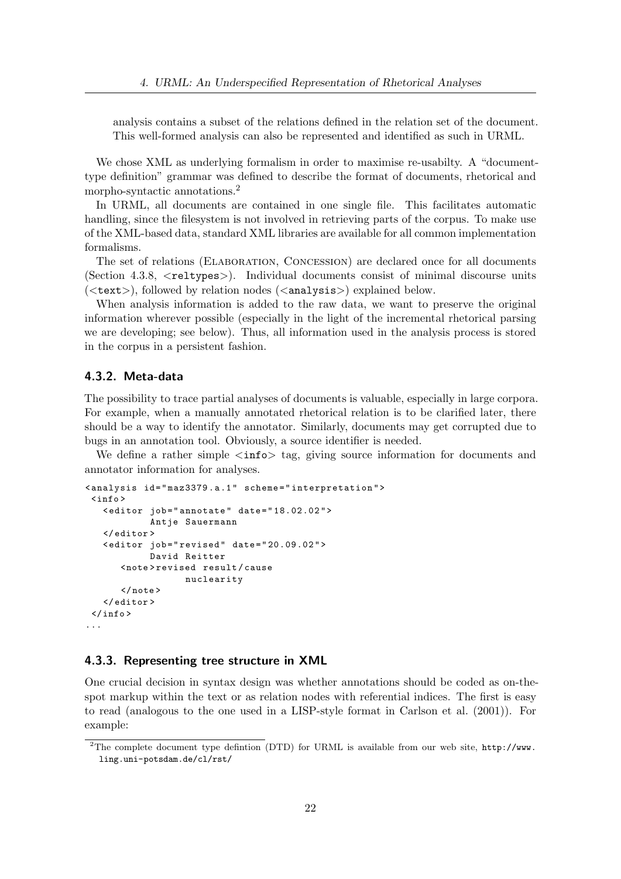analysis contains a subset of the relations defined in the relation set of the document. This well-formed analysis can also be represented and identified as such in URML.

We chose XML as underlying formalism in order to maximise re-usabilty. A "document-type definition" grammar was defined to describe the format of documents, rhetorical and morpho-syntactic annotations.[2]

In URML, all documents are contained in one single file. This facilitates automatic handling, since the filesystem is not involved in retrieving parts of the corpus. To make use of the XML-based data, standard XML libraries are available for all common implementation formalisms.

The set of relations (ELABORATION, CONCESSION) are declared once for all documents (Section 4.3.8, `<reltypes>`). Individual documents consist of minimal discourse units (`<text>`), followed by relation nodes (`<analysis>`) explained below.

When analysis information is added to the raw data, we want to preserve the original information wherever possible (especially in the light of the incremental rhetorical parsing we are developing; see below). Thus, all information used in the analysis process is stored in the corpus in a persistent fashion.

### 4.3.2. Meta-data

The possibility to trace partial analyses of documents is valuable, especially in large corpora. For example, when a manually annotated rhetorical relation is to be clarified later, there should be a way to identify the annotator. Similarly, documents may get corrupted due to bugs in an annotation tool. Obviously, a source identifier is needed.

We define a rather simple `<info>` tag, giving source information for documents and annotator information for analyses.

```
<analysis id="maz3379.a.1" scheme="interpretation">
 <info>
   <editor job="annotate" date="18.02.02">
           Antje Sauermann
   </editor>
   <editor job="revised" date="20.09.02">
           David Reitter
      <note>revised result/cause
                  nuclearity
      </note>
   </editor>
 </info>
...
```

### 4.3.3. Representing tree structure in XML

One crucial decision in syntax design was whether annotations should be coded as on-the-spot markup within the text or as relation nodes with referential indices. The first is easy to read (analogous to the one used in a LISP-style format in Carlson et al. (2001)). For example:

[2] The complete document type defintion (DTD) for URML is available from our web site, http://www.ling.uni-potsdam.de/cl/rst/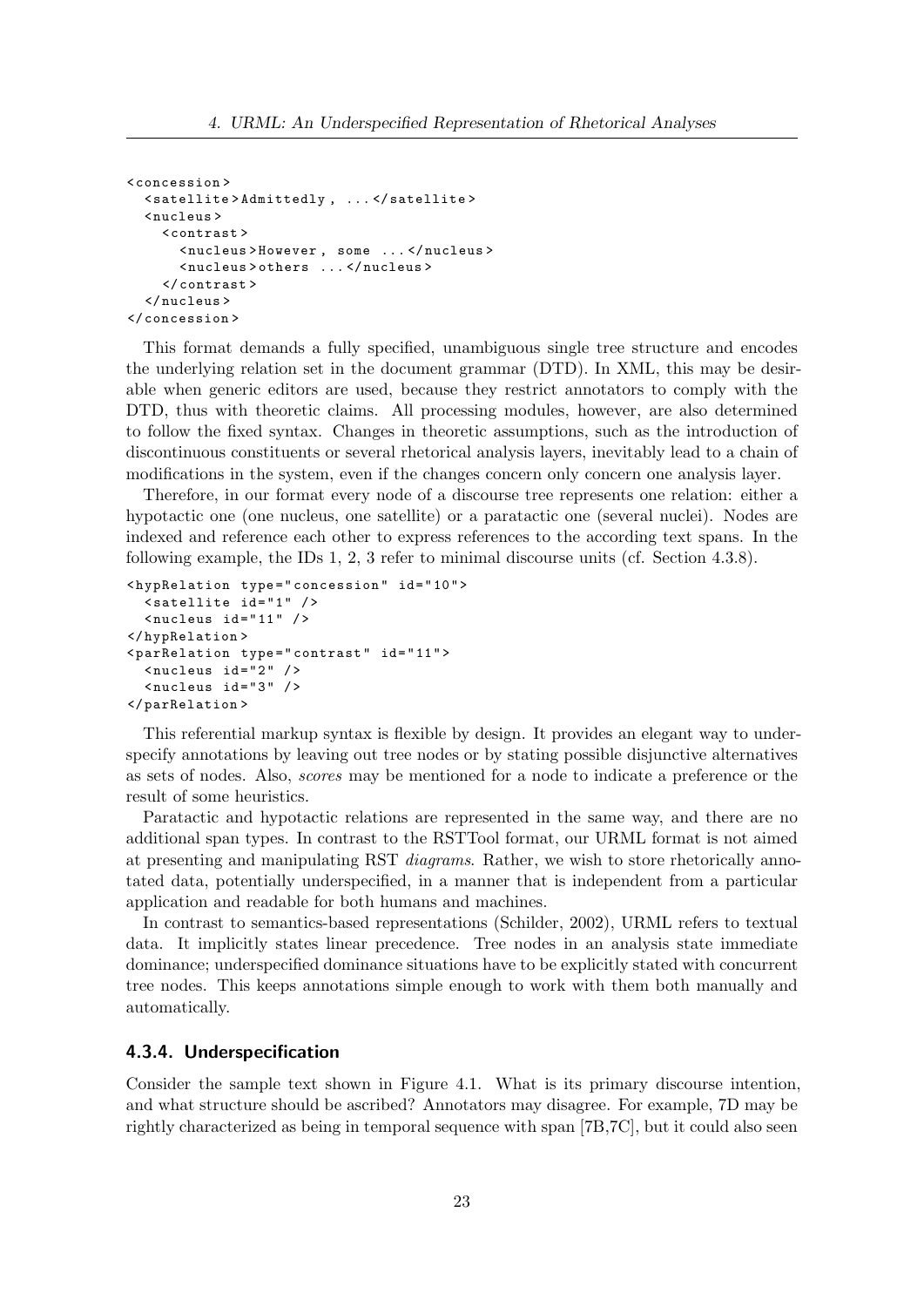```
<concession>
  <satellite>Admittedly, ...</satellite>
  <nucleus>
    <contrast>
      <nucleus>However, some ...</nucleus>
      <nucleus>others ...</nucleus>
    </contrast>
  </nucleus>
</concession>
```

This format demands a fully specified, unambiguous single tree structure and encodes the underlying relation set in the document grammar (DTD). In XML, this may be desirable when generic editors are used, because they restrict annotators to comply with the DTD, thus with theoretic claims. All processing modules, however, are also determined to follow the fixed syntax. Changes in theoretic assumptions, such as the introduction of discontinuous constituents or several rhetorical analysis layers, inevitably lead to a chain of modifications in the system, even if the changes concern only concern one analysis layer.

Therefore, in our format every node of a discourse tree represents one relation: either a hypotactic one (one nucleus, one satellite) or a paratactic one (several nuclei). Nodes are indexed and reference each other to express references to the according text spans. In the following example, the IDs 1, 2, 3 refer to minimal discourse units (cf. Section 4.3.8).

```
<hypRelation type="concession" id="10">
  <satellite id="1" />
  <nucleus id="11" />
</hypRelation>
<parRelation type="contrast" id="11">
  <nucleus id="2" />
  <nucleus id="3" />
</parRelation>
```

This referential markup syntax is flexible by design. It provides an elegant way to underspecify annotations by leaving out tree nodes or by stating possible disjunctive alternatives as sets of nodes. Also, *scores* may be mentioned for a node to indicate a preference or the result of some heuristics.

Paratactic and hypotactic relations are represented in the same way, and there are no additional span types. In contrast to the RSTTool format, our URML format is not aimed at presenting and manipulating RST *diagrams*. Rather, we wish to store rhetorically annotated data, potentially underspecified, in a manner that is independent from a particular application and readable for both humans and machines.

In contrast to semantics-based representations (Schilder, 2002), URML refers to textual data. It implicitly states linear precedence. Tree nodes in an analysis state immediate dominance; underspecified dominance situations have to be explicitly stated with concurrent tree nodes. This keeps annotations simple enough to work with them both manually and automatically.

### 4.3.4. Underspecification

Consider the sample text shown in Figure 4.1. What is its primary discourse intention, and what structure should be ascribed? Annotators may disagree. For example, 7D may be rightly characterized as being in temporal sequence with span [7B,7C], but it could also seen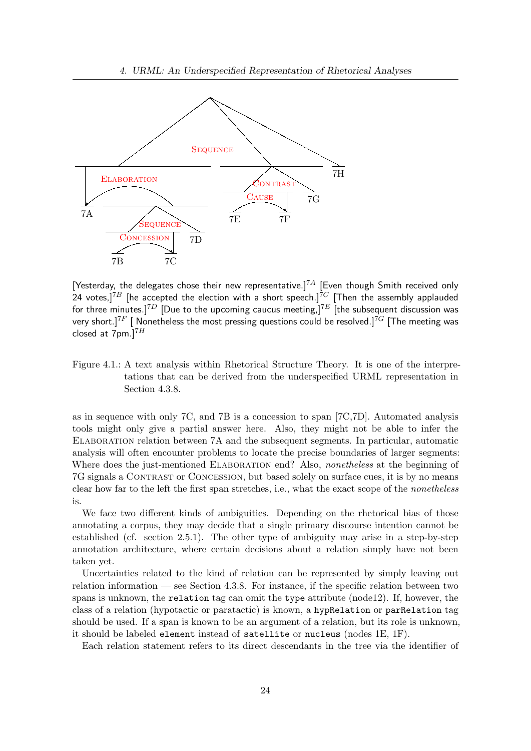[Yesterday, the delegates chose their new representative.]$^{7A}$ [Even though Smith received only 24 votes,]$^{7B}$ [he accepted the election with a short speech.]$^{7C}$ [Then the assembly applauded for three minutes.]$^{7D}$ [Due to the upcoming caucus meeting,]$^{7E}$ [the subsequent discussion was very short.]$^{7F}$ [ Nonetheless the most pressing questions could be resolved.]$^{7G}$ [The meeting was closed at 7pm.]$^{7H}$

Figure 4.1.: A text analysis within Rhetorical Structure Theory. It is one of the interpretations that can be derived from the underspecified URML representation in Section 4.3.8.

as in sequence with only 7C, and 7B is a concession to span [7C,7D]. Automated analysis tools might only give a partial answer here. Also, they might not be able to infer the ELABORATION relation between 7A and the subsequent segments. In particular, automatic analysis will often encounter problems to locate the precise boundaries of larger segments: Where does the just-mentioned ELABORATION end? Also, *nonetheless* at the beginning of 7G signals a CONTRAST or CONCESSION, but based solely on surface cues, it is by no means clear how far to the left the first span stretches, i.e., what the exact scope of the *nonetheless* is.

We face two different kinds of ambiguities. Depending on the rhetorical bias of those annotating a corpus, they may decide that a single primary discourse intention cannot be established (cf. section 2.5.1). The other type of ambiguity may arise in a step-by-step annotation architecture, where certain decisions about a relation simply have not been taken yet.

Uncertainties related to the kind of relation can be represented by simply leaving out relation information — see Section 4.3.8. For instance, if the specific relation between two spans is unknown, the `relation` tag can omit the `type` attribute (node12). If, however, the class of a relation (hypotactic or paratactic) is known, a `hypRelation` or `parRelation` tag should be used. If a span is known to be an argument of a relation, but its role is unknown, it should be labeled `element` instead of `satellite` or `nucleus` (nodes 1E, 1F).

Each relation statement refers to its direct descendants in the tree via the identifier of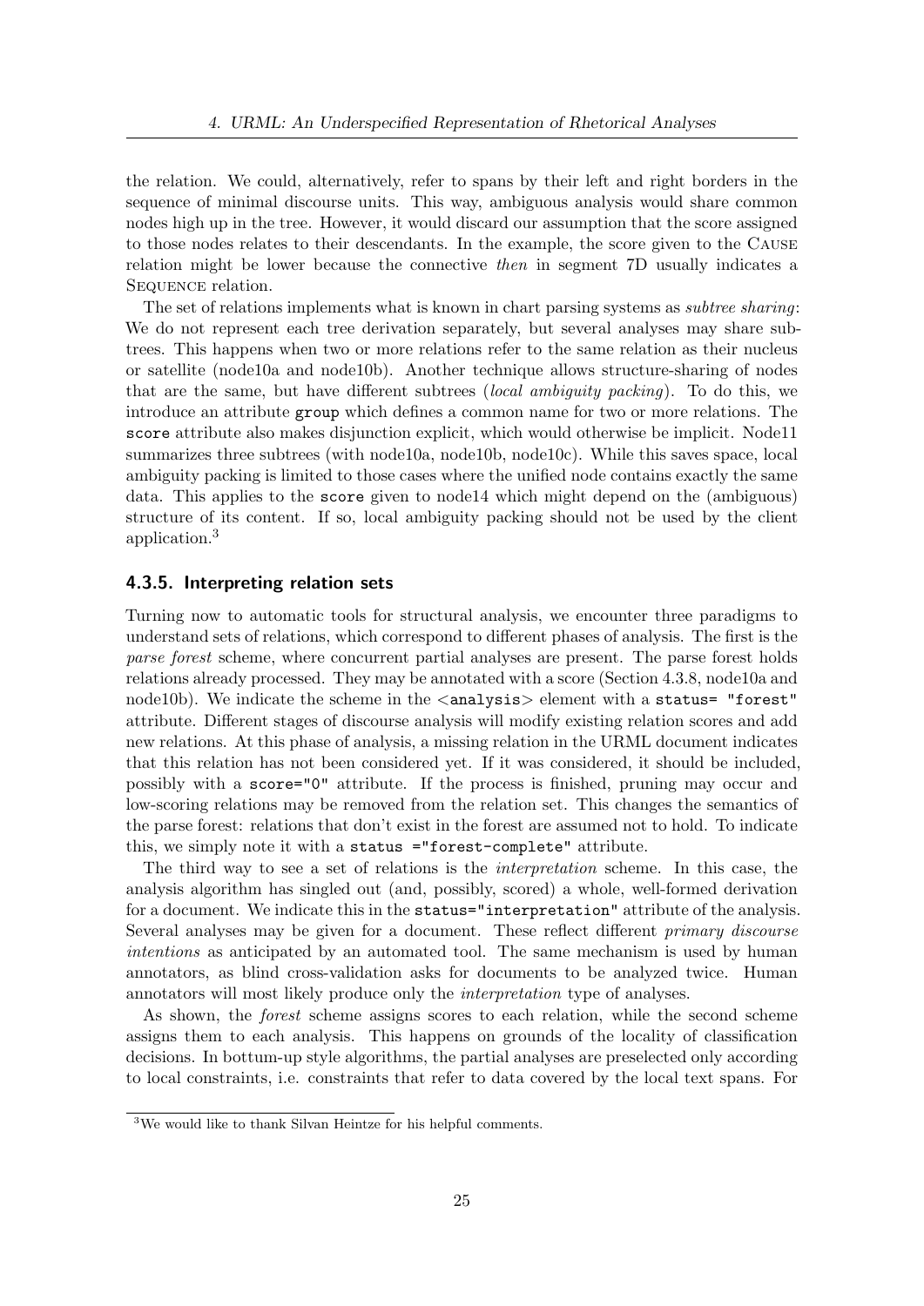the relation. We could, alternatively, refer to spans by their left and right borders in the sequence of minimal discourse units. This way, ambiguous analysis would share common nodes high up in the tree. However, it would discard our assumption that the score assigned to those nodes relates to their descendants. In the example, the score given to the Cause relation might be lower because the connective *then* in segment 7D usually indicates a Sequence relation.

The set of relations implements what is known in chart parsing systems as *subtree sharing*: We do not represent each tree derivation separately, but several analyses may share subtrees. This happens when two or more relations refer to the same relation as their nucleus or satellite (node10a and node10b). Another technique allows structure-sharing of nodes that are the same, but have different subtrees (*local ambiguity packing*). To do this, we introduce an attribute `group` which defines a common name for two or more relations. The `score` attribute also makes disjunction explicit, which would otherwise be implicit. Node11 summarizes three subtrees (with node10a, node10b, node10c). While this saves space, local ambiguity packing is limited to those cases where the unified node contains exactly the same data. This applies to the `score` given to node14 which might depend on the (ambiguous) structure of its content. If so, local ambiguity packing should not be used by the client application.[3]

### 4.3.5. Interpreting relation sets

Turning now to automatic tools for structural analysis, we encounter three paradigms to understand sets of relations, which correspond to different phases of analysis. The first is the *parse forest* scheme, where concurrent partial analyses are present. The parse forest holds relations already processed. They may be annotated with a score (Section 4.3.8, node10a and node10b). We indicate the scheme in the <`analysis`> element with a `status= "forest"` attribute. Different stages of discourse analysis will modify existing relation scores and add new relations. At this phase of analysis, a missing relation in the URML document indicates that this relation has not been considered yet. If it was considered, it should be included, possibly with a `score="0"` attribute. If the process is finished, pruning may occur and low-scoring relations may be removed from the relation set. This changes the semantics of the parse forest: relations that don't exist in the forest are assumed not to hold. To indicate this, we simply note it with a `status ="forest-complete"` attribute.

The third way to see a set of relations is the *interpretation* scheme. In this case, the analysis algorithm has singled out (and, possibly, scored) a whole, well-formed derivation for a document. We indicate this in the `status="interpretation"` attribute of the analysis. Several analyses may be given for a document. These reflect different *primary discourse intentions* as anticipated by an automated tool. The same mechanism is used by human annotators, as blind cross-validation asks for documents to be analyzed twice. Human annotators will most likely produce only the *interpretation* type of analyses.

As shown, the *forest* scheme assigns scores to each relation, while the second scheme assigns them to each analysis. This happens on grounds of the locality of classification decisions. In bottum-up style algorithms, the partial analyses are preselected only according to local constraints, i.e. constraints that refer to data covered by the local text spans. For

[3] We would like to thank Silvan Heintze for his helpful comments.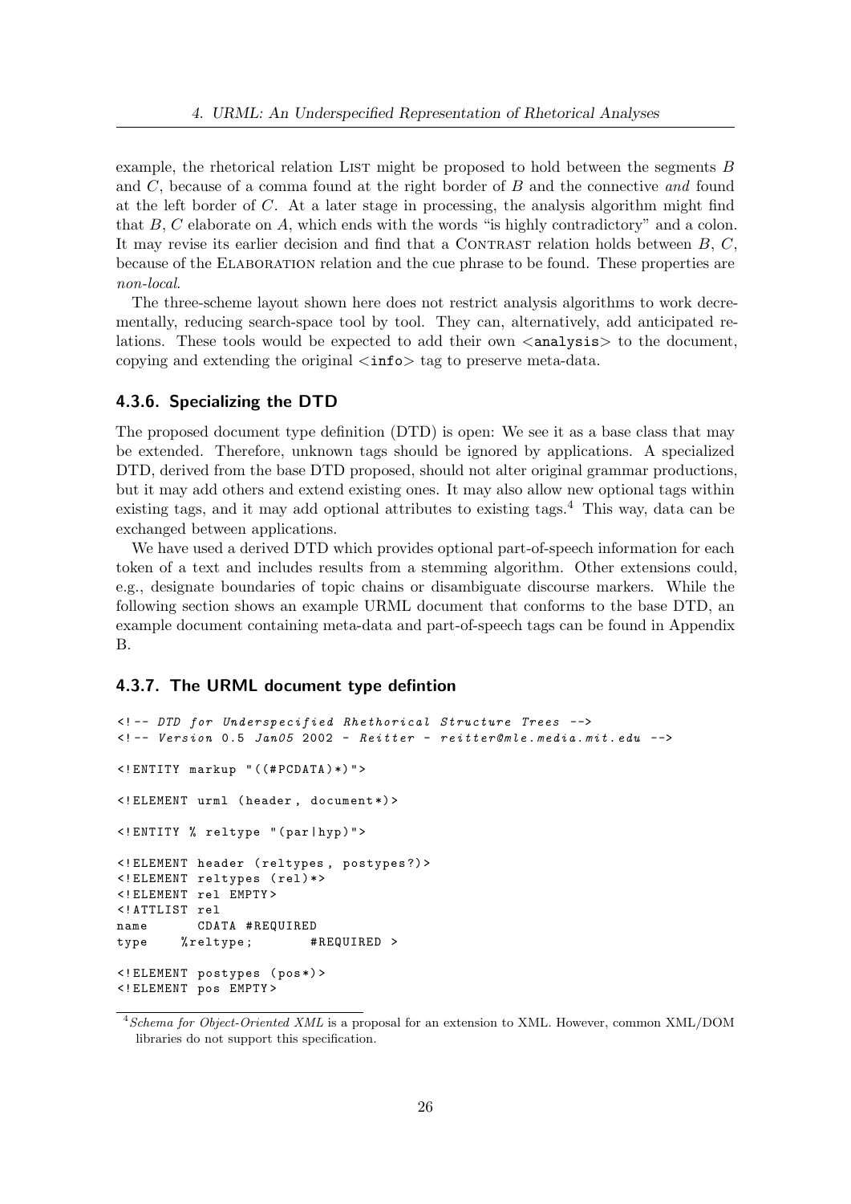example, the rhetorical relation List might be proposed to hold between the segments $B$ and $C$, because of a comma found at the right border of $B$ and the connective *and* found at the left border of $C$. At a later stage in processing, the analysis algorithm might find that $B$, $C$ elaborate on $A$, which ends with the words "is highly contradictory" and a colon. It may revise its earlier decision and find that a Contrast relation holds between $B$, $C$, because of the Elaboration relation and the cue phrase to be found. These properties are *non-local*.

The three-scheme layout shown here does not restrict analysis algorithms to work decrementally, reducing search-space tool by tool. They can, alternatively, add anticipated relations. These tools would be expected to add their own <analysis> to the document, copying and extending the original <info> tag to preserve meta-data.

### 4.3.6. Specializing the DTD

The proposed document type definition (DTD) is open: We see it as a base class that may be extended. Therefore, unknown tags should be ignored by applications. A specialized DTD, derived from the base DTD proposed, should not alter original grammar productions, but it may add others and extend existing ones. It may also allow new optional tags within existing tags, and it may add optional attributes to existing tags.[4] This way, data can be exchanged between applications.

We have used a derived DTD which provides optional part-of-speech information for each token of a text and includes results from a stemming algorithm. Other extensions could, e.g., designate boundaries of topic chains or disambiguate discourse markers. While the following section shows an example URML document that conforms to the base DTD, an example document containing meta-data and part-of-speech tags can be found in Appendix B.

### 4.3.7. The URML document type defintion

```
<!-- DTD for Underspecified Rhethorical Structure Trees -->
<!-- Version 0.5 Jan05 2002 - Reitter - reitter@mle.media.mit.edu -->

<!ENTITY markup "((#PCDATA)*)">

<!ELEMENT urml (header, document*)>

<!ENTITY % reltype "(par|hyp)">

<!ELEMENT header (reltypes, postypes?)>
<!ELEMENT reltypes (rel)*>
<!ELEMENT rel EMPTY>
<!ATTLIST rel
name      CDATA #REQUIRED
type    %reltype;       #REQUIRED >

<!ELEMENT postypes (pos*)>
<!ELEMENT pos EMPTY>
```

[4] *Schema for Object-Oriented XML* is a proposal for an extension to XML. However, common XML/DOM libraries do not support this specification.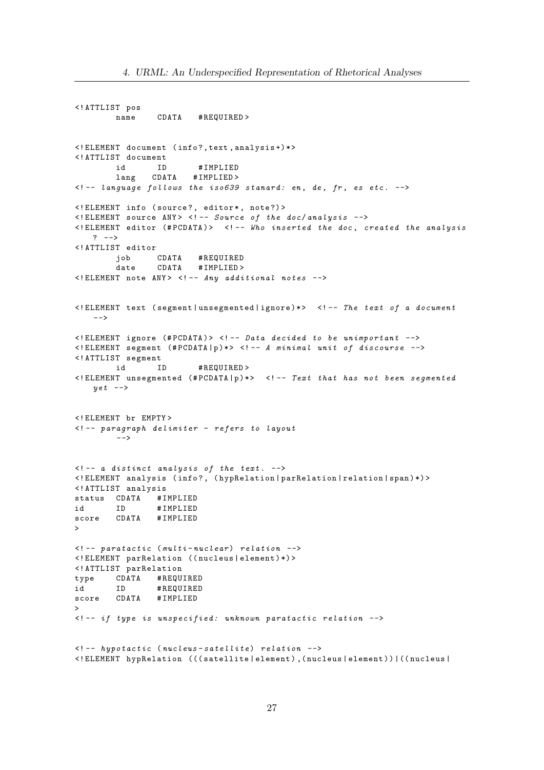```
<!ATTLIST pos
        name    CDATA   #REQUIRED>


<!ELEMENT document (info?,text,analysis+)*>
<!ATTLIST document
        id      ID      #IMPLIED
        lang   CDATA   #IMPLIED>
<!-- language follows the iso639 stanard: en, de, fr, es etc. -->

<!ELEMENT info (source?, editor*, note?)>
<!ELEMENT source ANY> <!-- Source of the doc/analysis -->
<!ELEMENT editor (#PCDATA)>  <!-- Who inserted the doc, created the analysis
    ? -->
<!ATTLIST editor
        job     CDATA   #REQUIRED
        date    CDATA   #IMPLIED>
<!ELEMENT note ANY> <!-- Any additional notes -->


<!ELEMENT text (segment|unsegmented|ignore)*>  <!-- The text of a document
    -->

<!ELEMENT ignore (#PCDATA)> <!-- Data decided to be unimportant -->
<!ELEMENT segment (#PCDATA|p)*> <!-- A minimal unit of discourse -->
<!ATTLIST segment
        id      ID      #REQUIRED>
<!ELEMENT unsegmented (#PCDATA|p)*>  <!-- Text that has not been segmented
    yet -->


<!ELEMENT br EMPTY>
<!-- paragraph delimiter - refers to layout
        -->


<!-- a distinct analysis of the text. -->
<!ELEMENT analysis (info?, (hypRelation|parRelation|relation|span)*)>
<!ATTLIST analysis
status  CDATA   #IMPLIED
id      ID      #IMPLIED
score   CDATA   #IMPLIED
>

<!-- paratactic (multi-nuclear) relation -->
<!ELEMENT parRelation ((nucleus|element)*)>
<!ATTLIST parRelation
type    CDATA   #REQUIRED
id      ID      #REQUIRED
score   CDATA   #IMPLIED
>
<!-- if type is unspecified: unknown paratactic relation -->


<!-- hypotactic (nucleus-satellite) relation -->
<!ELEMENT hypRelation (((satellite|element),(nucleus|element))|((nucleus|
```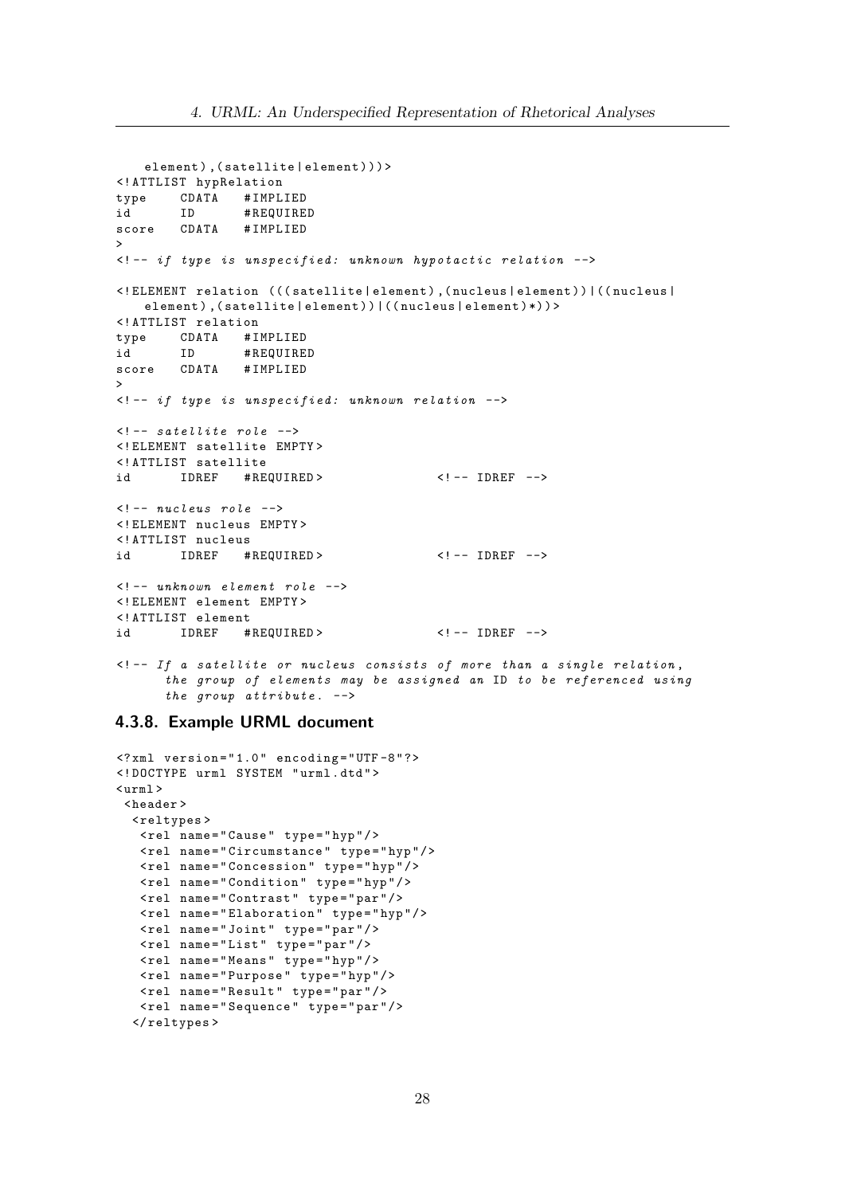```
    element),(satellite|element)))>
<!ATTLIST hypRelation
type     CDATA   #IMPLIED
id       ID      #REQUIRED
score    CDATA   #IMPLIED
>
<!-- if type is unspecified: unknown hypotactic relation -->

<!ELEMENT relation (((satellite|element),(nucleus|element))|((nucleus|
    element),(satellite|element))|((nucleus|element)*))>
<!ATTLIST relation
type     CDATA   #IMPLIED
id       ID      #REQUIRED
score    CDATA   #IMPLIED
>
<!-- if type is unspecified: unknown relation -->

<!-- satellite role -->
<!ELEMENT satellite EMPTY>
<!ATTLIST satellite
id       IDREF   #REQUIRED>              <!-- IDREF -->

<!-- nucleus role -->
<!ELEMENT nucleus EMPTY>
<!ATTLIST nucleus
id       IDREF   #REQUIRED>              <!-- IDREF -->

<!-- unknown element role -->
<!ELEMENT element EMPTY>
<!ATTLIST element
id       IDREF   #REQUIRED>              <!-- IDREF -->

<!-- If a satellite or nucleus consists of more than a single relation,
      the group of elements may be assigned an ID to be referenced using
      the group attribute. -->
```

### 4.3.8. Example URML document

```
<?xml version="1.0" encoding="UTF-8"?>
<!DOCTYPE urml SYSTEM "urml.dtd">
<urml>
 <header>
  <reltypes>
   <rel name="Cause" type="hyp"/>
   <rel name="Circumstance" type="hyp"/>
   <rel name="Concession" type="hyp"/>
   <rel name="Condition" type="hyp"/>
   <rel name="Contrast" type="par"/>
   <rel name="Elaboration" type="hyp"/>
   <rel name="Joint" type="par"/>
   <rel name="List" type="par"/>
   <rel name="Means" type="hyp"/>
   <rel name="Purpose" type="hyp"/>
   <rel name="Result" type="par"/>
   <rel name="Sequence" type="par"/>
  </reltypes>
```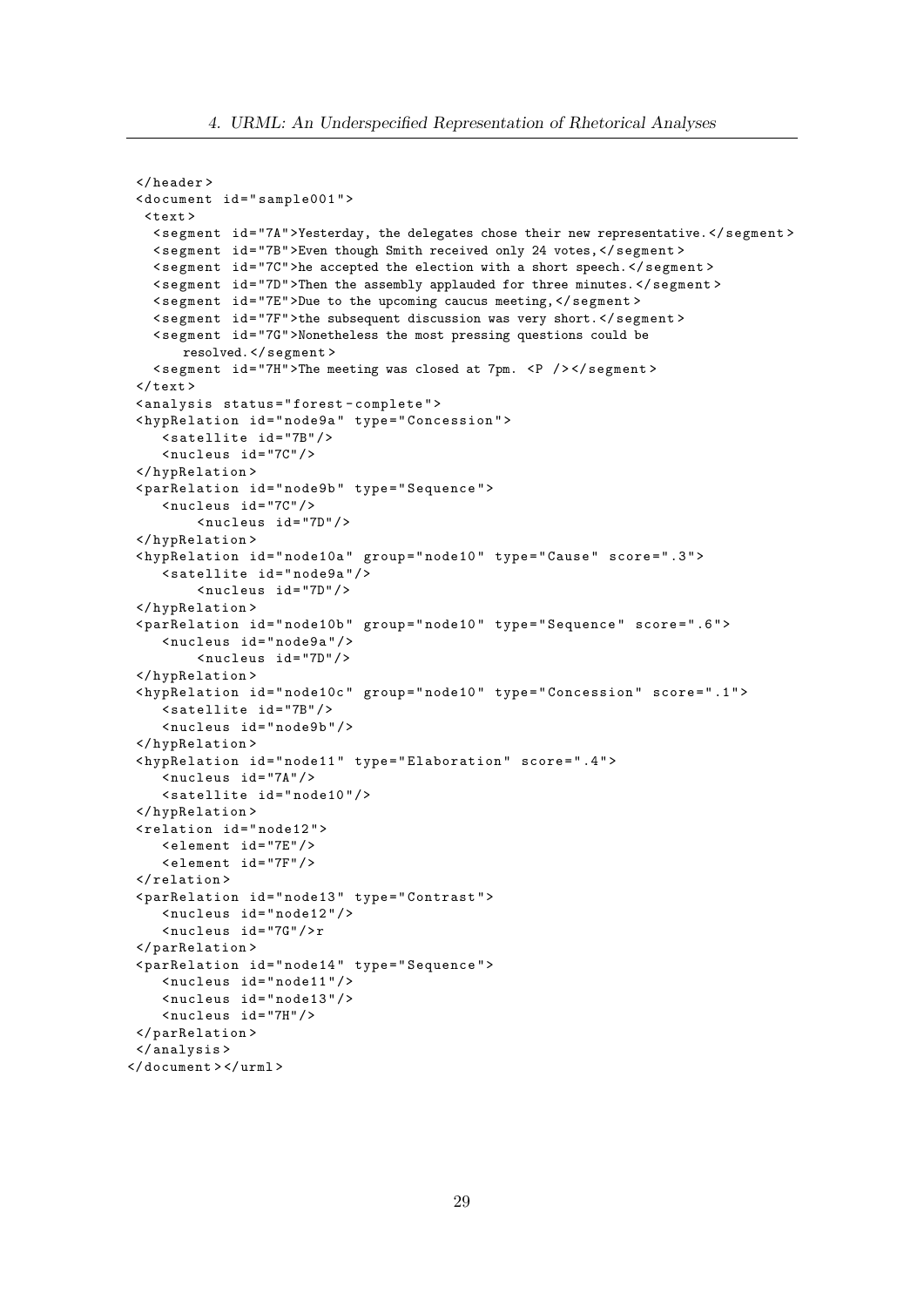```
 </header>
 <document id="sample001">
  <text>
   <segment id="7A">Yesterday, the delegates chose their new representative.</segment>
   <segment id="7B">Even though Smith received only 24 votes,</segment>
   <segment id="7C">he accepted the election with a short speech.</segment>
   <segment id="7D">Then the assembly applauded for three minutes.</segment>
   <segment id="7E">Due to the upcoming caucus meeting,</segment>
   <segment id="7F">the subsequent discussion was very short.</segment>
   <segment id="7G">Nonetheless the most pressing questions could be
       resolved.</segment>
   <segment id="7H">The meeting was closed at 7pm. <P /></segment>
 </text>
 <analysis status="forest-complete">
 <hypRelation id="node9a" type="Concession">
    <satellite id="7B"/>
    <nucleus id="7C"/>
 </hypRelation>
 <parRelation id="node9b" type="Sequence">
    <nucleus id="7C"/>
        <nucleus id="7D"/>
 </hypRelation>
 <hypRelation id="node10a" group="node10" type="Cause" score=".3">
    <satellite id="node9a"/>
        <nucleus id="7D"/>
 </hypRelation>
 <parRelation id="node10b" group="node10" type="Sequence" score=".6">
    <nucleus id="node9a"/>
        <nucleus id="7D"/>
 </hypRelation>
 <hypRelation id="node10c" group="node10" type="Concession" score=".1">
    <satellite id="7B"/>
    <nucleus id="node9b"/>
 </hypRelation>
 <hypRelation id="node11" type="Elaboration" score=".4">
    <nucleus id="7A"/>
    <satellite id="node10"/>
 </hypRelation>
 <relation id="node12">
    <element id="7E"/>
    <element id="7F"/>
 </relation>
 <parRelation id="node13" type="Contrast">
    <nucleus id="node12"/>
    <nucleus id="7G"/>r
 </parRelation>
 <parRelation id="node14" type="Sequence">
    <nucleus id="node11"/>
    <nucleus id="node13"/>
    <nucleus id="7H"/>
 </parRelation>
 </analysis>
</document></urml>
```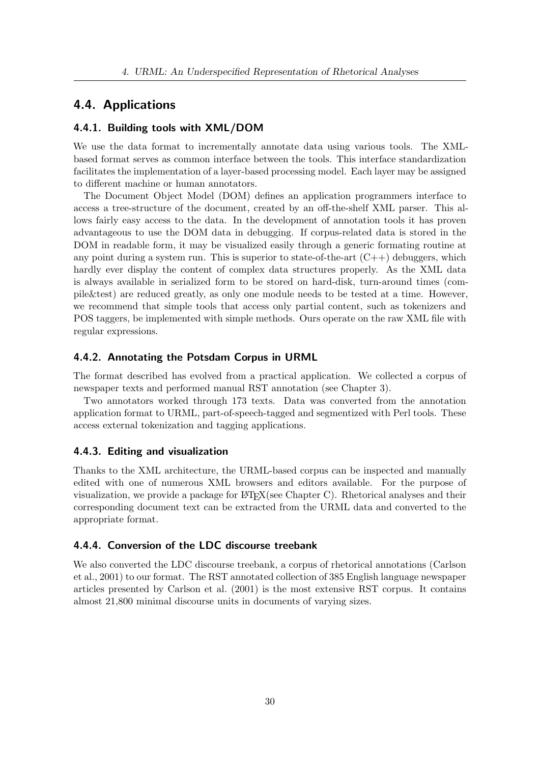## 4.4. Applications

### 4.4.1. Building tools with XML/DOM

We use the data format to incrementally annotate data using various tools. The XML-based format serves as common interface between the tools. This interface standardization facilitates the implementation of a layer-based processing model. Each layer may be assigned to different machine or human annotators.

The Document Object Model (DOM) defines an application programmers interface to access a tree-structure of the document, created by an off-the-shelf XML parser. This allows fairly easy access to the data. In the development of annotation tools it has proven advantageous to use the DOM data in debugging. If corpus-related data is stored in the DOM in readable form, it may be visualized easily through a generic formating routine at any point during a system run. This is superior to state-of-the-art (C++) debuggers, which hardly ever display the content of complex data structures properly. As the XML data is always available in serialized form to be stored on hard-disk, turn-around times (compile&test) are reduced greatly, as only one module needs to be tested at a time. However, we recommend that simple tools that access only partial content, such as tokenizers and POS taggers, be implemented with simple methods. Ours operate on the raw XML file with regular expressions.

### 4.4.2. Annotating the Potsdam Corpus in URML

The format described has evolved from a practical application. We collected a corpus of newspaper texts and performed manual RST annotation (see Chapter 3).

Two annotators worked through 173 texts. Data was converted from the annotation application format to URML, part-of-speech-tagged and segmentized with Perl tools. These access external tokenization and tagging applications.

### 4.4.3. Editing and visualization

Thanks to the XML architecture, the URML-based corpus can be inspected and manually edited with one of numerous XML browsers and editors available. For the purpose of visualization, we provide a package for LaTeX(see Chapter C). Rhetorical analyses and their corresponding document text can be extracted from the URML data and converted to the appropriate format.

### 4.4.4. Conversion of the LDC discourse treebank

We also converted the LDC discourse treebank, a corpus of rhetorical annotations (Carlson et al., 2001) to our format. The RST annotated collection of 385 English language newspaper articles presented by Carlson et al. (2001) is the most extensive RST corpus. It contains almost 21,800 minimal discourse units in documents of varying sizes.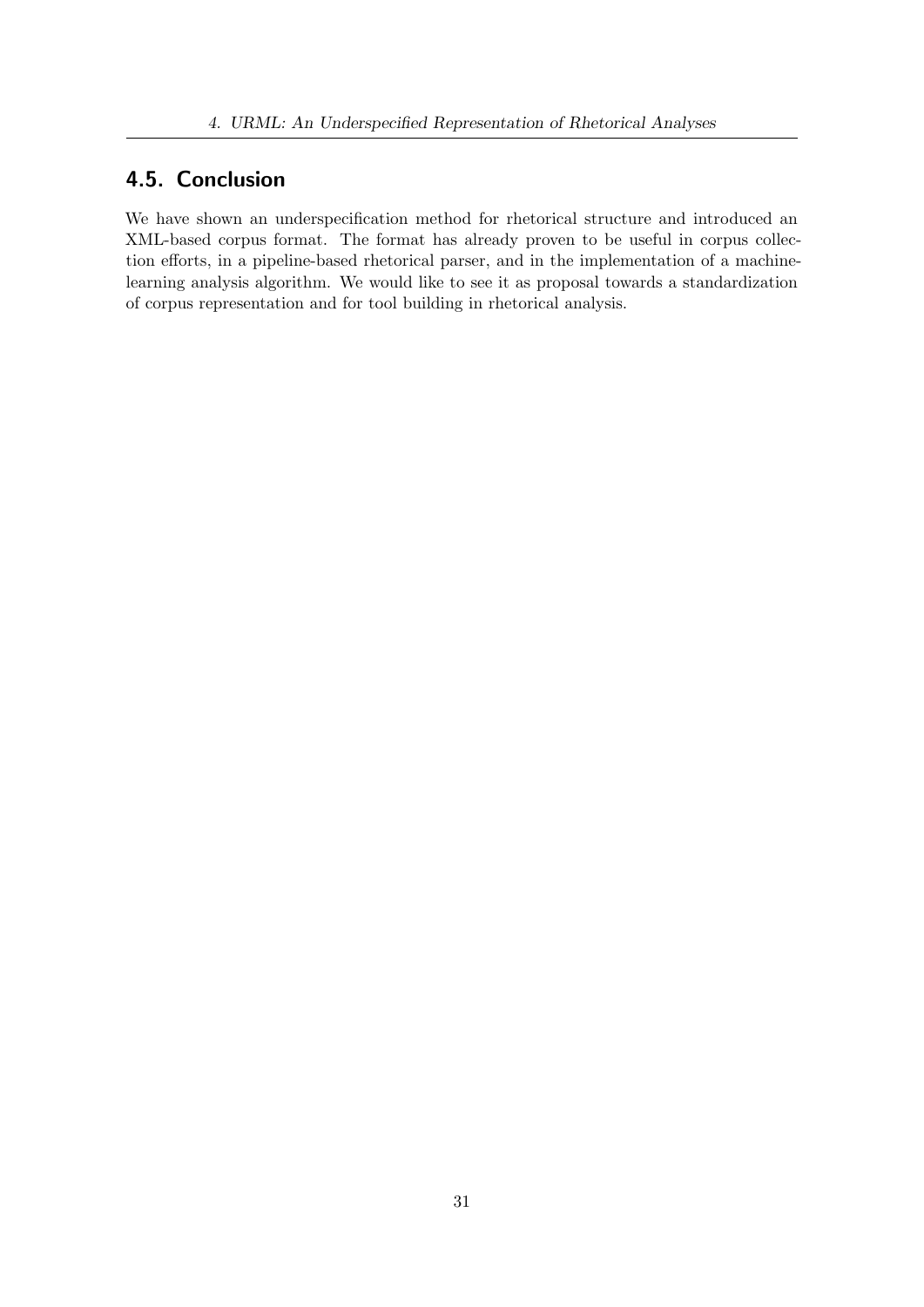## 4.5. Conclusion

We have shown an underspecification method for rhetorical structure and introduced an XML-based corpus format. The format has already proven to be useful in corpus collection efforts, in a pipeline-based rhetorical parser, and in the implementation of a machine-learning analysis algorithm. We would like to see it as proposal towards a standardization of corpus representation and for tool building in rhetorical analysis.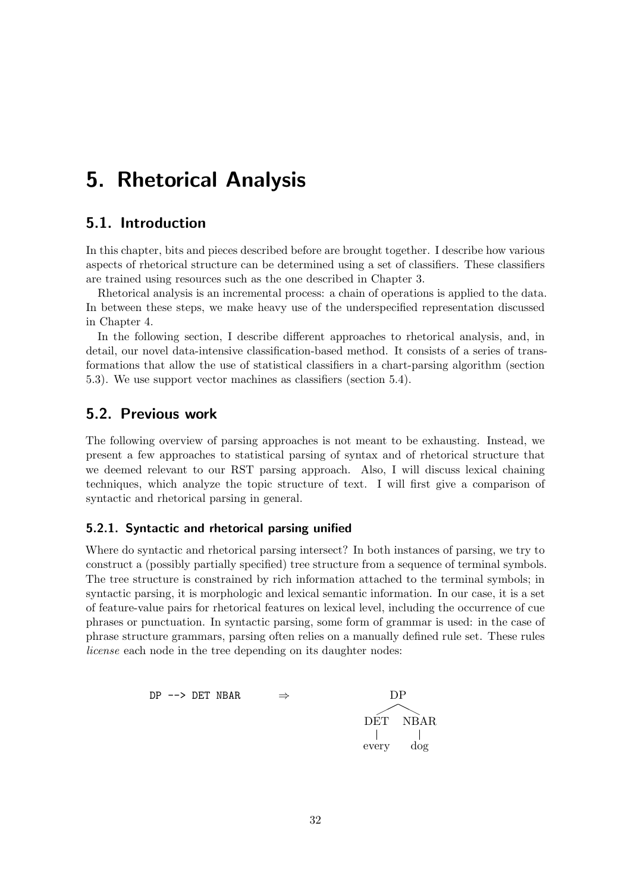# 5. Rhetorical Analysis

## 5.1. Introduction

In this chapter, bits and pieces described before are brought together. I describe how various aspects of rhetorical structure can be determined using a set of classifiers. These classifiers are trained using resources such as the one described in Chapter 3.

Rhetorical analysis is an incremental process: a chain of operations is applied to the data. In between these steps, we make heavy use of the underspecified representation discussed in Chapter 4.

In the following section, I describe different approaches to rhetorical analysis, and, in detail, our novel data-intensive classification-based method. It consists of a series of transformations that allow the use of statistical classifiers in a chart-parsing algorithm (section 5.3). We use support vector machines as classifiers (section 5.4).

## 5.2. Previous work

The following overview of parsing approaches is not meant to be exhausting. Instead, we present a few approaches to statistical parsing of syntax and of rhetorical structure that we deemed relevant to our RST parsing approach. Also, I will discuss lexical chaining techniques, which analyze the topic structure of text. I will first give a comparison of syntactic and rhetorical parsing in general.

### 5.2.1. Syntactic and rhetorical parsing unified

Where do syntactic and rhetorical parsing intersect? In both instances of parsing, we try to construct a (possibly partially specified) tree structure from a sequence of terminal symbols. The tree structure is constrained by rich information attached to the terminal symbols; in syntactic parsing, it is morphologic and lexical semantic information. In our case, it is a set of feature-value pairs for rhetorical features on lexical level, including the occurrence of cue phrases or punctuation. In syntactic parsing, some form of grammar is used: in the case of phrase structure grammars, parsing often relies on a manually defined rule set. These rules *license* each node in the tree depending on its daughter nodes:

```
DP --> DET NBAR      ⇒          DP
                              /    \
                            DET    NBAR
                             |      |
                           every   dog
```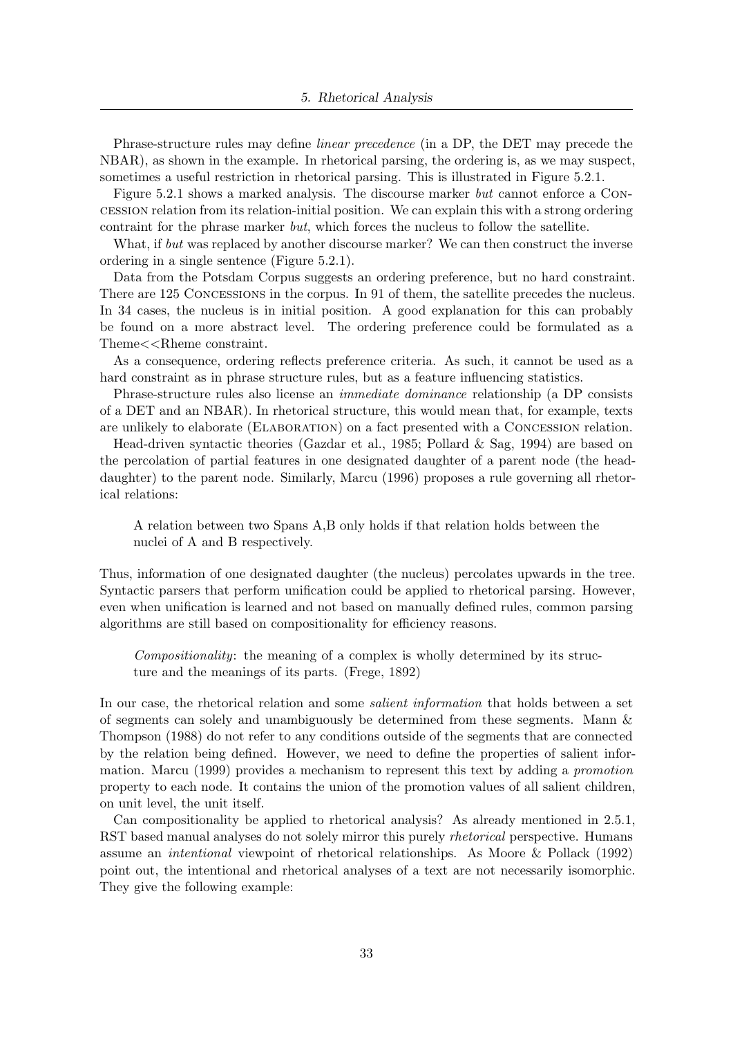Phrase-structure rules may define *linear precedence* (in a DP, the DET may precede the NBAR), as shown in the example. In rhetorical parsing, the ordering is, as we may suspect, sometimes a useful restriction in rhetorical parsing. This is illustrated in Figure 5.2.1.

Figure 5.2.1 shows a marked analysis. The discourse marker *but* cannot enforce a CONCESSION relation from its relation-initial position. We can explain this with a strong ordering contraint for the phrase marker *but*, which forces the nucleus to follow the satellite.

What, if *but* was replaced by another discourse marker? We can then construct the inverse ordering in a single sentence (Figure 5.2.1).

Data from the Potsdam Corpus suggests an ordering preference, but no hard constraint. There are 125 CONCESSIONS in the corpus. In 91 of them, the satellite precedes the nucleus. In 34 cases, the nucleus is in initial position. A good explanation for this can probably be found on a more abstract level. The ordering preference could be formulated as a Theme<<Rheme constraint.

As a consequence, ordering reflects preference criteria. As such, it cannot be used as a hard constraint as in phrase structure rules, but as a feature influencing statistics.

Phrase-structure rules also license an *immediate dominance* relationship (a DP consists of a DET and an NBAR). In rhetorical structure, this would mean that, for example, texts are unlikely to elaborate (ELABORATION) on a fact presented with a CONCESSION relation.

Head-driven syntactic theories (Gazdar et al., 1985; Pollard & Sag, 1994) are based on the percolation of partial features in one designated daughter of a parent node (the head-daughter) to the parent node. Similarly, Marcu (1996) proposes a rule governing all rhetorical relations:

> A relation between two Spans A,B only holds if that relation holds between the nuclei of A and B respectively.

Thus, information of one designated daughter (the nucleus) percolates upwards in the tree. Syntactic parsers that perform unification could be applied to rhetorical parsing. However, even when unification is learned and not based on manually defined rules, common parsing algorithms are still based on compositionality for efficiency reasons.

> *Compositionality*: the meaning of a complex is wholly determined by its structure and the meanings of its parts. (Frege, 1892)

In our case, the rhetorical relation and some *salient information* that holds between a set of segments can solely and unambiguously be determined from these segments. Mann & Thompson (1988) do not refer to any conditions outside of the segments that are connected by the relation being defined. However, we need to define the properties of salient information. Marcu (1999) provides a mechanism to represent this text by adding a *promotion* property to each node. It contains the union of the promotion values of all salient children, on unit level, the unit itself.

Can compositionality be applied to rhetorical analysis? As already mentioned in 2.5.1, RST based manual analyses do not solely mirror this purely *rhetorical* perspective. Humans assume an *intentional* viewpoint of rhetorical relationships. As Moore & Pollack (1992) point out, the intentional and rhetorical analyses of a text are not necessarily isomorphic. They give the following example: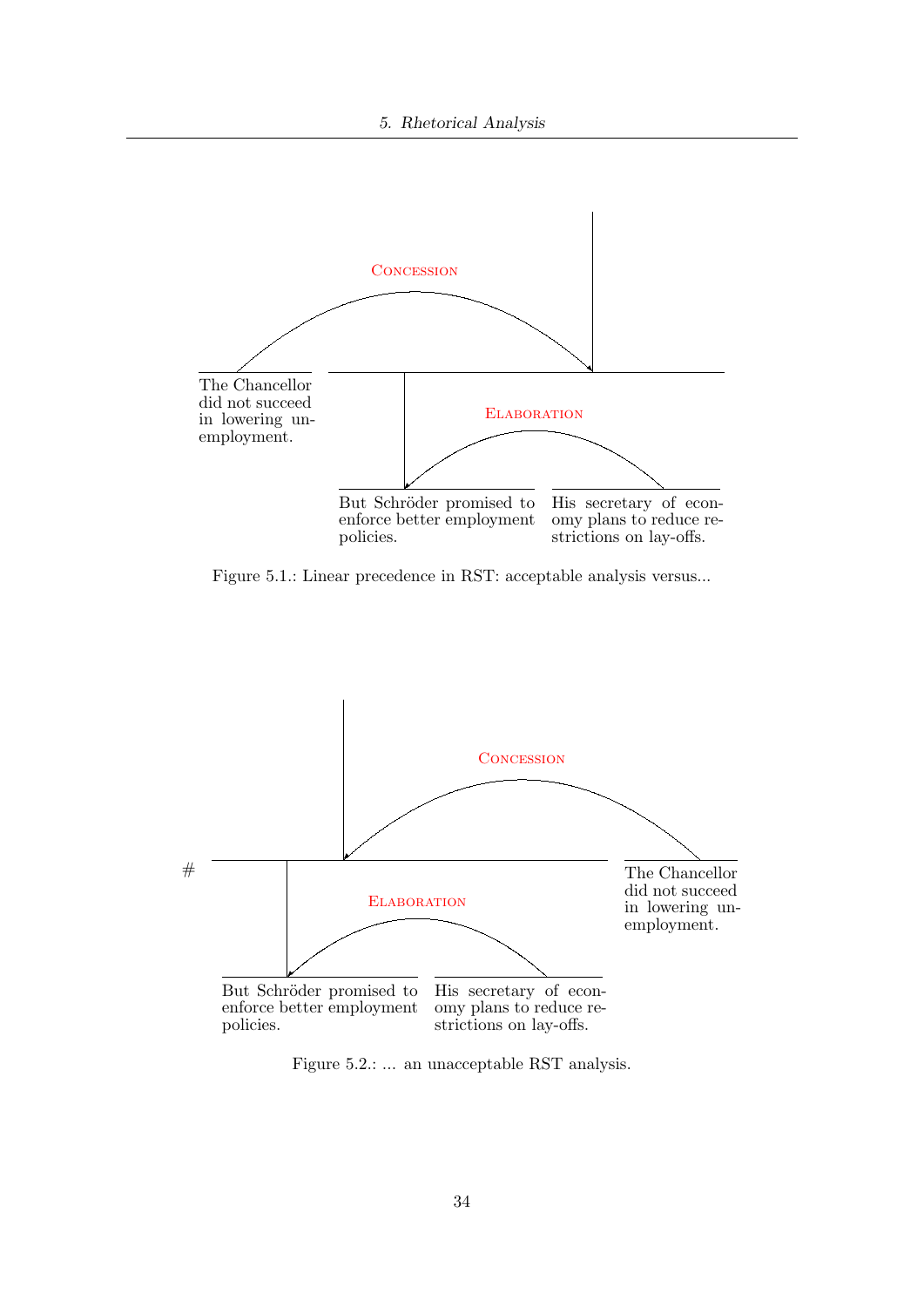Concession

The Chancellor did not succeed in lowering unemployment.

Elaboration

But Schröder promised to enforce better employment policies.

His secretary of economy plans to reduce restrictions on lay-offs.

Figure 5.1.: Linear precedence in RST: acceptable analysis versus...

Concession

#

Elaboration

But Schröder promised to enforce better employment policies.

His secretary of economy plans to reduce restrictions on lay-offs.

The Chancellor did not succeed in lowering unemployment.

Figure 5.2.: ... an unacceptable RST analysis.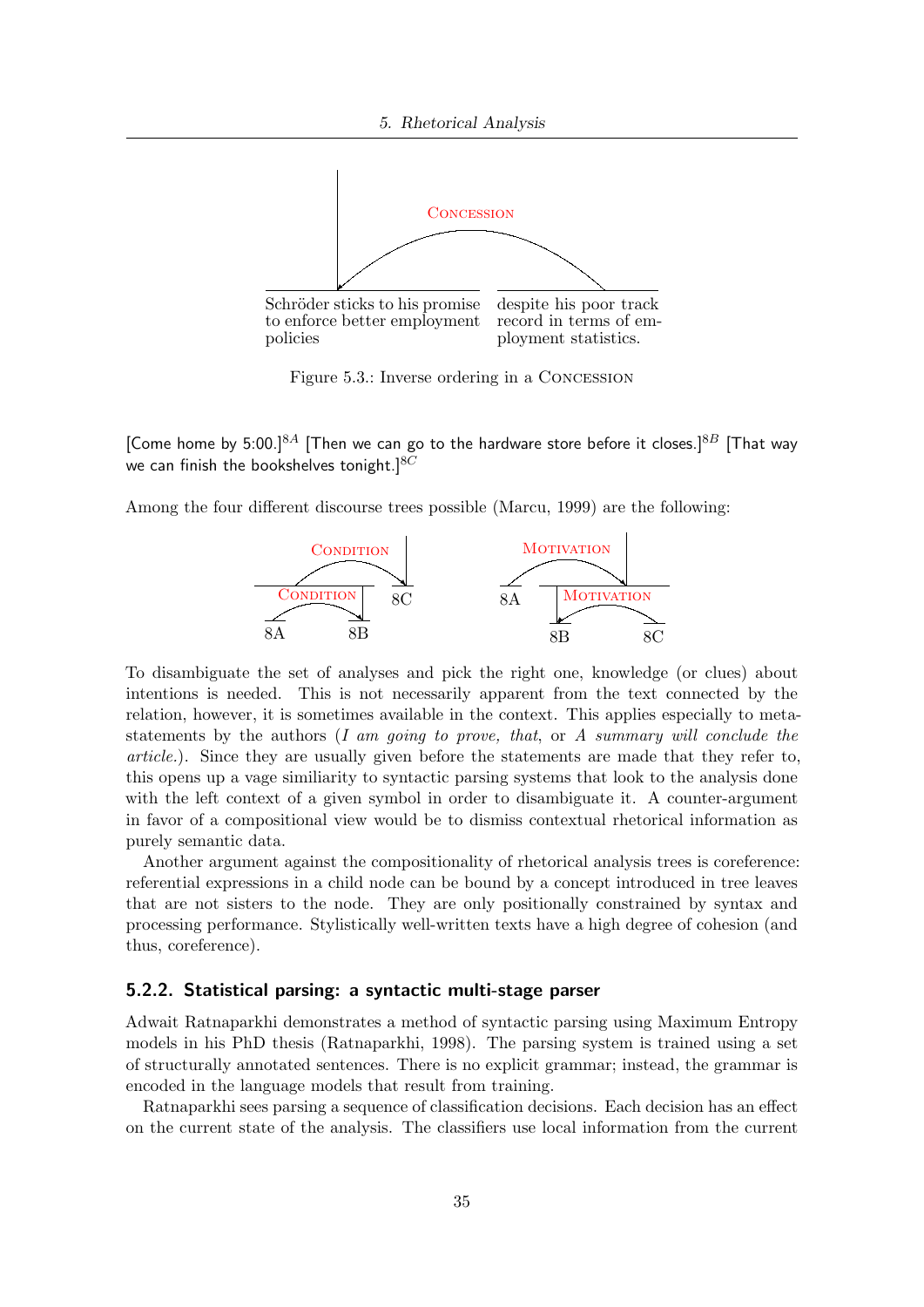CONCESSION

Schröder sticks to his promise to enforce better employment policies

despite his poor track record in terms of employment statistics.

Figure 5.3.: Inverse ordering in a CONCESSION

[Come home by 5:00.]$^{8A}$ [Then we can go to the hardware store before it closes.]$^{8B}$ [That way we can finish the bookshelves tonight.]$^{8C}$

Among the four different discourse trees possible (Marcu, 1999) are the following:

CONDITION (CONDITION (8A, 8B), 8C)    MOTIVATION (8A, MOTIVATION (8B, 8C))

To disambiguate the set of analyses and pick the right one, knowledge (or clues) about intentions is needed. This is not necessarily apparent from the text connected by the relation, however, it is sometimes available in the context. This applies especially to meta-statements by the authors (*I am going to prove, that*, or *A summary will conclude the article.*). Since they are usually given before the statements are made that they refer to, this opens up a vage similiarity to syntactic parsing systems that look to the analysis done with the left context of a given symbol in order to disambiguate it. A counter-argument in favor of a compositional view would be to dismiss contextual rhetorical information as purely semantic data.

Another argument against the compositionality of rhetorical analysis trees is coreference: referential expressions in a child node can be bound by a concept introduced in tree leaves that are not sisters to the node. They are only positionally constrained by syntax and processing performance. Stylistically well-written texts have a high degree of cohesion (and thus, coreference).

### 5.2.2. Statistical parsing: a syntactic multi-stage parser

Adwait Ratnaparkhi demonstrates a method of syntactic parsing using Maximum Entropy models in his PhD thesis (Ratnaparkhi, 1998). The parsing system is trained using a set of structurally annotated sentences. There is no explicit grammar; instead, the grammar is encoded in the language models that result from training.

Ratnaparkhi sees parsing a sequence of classification decisions. Each decision has an effect on the current state of the analysis. The classifiers use local information from the current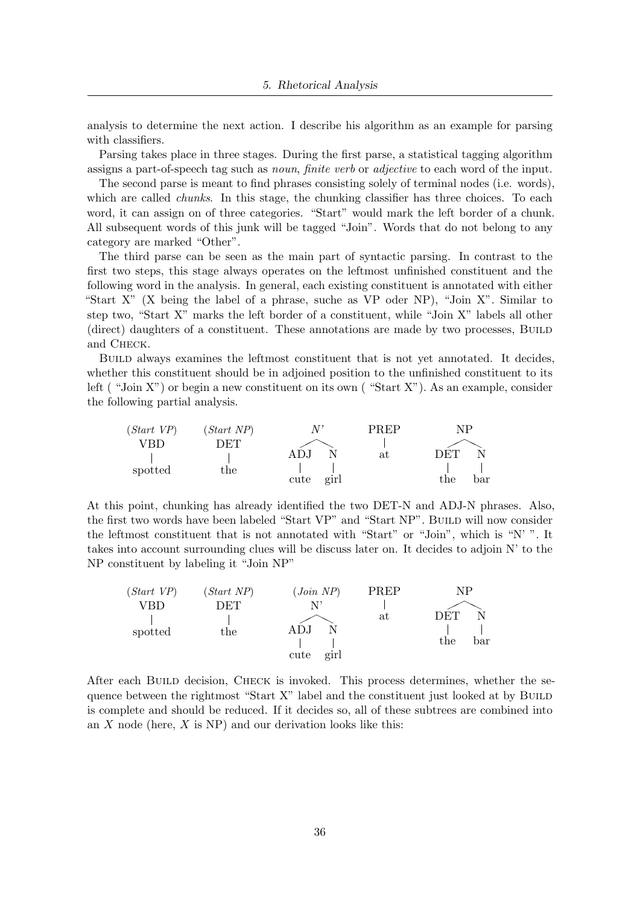analysis to determine the next action. I describe his algorithm as an example for parsing with classifiers.

Parsing takes place in three stages. During the first parse, a statistical tagging algorithm assigns a part-of-speech tag such as *noun*, *finite verb* or *adjective* to each word of the input.

The second parse is meant to find phrases consisting solely of terminal nodes (i.e. words), which are called *chunks*. In this stage, the chunking classifier has three choices. To each word, it can assign on of three categories. "Start" would mark the left border of a chunk. All subsequent words of this junk will be tagged "Join". Words that do not belong to any category are marked "Other".

The third parse can be seen as the main part of syntactic parsing. In contrast to the first two steps, this stage always operates on the leftmost unfinished constituent and the following word in the analysis. In general, each existing constituent is annotated with either "Start X" (X being the label of a phrase, suche as VP oder NP), "Join X". Similar to step two, "Start X" marks the left border of a constituent, while "Join X" labels all other (direct) daughters of a constituent. These annotations are made by two processes, BUILD and CHECK.

BUILD always examines the leftmost constituent that is not yet annotated. It decides, whether this constituent should be in adjoined position to the unfinished constituent to its left ( "Join X") or begin a new constituent on its own ( "Start X"). As an example, consider the following partial analysis.

```
(Start VP)   (Start NP)      N'         PREP        NP
  VBD          DET         /    \        |        /    \
   |            |        ADJ     N       at     DET     N
 spotted       the        |      |               |      |
                         cute   girl            the    bar
```

At this point, chunking has already identified the two DET-N and ADJ-N phrases. Also, the first two words have been labeled "Start VP" and "Start NP". BUILD will now consider the leftmost constituent that is not annotated with "Start" or "Join", which is "N' ". It takes into account surrounding clues will be discuss later on. It decides to adjoin N' to the NP constituent by labeling it "Join NP"

```
(Start VP)   (Start NP)   (Join NP)     PREP        NP
  VBD          DET           N'          |        /    \
   |            |          /    \        at     DET     N
 spotted       the       ADJ     N               |      |
                          |      |              the    bar
                         cute   girl
```

After each BUILD decision, CHECK is invoked. This process determines, whether the sequence between the rightmost "Start X" label and the constituent just looked at by BUILD is complete and should be reduced. If it decides so, all of these subtrees are combined into an $X$ node (here, $X$ is NP) and our derivation looks like this: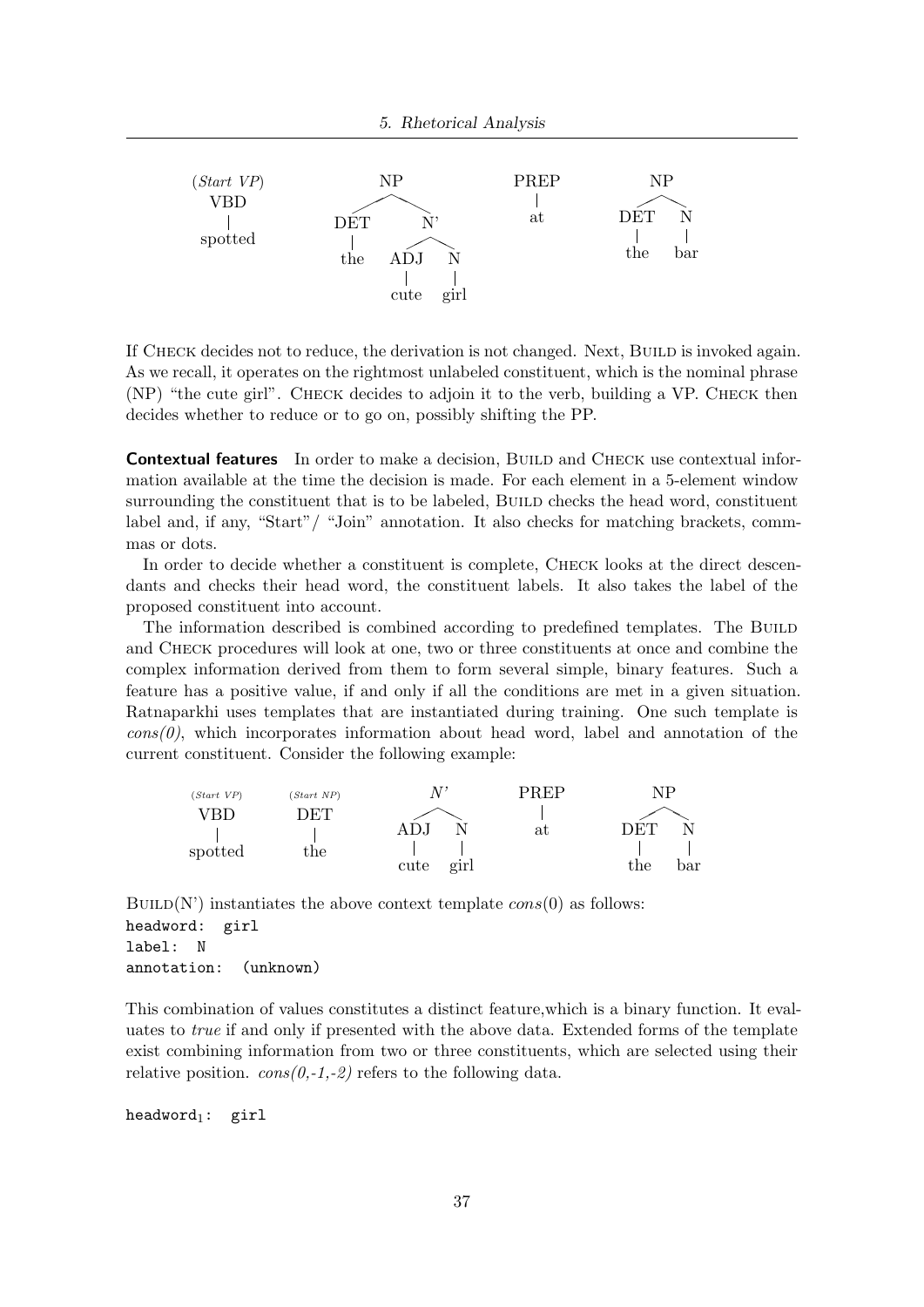```
(Start VP)          NP                  PREP        NP
   VBD           /      \                |        /    \
    |          DET       N'              at     DET     N
 spotted        |      /    \                    |      |
               the   ADJ     N                  the    bar
                      |      |
                     cute   girl
```

If CHECK decides not to reduce, the derivation is not changed. Next, BUILD is invoked again. As we recall, it operates on the rightmost unlabeled constituent, which is the nominal phrase (NP) "the cute girl". CHECK decides to adjoin it to the verb, building a VP. CHECK then decides whether to reduce or to go on, possibly shifting the PP.

**Contextual features** In order to make a decision, BUILD and CHECK use contextual information available at the time the decision is made. For each element in a 5-element window surrounding the constituent that is to be labeled, BUILD checks the head word, constituent label and, if any, "Start"/ "Join" annotation. It also checks for matching brackets, commmas or dots.

In order to decide whether a constituent is complete, CHECK looks at the direct descendants and checks their head word, the constituent labels. It also takes the label of the proposed constituent into account.

The information described is combined according to predefined templates. The BUILD and CHECK procedures will look at one, two or three constituents at once and combine the complex information derived from them to form several simple, binary features. Such a feature has a positive value, if and only if all the conditions are met in a given situation. Ratnaparkhi uses templates that are instantiated during training. One such template is *cons(0)*, which incorporates information about head word, label and annotation of the current constituent. Consider the following example:

```
(Start VP)   (Start NP)       N'          PREP        NP
   VBD          DET         /    \         |        /    \
    |            |        ADJ     N        at     DET     N
 spotted        the        |      |                |      |
                          cute   girl             the    bar
```

BUILD(N') instantiates the above context template *cons*(0) as follows:

```
headword:  girl
label:  N
annotation:  (unknown)
```

This combination of values constitutes a distinct feature,which is a binary function. It evaluates to *true* if and only if presented with the above data. Extended forms of the template exist combining information from two or three constituents, which are selected using their relative position. *cons(0,-1,-2)* refers to the following data.

$\texttt{headword}_1$: `girl`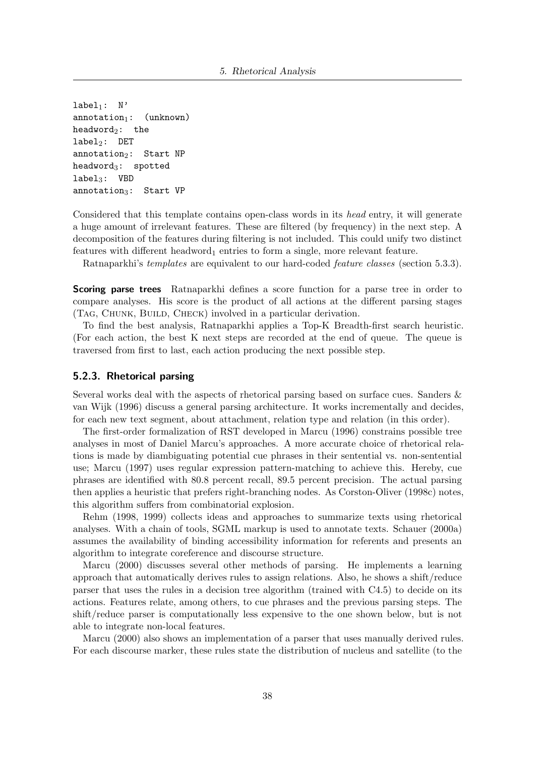```
label₁:  N'
annotation₁:  (unknown)
headword₂:  the
label₂:  DET
annotation₂:  Start NP
headword₃:  spotted
label₃:  VBD
annotation₃:  Start VP
```

Considered that this template contains open-class words in its *head* entry, it will generate a huge amount of irrelevant features. These are filtered (by frequency) in the next step. A decomposition of the features during filtering is not included. This could unify two distinct features with different $\text{headword}_1$ entries to form a single, more relevant feature.

Ratnaparkhi's *templates* are equivalent to our hard-coded *feature classes* (section 5.3.3).

**Scoring parse trees** Ratnaparkhi defines a score function for a parse tree in order to compare analyses. His score is the product of all actions at the different parsing stages (Tag, Chunk, Build, Check) involved in a particular derivation.

To find the best analysis, Ratnaparkhi applies a Top-K Breadth-first search heuristic. (For each action, the best K next steps are recorded at the end of queue. The queue is traversed from first to last, each action producing the next possible step.

### 5.2.3. Rhetorical parsing

Several works deal with the aspects of rhetorical parsing based on surface cues. Sanders & van Wijk (1996) discuss a general parsing architecture. It works incrementally and decides, for each new text segment, about attachment, relation type and relation (in this order).

The first-order formalization of RST developed in Marcu (1996) constrains possible tree analyses in most of Daniel Marcu's approaches. A more accurate choice of rhetorical relations is made by diambiguating potential cue phrases in their sentential vs. non-sentential use; Marcu (1997) uses regular expression pattern-matching to achieve this. Hereby, cue phrases are identified with 80.8 percent recall, 89.5 percent precision. The actual parsing then applies a heuristic that prefers right-branching nodes. As Corston-Oliver (1998c) notes, this algorithm suffers from combinatorial explosion.

Rehm (1998, 1999) collects ideas and approaches to summarize texts using rhetorical analyses. With a chain of tools, SGML markup is used to annotate texts. Schauer (2000a) assumes the availability of binding accessibility information for referents and presents an algorithm to integrate coreference and discourse structure.

Marcu (2000) discusses several other methods of parsing. He implements a learning approach that automatically derives rules to assign relations. Also, he shows a shift/reduce parser that uses the rules in a decision tree algorithm (trained with C4.5) to decide on its actions. Features relate, among others, to cue phrases and the previous parsing steps. The shift/reduce parser is computationally less expensive to the one shown below, but is not able to integrate non-local features.

Marcu (2000) also shows an implementation of a parser that uses manually derived rules. For each discourse marker, these rules state the distribution of nucleus and satellite (to the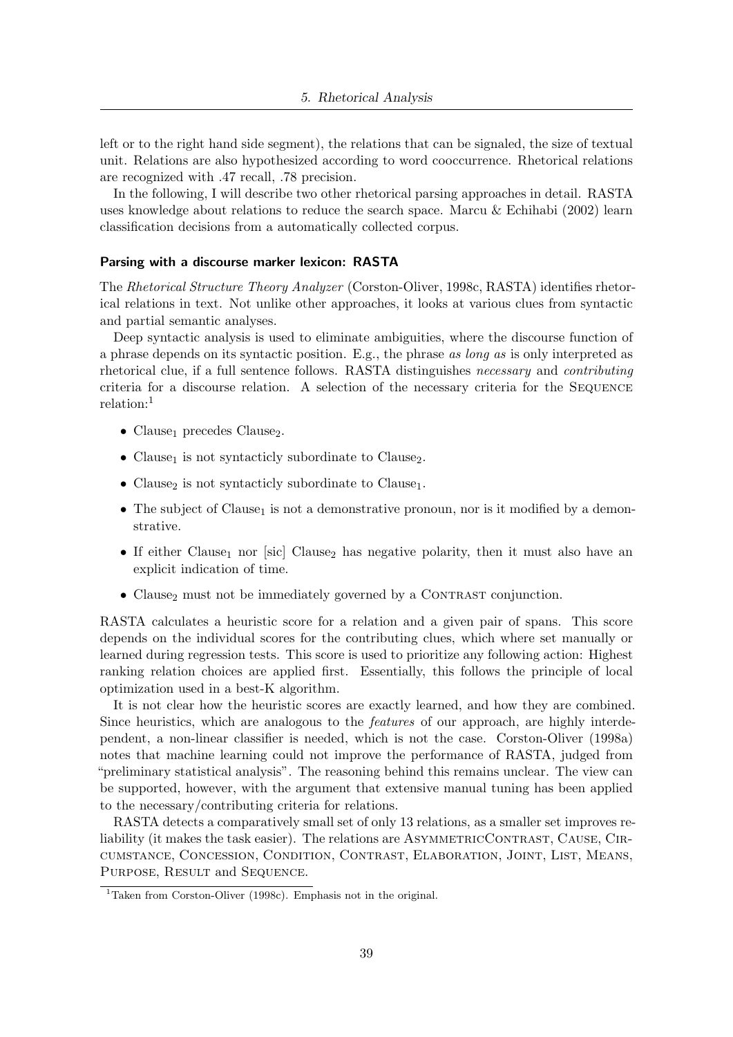left or to the right hand side segment), the relations that can be signaled, the size of textual unit. Relations are also hypothesized according to word cooccurrence. Rhetorical relations are recognized with .47 recall, .78 precision.

In the following, I will describe two other rhetorical parsing approaches in detail. RASTA uses knowledge about relations to reduce the search space. Marcu & Echihabi (2002) learn classification decisions from a automatically collected corpus.

#### Parsing with a discourse marker lexicon: RASTA

The *Rhetorical Structure Theory Analyzer* (Corston-Oliver, 1998c, RASTA) identifies rhetorical relations in text. Not unlike other approaches, it looks at various clues from syntactic and partial semantic analyses.

Deep syntactic analysis is used to eliminate ambiguities, where the discourse function of a phrase depends on its syntactic position. E.g., the phrase *as long as* is only interpreted as rhetorical clue, if a full sentence follows. RASTA distinguishes *necessary* and *contributing* criteria for a discourse relation. A selection of the necessary criteria for the SEQUENCE relation:[1]

- $\text{Clause}_1$ precedes $\text{Clause}_2$.
- $\text{Clause}_1$ is not syntacticly subordinate to $\text{Clause}_2$.
- $\text{Clause}_2$ is not syntacticly subordinate to $\text{Clause}_1$.
- The subject of $\text{Clause}_1$ is not a demonstrative pronoun, nor is it modified by a demonstrative.
- If either $\text{Clause}_1$ nor [sic] $\text{Clause}_2$ has negative polarity, then it must also have an explicit indication of time.
- $\text{Clause}_2$ must not be immediately governed by a CONTRAST conjunction.

RASTA calculates a heuristic score for a relation and a given pair of spans. This score depends on the individual scores for the contributing clues, which where set manually or learned during regression tests. This score is used to prioritize any following action: Highest ranking relation choices are applied first. Essentially, this follows the principle of local optimization used in a best-K algorithm.

It is not clear how the heuristic scores are exactly learned, and how they are combined. Since heuristics, which are analogous to the *features* of our approach, are highly interdependent, a non-linear classifier is needed, which is not the case. Corston-Oliver (1998a) notes that machine learning could not improve the performance of RASTA, judged from "preliminary statistical analysis". The reasoning behind this remains unclear. The view can be supported, however, with the argument that extensive manual tuning has been applied to the necessary/contributing criteria for relations.

RASTA detects a comparatively small set of only 13 relations, as a smaller set improves reliability (it makes the task easier). The relations are ASYMMETRICCONTRAST, CAUSE, CIRCUMSTANCE, CONCESSION, CONDITION, CONTRAST, ELABORATION, JOINT, LIST, MEANS, PURPOSE, RESULT and SEQUENCE.

[1] Taken from Corston-Oliver (1998c). Emphasis not in the original.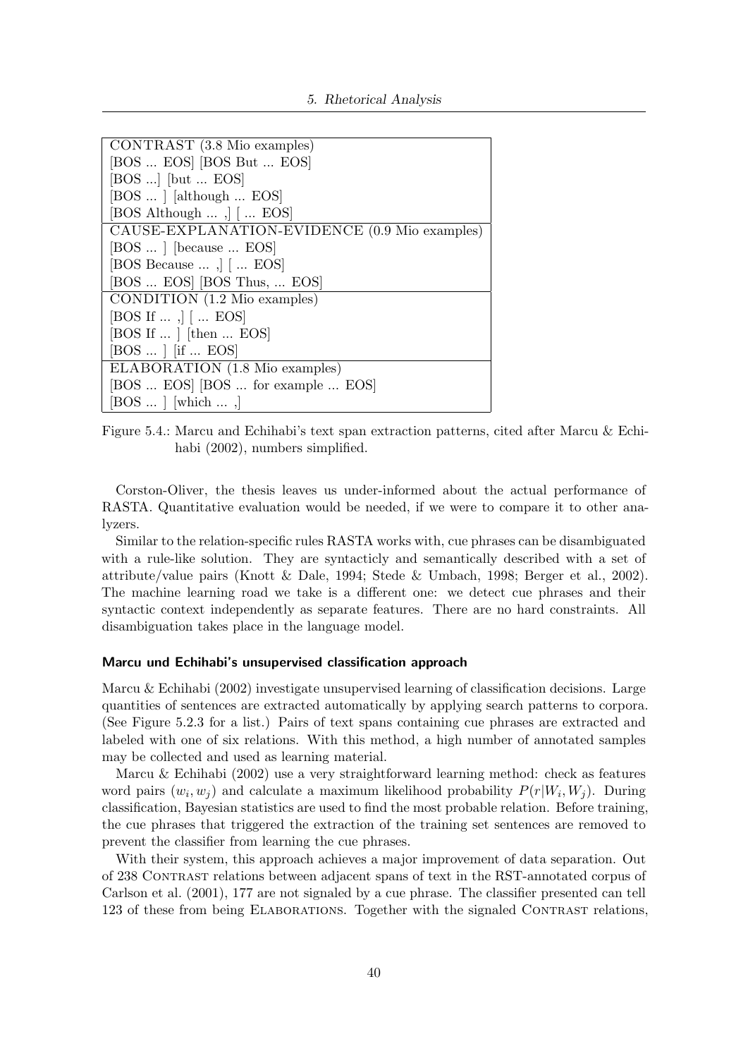| CONTRAST (3.8 Mio examples) |
|---|
| [BOS ... EOS] [BOS But ... EOS] |
| [BOS ...] [but ... EOS] |
| [BOS ... ] [although ... EOS] |
| [BOS Although ... ,] [ ... EOS] |
| CAUSE-EXPLANATION-EVIDENCE (0.9 Mio examples) |
| [BOS ... ] [because ... EOS] |
| [BOS Because ... ,] [ ... EOS] |
| [BOS ... EOS] [BOS Thus, ... EOS] |
| CONDITION (1.2 Mio examples) |
| [BOS If ... ,] [ ... EOS] |
| [BOS If ... ] [then ... EOS] |
| [BOS ... ] [if ... EOS] |
| ELABORATION (1.8 Mio examples) |
| [BOS ... EOS] [BOS ... for example ... EOS] |
| [BOS ... ] [which ... ,] |

Figure 5.4.: Marcu and Echihabi's text span extraction patterns, cited after Marcu & Echihabi (2002), numbers simplified.

Corston-Oliver, the thesis leaves us under-informed about the actual performance of RASTA. Quantitative evaluation would be needed, if we were to compare it to other analyzers.

Similar to the relation-specific rules RASTA works with, cue phrases can be disambiguated with a rule-like solution. They are syntacticly and semantically described with a set of attribute/value pairs (Knott & Dale, 1994; Stede & Umbach, 1998; Berger et al., 2002). The machine learning road we take is a different one: we detect cue phrases and their syntactic context independently as separate features. There are no hard constraints. All disambiguation takes place in the language model.

#### Marcu und Echihabi's unsupervised classification approach

Marcu & Echihabi (2002) investigate unsupervised learning of classification decisions. Large quantities of sentences are extracted automatically by applying search patterns to corpora. (See Figure 5.2.3 for a list.) Pairs of text spans containing cue phrases are extracted and labeled with one of six relations. With this method, a high number of annotated samples may be collected and used as learning material.

Marcu & Echihabi (2002) use a very straightforward learning method: check as features word pairs $(w_i, w_j)$ and calculate a maximum likelihood probability $P(r|W_i, W_j)$. During classification, Bayesian statistics are used to find the most probable relation. Before training, the cue phrases that triggered the extraction of the training set sentences are removed to prevent the classifier from learning the cue phrases.

With their system, this approach achieves a major improvement of data separation. Out of 238 CONTRAST relations between adjacent spans of text in the RST-annotated corpus of Carlson et al. (2001), 177 are not signaled by a cue phrase. The classifier presented can tell 123 of these from being ELABORATIONS. Together with the signaled CONTRAST relations,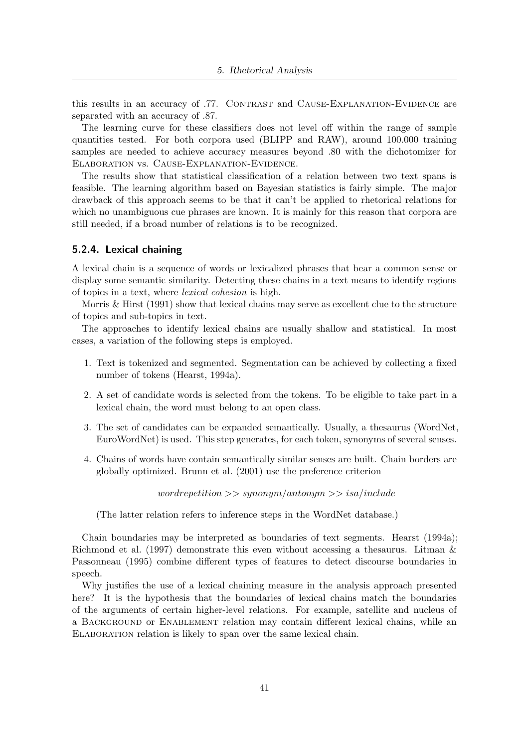this results in an accuracy of .77. Contrast and Cause-Explanation-Evidence are separated with an accuracy of .87.

The learning curve for these classifiers does not level off within the range of sample quantities tested. For both corpora used (BLIPP and RAW), around 100.000 training samples are needed to achieve accuracy measures beyond .80 with the dichotomizer for Elaboration vs. Cause-Explanation-Evidence.

The results show that statistical classification of a relation between two text spans is feasible. The learning algorithm based on Bayesian statistics is fairly simple. The major drawback of this approach seems to be that it can't be applied to rhetorical relations for which no unambiguous cue phrases are known. It is mainly for this reason that corpora are still needed, if a broad number of relations is to be recognized.

### 5.2.4. Lexical chaining

A lexical chain is a sequence of words or lexicalized phrases that bear a common sense or display some semantic similarity. Detecting these chains in a text means to identify regions of topics in a text, where *lexical cohesion* is high.

Morris & Hirst (1991) show that lexical chains may serve as excellent clue to the structure of topics and sub-topics in text.

The approaches to identify lexical chains are usually shallow and statistical. In most cases, a variation of the following steps is employed.

1. Text is tokenized and segmented. Segmentation can be achieved by collecting a fixed number of tokens (Hearst, 1994a).
2. A set of candidate words is selected from the tokens. To be eligible to take part in a lexical chain, the word must belong to an open class.
3. The set of candidates can be expanded semantically. Usually, a thesaurus (WordNet, EuroWordNet) is used. This step generates, for each token, synonyms of several senses.
4. Chains of words have contain semantically similar senses are built. Chain borders are globally optimized. Brunn et al. (2001) use the preference criterion

   $$wordrepetition >> synonym/antonym >> isa/include$$

   (The latter relation refers to inference steps in the WordNet database.)

Chain boundaries may be interpreted as boundaries of text segments. Hearst (1994a); Richmond et al. (1997) demonstrate this even without accessing a thesaurus. Litman & Passonneau (1995) combine different types of features to detect discourse boundaries in speech.

Why justifies the use of a lexical chaining measure in the analysis approach presented here? It is the hypothesis that the boundaries of lexical chains match the boundaries of the arguments of certain higher-level relations. For example, satellite and nucleus of a Background or Enablement relation may contain different lexical chains, while an Elaboration relation is likely to span over the same lexical chain.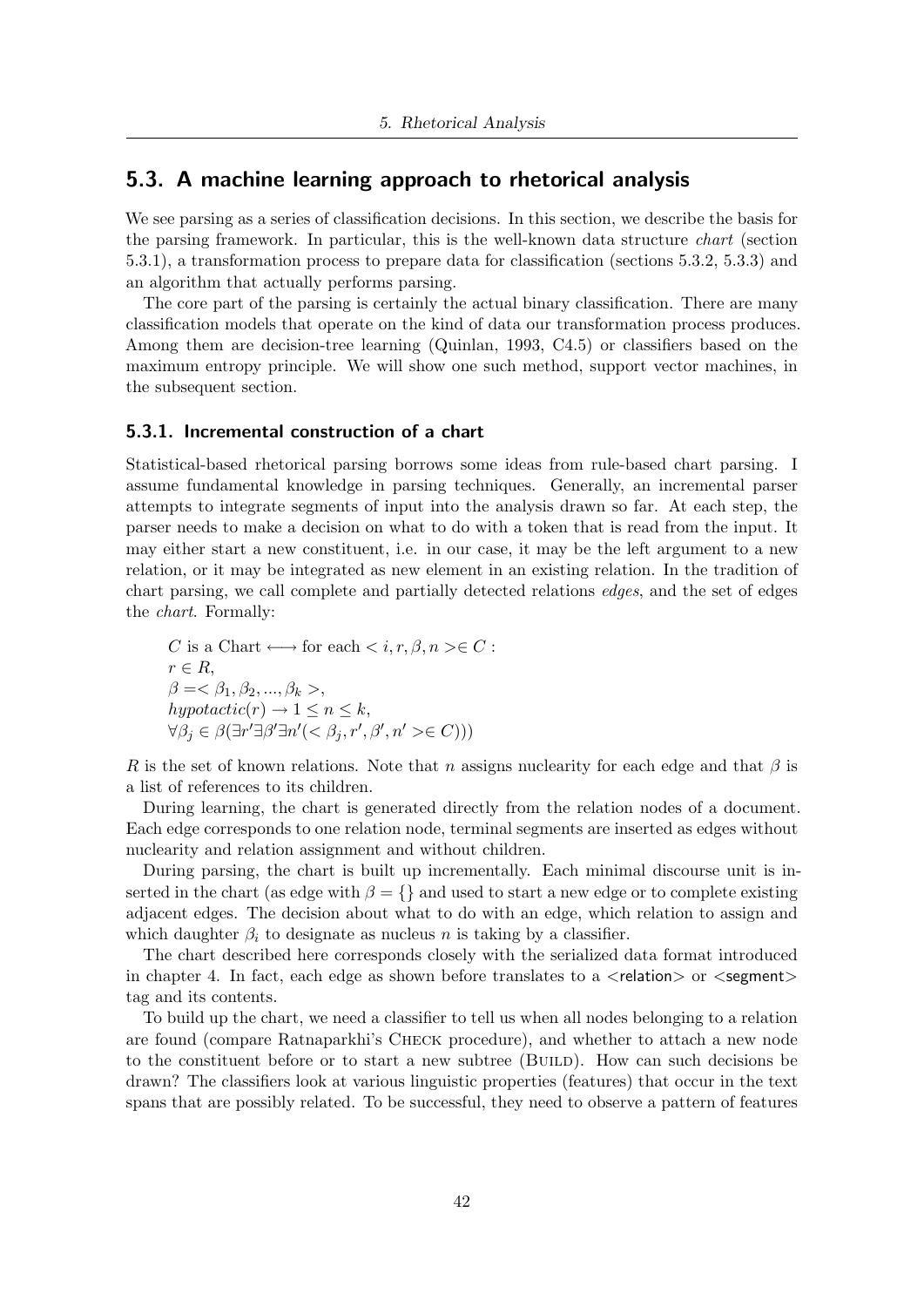## 5.3. A machine learning approach to rhetorical analysis

We see parsing as a series of classification decisions. In this section, we describe the basis for the parsing framework. In particular, this is the well-known data structure *chart* (section 5.3.1), a transformation process to prepare data for classification (sections 5.3.2, 5.3.3) and an algorithm that actually performs parsing.

The core part of the parsing is certainly the actual binary classification. There are many classification models that operate on the kind of data our transformation process produces. Among them are decision-tree learning (Quinlan, 1993, C4.5) or classifiers based on the maximum entropy principle. We will show one such method, support vector machines, in the subsequent section.

### 5.3.1. Incremental construction of a chart

Statistical-based rhetorical parsing borrows some ideas from rule-based chart parsing. I assume fundamental knowledge in parsing techniques. Generally, an incremental parser attempts to integrate segments of input into the analysis drawn so far. At each step, the parser needs to make a decision on what to do with a token that is read from the input. It may either start a new constituent, i.e. in our case, it may be the left argument to a new relation, or it may be integrated as new element in an existing relation. In the tradition of chart parsing, we call complete and partially detected relations *edges*, and the set of edges the *chart*. Formally:

$C$ is a Chart $\longleftrightarrow$ for each $< i, r, \beta, n > \in C$ :
$r \in R$,
$\beta = < \beta_1, \beta_2, ..., \beta_k >$,
$hypotactic(r) \rightarrow 1 \leq n \leq k$,
$\forall \beta_j \in \beta (\exists r' \exists \beta' \exists n' (< \beta_j, r', \beta', n' > \in C)))$

$R$ is the set of known relations. Note that $n$ assigns nuclearity for each edge and that $\beta$ is a list of references to its children.

During learning, the chart is generated directly from the relation nodes of a document. Each edge corresponds to one relation node, terminal segments are inserted as edges without nuclearity and relation assignment and without children.

During parsing, the chart is built up incrementally. Each minimal discourse unit is inserted in the chart (as edge with $\beta = \{\}$ and used to start a new edge or to complete existing adjacent edges. The decision about what to do with an edge, which relation to assign and which daughter $\beta_i$ to designate as nucleus $n$ is taking by a classifier.

The chart described here corresponds closely with the serialized data format introduced in chapter 4. In fact, each edge as shown before translates to a <relation> or <segment> tag and its contents.

To build up the chart, we need a classifier to tell us when all nodes belonging to a relation are found (compare Ratnaparkhi's CHECK procedure), and whether to attach a new node to the constituent before or to start a new subtree (BUILD). How can such decisions be drawn? The classifiers look at various linguistic properties (features) that occur in the text spans that are possibly related. To be successful, they need to observe a pattern of features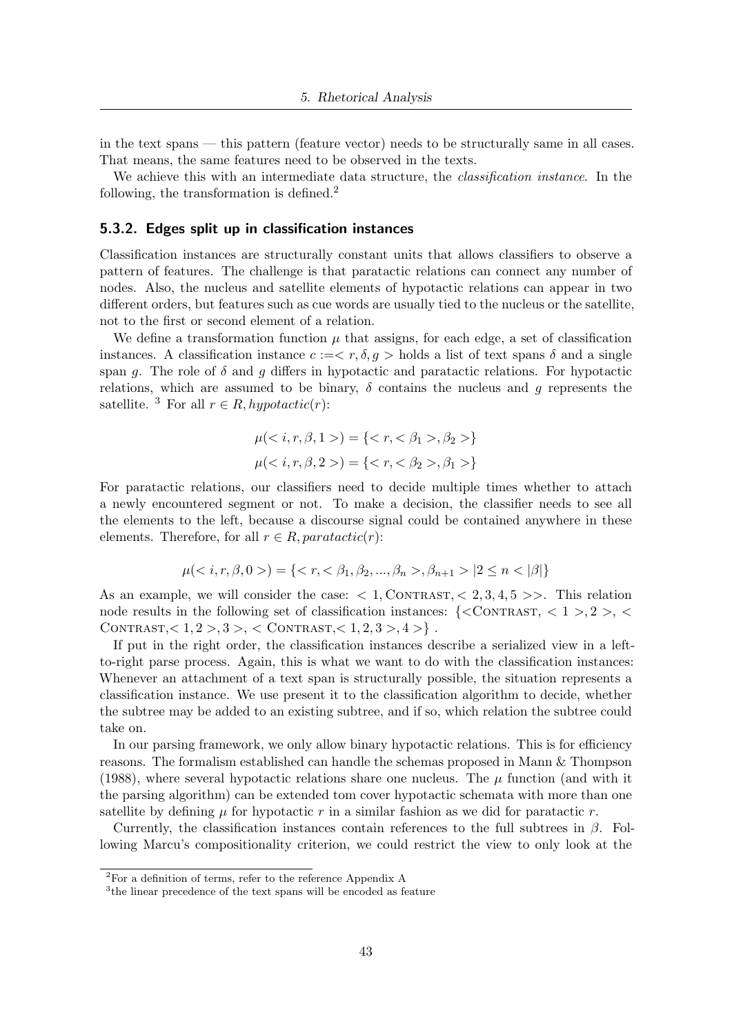in the text spans — this pattern (feature vector) needs to be structurally same in all cases. That means, the same features need to be observed in the texts.

We achieve this with an intermediate data structure, the *classification instance*. In the following, the transformation is defined.[2]

### 5.3.2. Edges split up in classification instances

Classification instances are structurally constant units that allows classifiers to observe a pattern of features. The challenge is that paratactic relations can connect any number of nodes. Also, the nucleus and satellite elements of hypotactic relations can appear in two different orders, but features such as cue words are usually tied to the nucleus or the satellite, not to the first or second element of a relation.

We define a transformation function $\mu$ that assigns, for each edge, a set of classification instances. A classification instance $c :=< r, \delta, g >$ holds a list of text spans $\delta$ and a single span $g$. The role of $\delta$ and $g$ differs in hypotactic and paratactic relations. For hypotactic relations, which are assumed to be binary, $\delta$ contains the nucleus and $g$ represents the satellite. [3] For all $r \in R, hypotactic(r)$:

$$\mu(< i, r, \beta, 1 >) = \{< r, < \beta_1 >, \beta_2 >\}$$

$$\mu(< i, r, \beta, 2 >) = \{< r, < \beta_2 >, \beta_1 >\}$$

For paratactic relations, our classifiers need to decide multiple times whether to attach a newly encountered segment or not. To make a decision, the classifier needs to see all the elements to the left, because a discourse signal could be contained anywhere in these elements. Therefore, for all $r \in R, paratactic(r)$:

$$\mu(< i, r, \beta, 0 >) = \{< r, < \beta_1, \beta_2, ..., \beta_n >, \beta_{n+1} > | 2 \leq n < |\beta|\}$$

As an example, we will consider the case: $< 1, \text{Contrast}, < 2, 3, 4, 5 >>$. This relation node results in the following set of classification instances: $\{<\text{Contrast}, < 1 >, 2 >, < \text{Contrast}, < 1, 2 >, 3 >, < \text{Contrast}, < 1, 2, 3 >, 4 >\}$.

If put in the right order, the classification instances describe a serialized view in a left-to-right parse process. Again, this is what we want to do with the classification instances: Whenever an attachment of a text span is structurally possible, the situation represents a classification instance. We use present it to the classification algorithm to decide, whether the subtree may be added to an existing subtree, and if so, which relation the subtree could take on.

In our parsing framework, we only allow binary hypotactic relations. This is for efficiency reasons. The formalism established can handle the schemas proposed in Mann & Thompson (1988), where several hypotactic relations share one nucleus. The $\mu$ function (and with it the parsing algorithm) can be extended tom cover hypotactic schemata with more than one satellite by defining $\mu$ for hypotactic $r$ in a similar fashion as we did for paratactic $r$.

Currently, the classification instances contain references to the full subtrees in $\beta$. Following Marcu's compositionality criterion, we could restrict the view to only look at the

[2] For a definition of terms, refer to the reference Appendix A

[3] the linear precedence of the text spans will be encoded as feature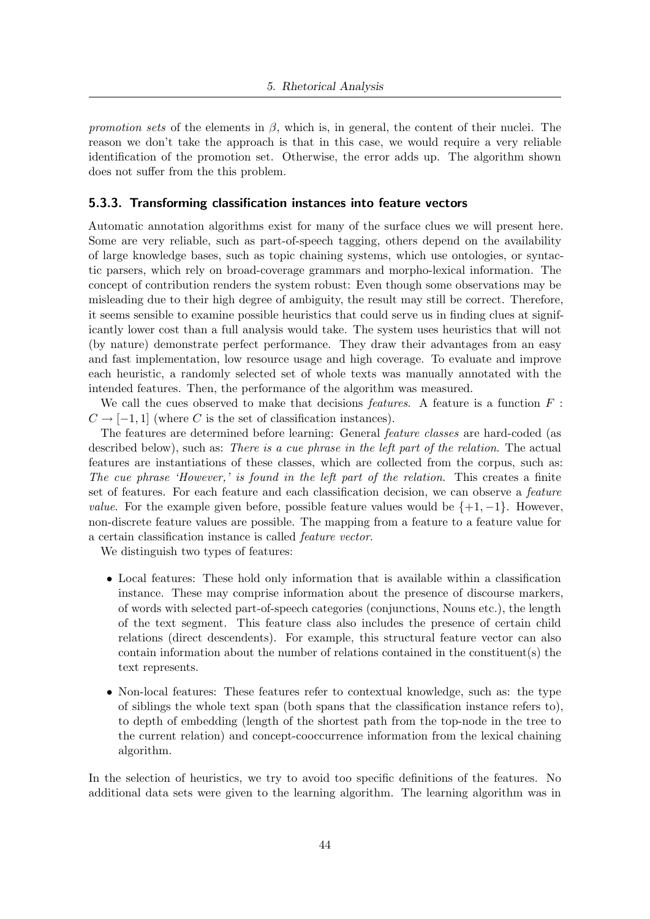*promotion sets* of the elements in $\beta$, which is, in general, the content of their nuclei. The reason we don't take the approach is that in this case, we would require a very reliable identification of the promotion set. Otherwise, the error adds up. The algorithm shown does not suffer from the this problem.

### 5.3.3. Transforming classification instances into feature vectors

Automatic annotation algorithms exist for many of the surface clues we will present here. Some are very reliable, such as part-of-speech tagging, others depend on the availability of large knowledge bases, such as topic chaining systems, which use ontologies, or syntactic parsers, which rely on broad-coverage grammars and morpho-lexical information. The concept of contribution renders the system robust: Even though some observations may be misleading due to their high degree of ambiguity, the result may still be correct. Therefore, it seems sensible to examine possible heuristics that could serve us in finding clues at significantly lower cost than a full analysis would take. The system uses heuristics that will not (by nature) demonstrate perfect performance. They draw their advantages from an easy and fast implementation, low resource usage and high coverage. To evaluate and improve each heuristic, a randomly selected set of whole texts was manually annotated with the intended features. Then, the performance of the algorithm was measured.

We call the cues observed to make that decisions *features*. A feature is a function $F : C \to [-1, 1]$ (where $C$ is the set of classification instances).

The features are determined before learning: General *feature classes* are hard-coded (as described below), such as: *There is a cue phrase in the left part of the relation*. The actual features are instantiations of these classes, which are collected from the corpus, such as: *The cue phrase 'However,' is found in the left part of the relation*. This creates a finite set of features. For each feature and each classification decision, we can observe a *feature value*. For the example given before, possible feature values would be $\{+1, -1\}$. However, non-discrete feature values are possible. The mapping from a feature to a feature value for a certain classification instance is called *feature vector*.

We distinguish two types of features:

- Local features: These hold only information that is available within a classification instance. These may comprise information about the presence of discourse markers, of words with selected part-of-speech categories (conjunctions, Nouns etc.), the length of the text segment. This feature class also includes the presence of certain child relations (direct descendents). For example, this structural feature vector can also contain information about the number of relations contained in the constituent(s) the text represents.
- Non-local features: These features refer to contextual knowledge, such as: the type of siblings the whole text span (both spans that the classification instance refers to), to depth of embedding (length of the shortest path from the top-node in the tree to the current relation) and concept-cooccurrence information from the lexical chaining algorithm.

In the selection of heuristics, we try to avoid too specific definitions of the features. No additional data sets were given to the learning algorithm. The learning algorithm was in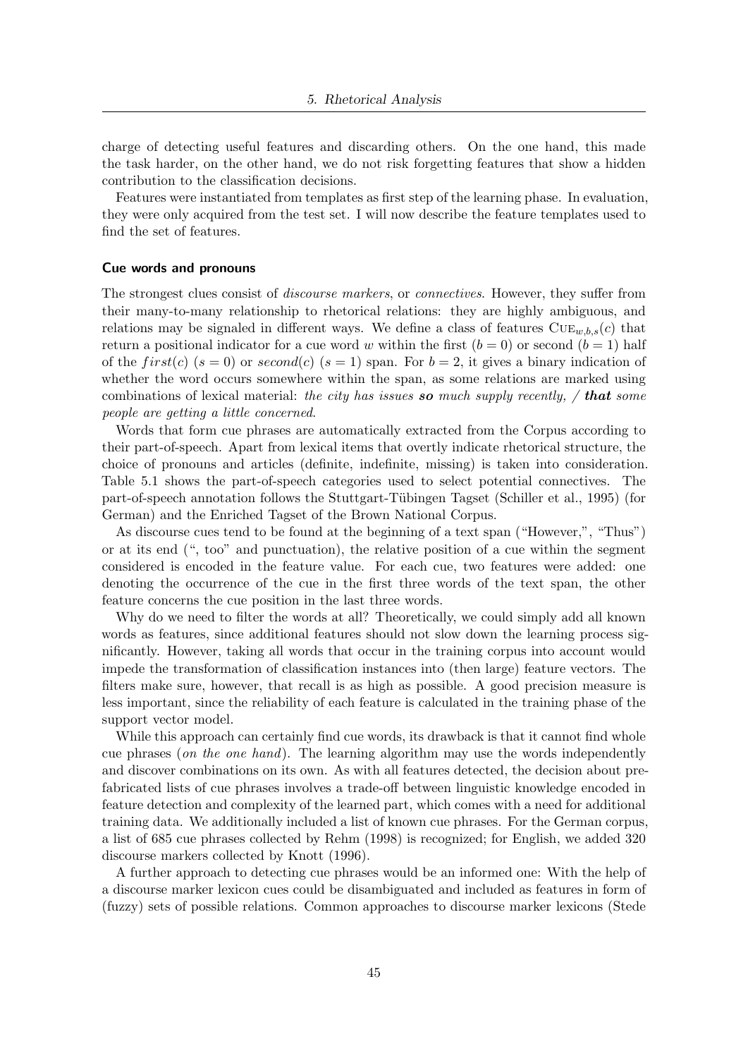charge of detecting useful features and discarding others. On the one hand, this made the task harder, on the other hand, we do not risk forgetting features that show a hidden contribution to the classification decisions.

Features were instantiated from templates as first step of the learning phase. In evaluation, they were only acquired from the test set. I will now describe the feature templates used to find the set of features.

#### Cue words and pronouns

The strongest clues consist of *discourse markers*, or *connectives*. However, they suffer from their many-to-many relationship to rhetorical relations: they are highly ambiguous, and relations may be signaled in different ways. We define a class of features $\text{CUE}_{w,b,s}(c)$ that return a positional indicator for a cue word $w$ within the first ($b = 0$) or second ($b = 1$) half of the $first(c)$ ($s = 0$) or $second(c)$ ($s = 1$) span. For $b = 2$, it gives a binary indication of whether the word occurs somewhere within the span, as some relations are marked using combinations of lexical material: *the city has issues* ***so*** *much supply recently, /* ***that*** *some people are getting a little concerned*.

Words that form cue phrases are automatically extracted from the Corpus according to their part-of-speech. Apart from lexical items that overtly indicate rhetorical structure, the choice of pronouns and articles (definite, indefinite, missing) is taken into consideration. Table 5.1 shows the part-of-speech categories used to select potential connectives. The part-of-speech annotation follows the Stuttgart-Tübingen Tagset (Schiller et al., 1995) (for German) and the Enriched Tagset of the Brown National Corpus.

As discourse cues tend to be found at the beginning of a text span ("However,", "Thus") or at its end (", too" and punctuation), the relative position of a cue within the segment considered is encoded in the feature value. For each cue, two features were added: one denoting the occurrence of the cue in the first three words of the text span, the other feature concerns the cue position in the last three words.

Why do we need to filter the words at all? Theoretically, we could simply add all known words as features, since additional features should not slow down the learning process significantly. However, taking all words that occur in the training corpus into account would impede the transformation of classification instances into (then large) feature vectors. The filters make sure, however, that recall is as high as possible. A good precision measure is less important, since the reliability of each feature is calculated in the training phase of the support vector model.

While this approach can certainly find cue words, its drawback is that it cannot find whole cue phrases (*on the one hand*). The learning algorithm may use the words independently and discover combinations on its own. As with all features detected, the decision about prefabricated lists of cue phrases involves a trade-off between linguistic knowledge encoded in feature detection and complexity of the learned part, which comes with a need for additional training data. We additionally included a list of known cue phrases. For the German corpus, a list of 685 cue phrases collected by Rehm (1998) is recognized; for English, we added 320 discourse markers collected by Knott (1996).

A further approach to detecting cue phrases would be an informed one: With the help of a discourse marker lexicon cues could be disambiguated and included as features in form of (fuzzy) sets of possible relations. Common approaches to discourse marker lexicons (Stede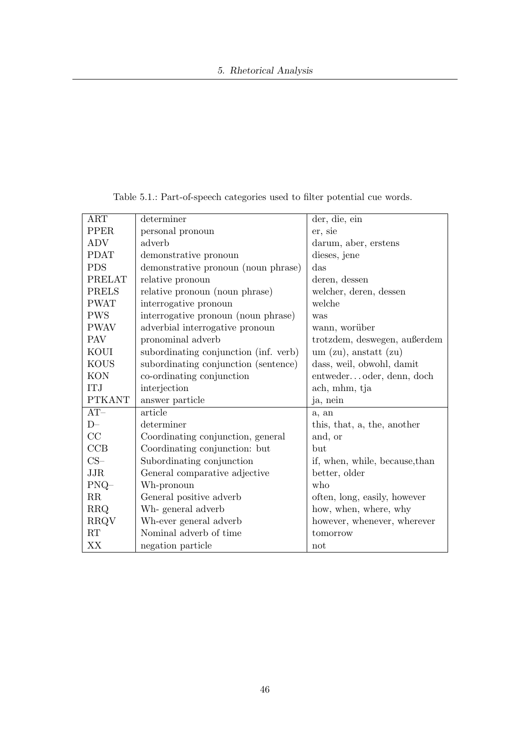Table 5.1.: Part-of-speech categories used to filter potential cue words.

| | | |
|---|---|---|
| ART | determiner | der, die, ein |
| PPER | personal pronoun | er, sie |
| ADV | adverb | darum, aber, erstens |
| PDAT | demonstrative pronoun | dieses, jene |
| PDS | demonstrative pronoun (noun phrase) | das |
| PRELAT | relative pronoun | deren, dessen |
| PRELS | relative pronoun (noun phrase) | welcher, deren, dessen |
| PWAT | interrogative pronoun | welche |
| PWS | interrogative pronoun (noun phrase) | was |
| PWAV | adverbial interrogative pronoun | wann, worüber |
| PAV | pronominal adverb | trotzdem, deswegen, außerdem |
| KOUI | subordinating conjunction (inf. verb) | um (zu), anstatt (zu) |
| KOUS | subordinating conjunction (sentence) | dass, weil, obwohl, damit |
| KON | co-ordinating conjunction | entweder…oder, denn, doch |
| ITJ | interjection | ach, mhm, tja |
| PTKANT | answer particle | ja, nein |
| AT– | article | a, an |
| D– | determiner | this, that, a, the, another |
| CC | Coordinating conjunction, general | and, or |
| CCB | Coordinating conjunction: but | but |
| CS– | Subordinating conjunction | if, when, while, because,than |
| JJR | General comparative adjective | better, older |
| PNQ– | Wh-pronoun | who |
| RR | General positive adverb | often, long, easily, however |
| RRQ | Wh- general adverb | how, when, where, why |
| RRQV | Wh-ever general adverb | however, whenever, wherever |
| RT | Nominal adverb of time | tomorrow |
| XX | negation particle | not |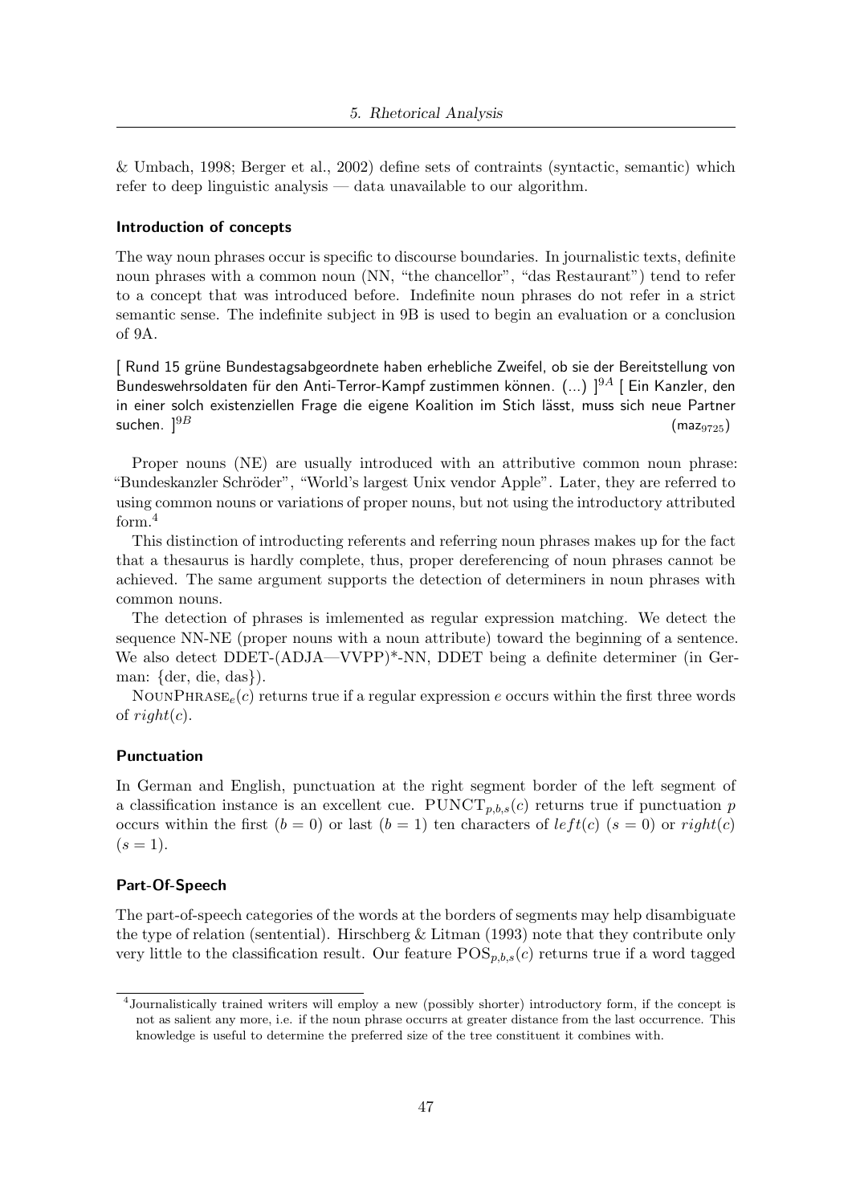& Umbach, 1998; Berger et al., 2002) define sets of contraints (syntactic, semantic) which refer to deep linguistic analysis — data unavailable to our algorithm.

### Introduction of concepts

The way noun phrases occur is specific to discourse boundaries. In journalistic texts, definite noun phrases with a common noun (NN, "the chancellor", "das Restaurant") tend to refer to a concept that was introduced before. Indefinite noun phrases do not refer in a strict semantic sense. The indefinite subject in 9B is used to begin an evaluation or a conclusion of 9A.

[ Rund 15 grüne Bundestagsabgeordnete haben erhebliche Zweifel, ob sie der Bereitstellung von Bundeswehrsoldaten für den Anti-Terror-Kampf zustimmen können. (...) $]^{9A}$ [ Ein Kanzler, den in einer solch existenziellen Frage die eigene Koalition im Stich lässt, muss sich neue Partner suchen. $]^{9B}$ (maz$_{9725}$)

Proper nouns (NE) are usually introduced with an attributive common noun phrase: "Bundeskanzler Schröder", "World's largest Unix vendor Apple". Later, they are referred to using common nouns or variations of proper nouns, but not using the introductory attributed form.[4]

This distinction of introducting referents and referring noun phrases makes up for the fact that a thesaurus is hardly complete, thus, proper dereferencing of noun phrases cannot be achieved. The same argument supports the detection of determiners in noun phrases with common nouns.

The detection of phrases is imlemented as regular expression matching. We detect the sequence NN-NE (proper nouns with a noun attribute) toward the beginning of a sentence. We also detect DDET-(ADJA—VVPP)*-NN, DDET being a definite determiner (in German: {der, die, das}).

$\text{NOUNPHRASE}_e(c)$ returns true if a regular expression $e$ occurs within the first three words of $right(c)$.

### Punctuation

In German and English, punctuation at the right segment border of the left segment of a classification instance is an excellent cue. $\text{PUNCT}_{p,b,s}(c)$ returns true if punctuation $p$ occurs within the first ($b = 0$) or last ($b = 1$) ten characters of $left(c)$ ($s = 0$) or $right(c)$ ($s = 1$).

### Part-Of-Speech

The part-of-speech categories of the words at the borders of segments may help disambiguate the type of relation (sentential). Hirschberg & Litman (1993) note that they contribute only very little to the classification result. Our feature $\text{POS}_{p,b,s}(c)$ returns true if a word tagged

[4] Journalistically trained writers will employ a new (possibly shorter) introductory form, if the concept is not as salient any more, i.e. if the noun phrase occurrs at greater distance from the last occurrence. This knowledge is useful to determine the preferred size of the tree constituent it combines with.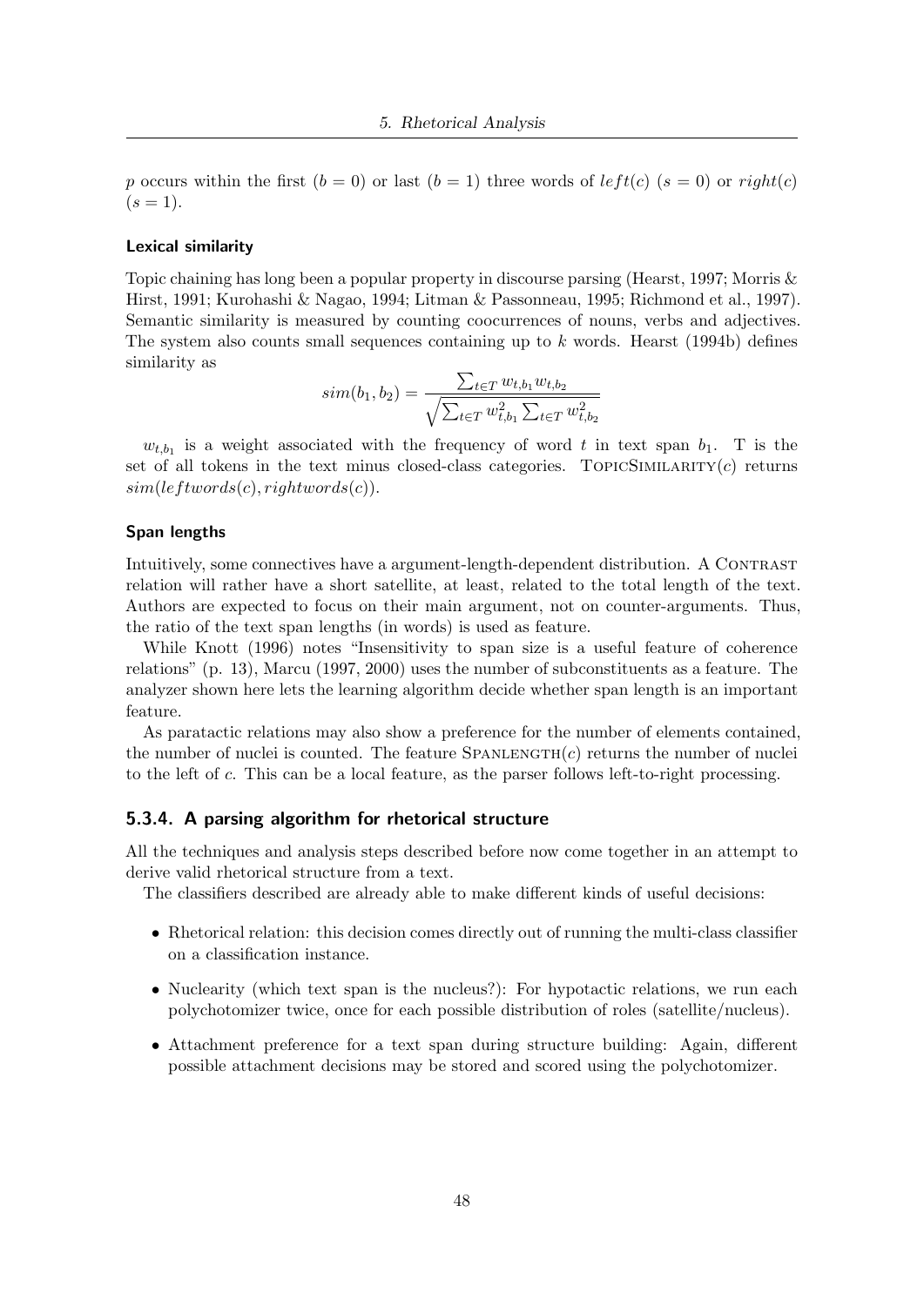$p$ occurs within the first ($b = 0$) or last ($b = 1$) three words of $left(c)$ ($s = 0$) or $right(c)$ ($s = 1$).

#### Lexical similarity

Topic chaining has long been a popular property in discourse parsing (Hearst, 1997; Morris & Hirst, 1991; Kurohashi & Nagao, 1994; Litman & Passonneau, 1995; Richmond et al., 1997). Semantic similarity is measured by counting coocurrences of nouns, verbs and adjectives. The system also counts small sequences containing up to $k$ words. Hearst (1994b) defines similarity as

$$sim(b_1, b_2) = \frac{\sum_{t \in T} w_{t,b_1} w_{t,b_2}}{\sqrt{\sum_{t \in T} w_{t,b_1}^2 \sum_{t \in T} w_{t,b_2}^2}}$$

$w_{t,b_1}$ is a weight associated with the frequency of word $t$ in text span $b_1$. T is the set of all tokens in the text minus closed-class categories. TopicSimilarity($c$) returns $sim(leftwords(c), rightwords(c))$.

#### Span lengths

Intuitively, some connectives have a argument-length-dependent distribution. A Contrast relation will rather have a short satellite, at least, related to the total length of the text. Authors are expected to focus on their main argument, not on counter-arguments. Thus, the ratio of the text span lengths (in words) is used as feature.

While Knott (1996) notes "Insensitivity to span size is a useful feature of coherence relations" (p. 13), Marcu (1997, 2000) uses the number of subconstituents as a feature. The analyzer shown here lets the learning algorithm decide whether span length is an important feature.

As paratactic relations may also show a preference for the number of elements contained, the number of nuclei is counted. The feature SpanLength($c$) returns the number of nuclei to the left of $c$. This can be a local feature, as the parser follows left-to-right processing.

### 5.3.4. A parsing algorithm for rhetorical structure

All the techniques and analysis steps described before now come together in an attempt to derive valid rhetorical structure from a text.

The classifiers described are already able to make different kinds of useful decisions:

- Rhetorical relation: this decision comes directly out of running the multi-class classifier on a classification instance.
- Nuclearity (which text span is the nucleus?): For hypotactic relations, we run each polychotomizer twice, once for each possible distribution of roles (satellite/nucleus).
- Attachment preference for a text span during structure building: Again, different possible attachment decisions may be stored and scored using the polychotomizer.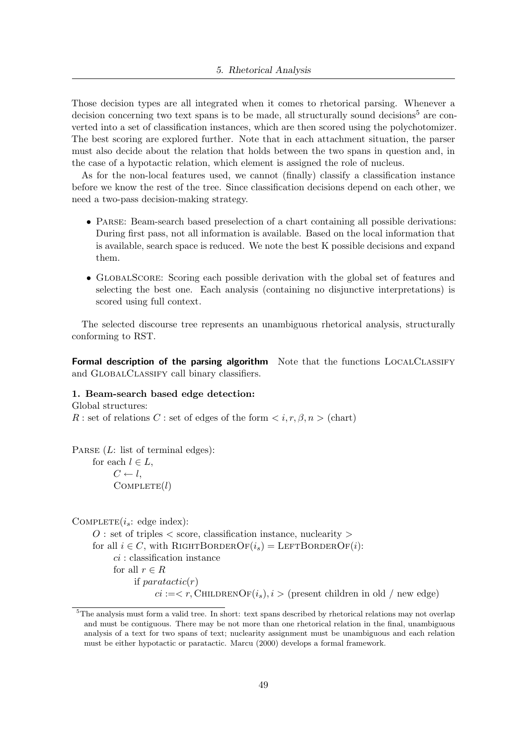Those decision types are all integrated when it comes to rhetorical parsing. Whenever a decision concerning two text spans is to be made, all structurally sound decisions[5] are converted into a set of classification instances, which are then scored using the polychotomizer. The best scoring are explored further. Note that in each attachment situation, the parser must also decide about the relation that holds between the two spans in question and, in the case of a hypotactic relation, which element is assigned the role of nucleus.

As for the non-local features used, we cannot (finally) classify a classification instance before we know the rest of the tree. Since classification decisions depend on each other, we need a two-pass decision-making strategy.

- Parse: Beam-search based preselection of a chart containing all possible derivations: During first pass, not all information is available. Based on the local information that is available, search space is reduced. We note the best K possible decisions and expand them.
- GlobalScore: Scoring each possible derivation with the global set of features and selecting the best one. Each analysis (containing no disjunctive interpretations) is scored using full context.

The selected discourse tree represents an unambiguous rhetorical analysis, structurally conforming to RST.

**Formal description of the parsing algorithm** Note that the functions LocalClassify and GlobalClassify call binary classifiers.

**1. Beam-search based edge detection:**

Global structures:
$R$ : set of relations $C$ : set of edges of the form $< i, r, \beta, n >$ (chart)

Parse ($L$: list of terminal edges):
  for each $l \in L$,
    $C \leftarrow l$,
    Complete($l$)

Complete($i_s$: edge index):
  $O$ : set of triples < score, classification instance, nuclearity >
  for all $i \in C$, with RightBorderOf($i_s$) = LeftBorderOf($i$):
    $ci$ : classification instance
    for all $r \in R$
      if $paratactic(r)$
        $ci :=< r$, ChildrenOf($i_s$), $i >$ (present children in old / new edge)

[5] The analysis must form a valid tree. In short: text spans described by rhetorical relations may not overlap and must be contiguous. There may be not more than one rhetorical relation in the final, unambiguous analysis of a text for two spans of text; nuclearity assignment must be unambiguous and each relation must be either hypotactic or paratactic. Marcu (2000) develops a formal framework.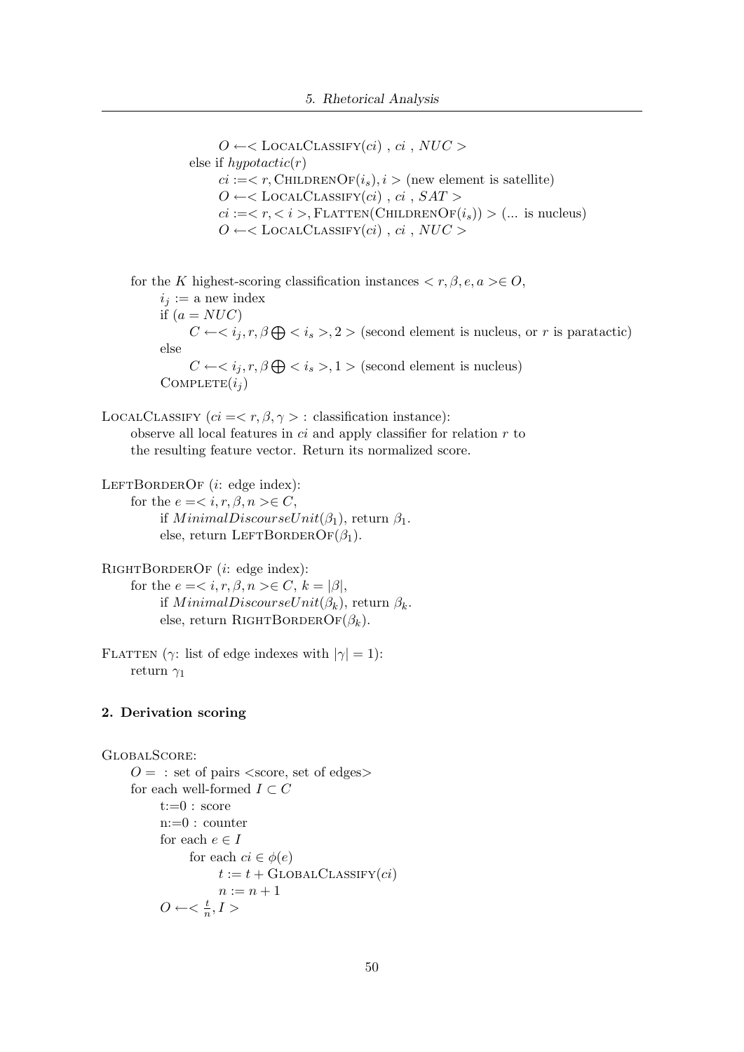$O \leftarrow <$ LocalClassify($ci$) , $ci$ , $NUC$ $>$
else if $hypotactic(r)$
$ci := < r$, ChildrenOf($i_s$), $i >$ (new element is satellite)
$O \leftarrow <$ LocalClassify($ci$) , $ci$ , $SAT$ $>$
$ci := < r, < i >$, Flatten(ChildrenOf($i_s$)) $>$ (... is nucleus)
$O \leftarrow <$ LocalClassify($ci$) , $ci$ , $NUC$ $>$

for the $K$ highest-scoring classification instances $< r, \beta, e, a > \in O$,
$i_j :=$ a new index
if ($a = NUC$)
$C \leftarrow < i_j, r, \beta \bigoplus < i_s >, 2 >$ (second element is nucleus, or $r$ is paratactic)
else
$C \leftarrow < i_j, r, \beta \bigoplus < i_s >, 1 >$ (second element is nucleus)
Complete($i_j$)

LocalClassify ($ci = < r, \beta, \gamma >$ : classification instance):
observe all local features in $ci$ and apply classifier for relation $r$ to the resulting feature vector. Return its normalized score.

LeftBorderOf ($i$: edge index):
for the $e = < i, r, \beta, n > \in C$,
if $MinimalDiscourseUnit(\beta_1)$, return $\beta_1$.
else, return LeftBorderOf($\beta_1$).

RightBorderOf ($i$: edge index):
for the $e = < i, r, \beta, n > \in C$, $k = |\beta|$,
if $MinimalDiscourseUnit(\beta_k)$, return $\beta_k$.
else, return RightBorderOf($\beta_k$).

Flatten ($\gamma$: list of edge indexes with $|\gamma| = 1$):
return $\gamma_1$

**2. Derivation scoring**

GlobalScore:
$O =$ : set of pairs <score, set of edges>
for each well-formed $I \subset C$
t:=0 : score
n:=0 : counter
for each $e \in I$
for each $ci \in \phi(e)$
$t := t +$ GlobalClassify($ci$)
$n := n + 1$
$O \leftarrow < \frac{t}{n}, I >$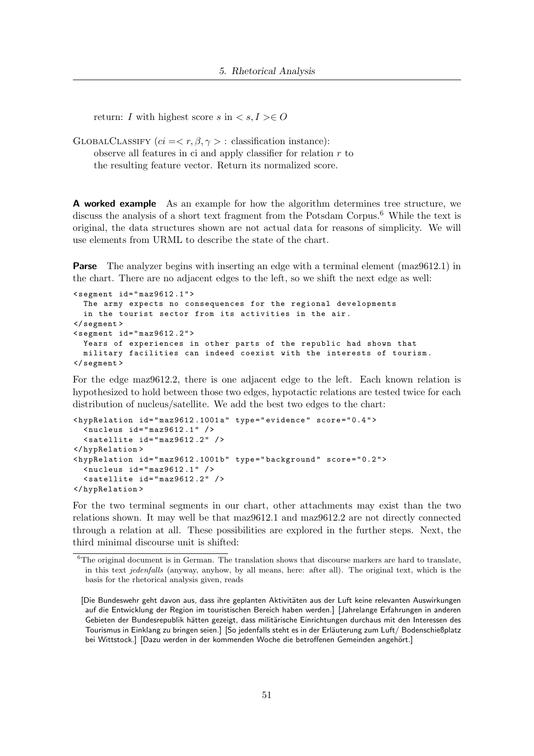return: $I$ with highest score $s$ in $< s, I > \in O$

GLOBALCLASSIFY ($ci =< r, \beta, \gamma >$ : classification instance):
observe all features in ci and apply classifier for relation $r$ to the resulting feature vector. Return its normalized score.

**A worked example** As an example for how the algorithm determines tree structure, we discuss the analysis of a short text fragment from the Potsdam Corpus.[6] While the text is original, the data structures shown are not actual data for reasons of simplicity. We will use elements from URML to describe the state of the chart.

**Parse** The analyzer begins with inserting an edge with a terminal element (maz9612.1) in the chart. There are no adjacent edges to the left, so we shift the next edge as well:

```
<segment id="maz9612.1">
  The army expects no consequences for the regional developments
  in the tourist sector from its activities in the air.
</segment>
<segment id="maz9612.2">
  Years of experiences in other parts of the republic had shown that
  military facilities can indeed coexist with the interests of tourism.
</segment>
```

For the edge maz9612.2, there is one adjacent edge to the left. Each known relation is hypothesized to hold between those two edges, hypotactic relations are tested twice for each distribution of nucleus/satellite. We add the best two edges to the chart:

```
<hypRelation id="maz9612.1001a" type="evidence" score="0.4">
  <nucleus id="maz9612.1" />
  <satellite id="maz9612.2" />
</hypRelation>
<hypRelation id="maz9612.1001b" type="background" score="0.2">
  <nucleus id="maz9612.1" />
  <satellite id="maz9612.2" />
</hypRelation>
```

For the two terminal segments in our chart, other attachments may exist than the two relations shown. It may well be that maz9612.1 and maz9612.2 are not directly connected through a relation at all. These possibilities are explored in the further steps. Next, the third minimal discourse unit is shifted:

[6] The original document is in German. The translation shows that discourse markers are hard to translate, in this text *jedenfalls* (anyway, anyhow, by all means, here: after all). The original text, which is the basis for the rhetorical analysis given, reads

[Die Bundeswehr geht davon aus, dass ihre geplanten Aktivitäten aus der Luft keine relevanten Auswirkungen auf die Entwicklung der Region im touristischen Bereich haben werden.] [Jahrelange Erfahrungen in anderen Gebieten der Bundesrepublik hätten gezeigt, dass militärische Einrichtungen durchaus mit den Interessen des Tourismus in Einklang zu bringen seien.] [So jedenfalls steht es in der Erläuterung zum Luft/ Bodenschießplatz bei Wittstock.] [Dazu werden in der kommenden Woche die betroffenen Gemeinden angehört.]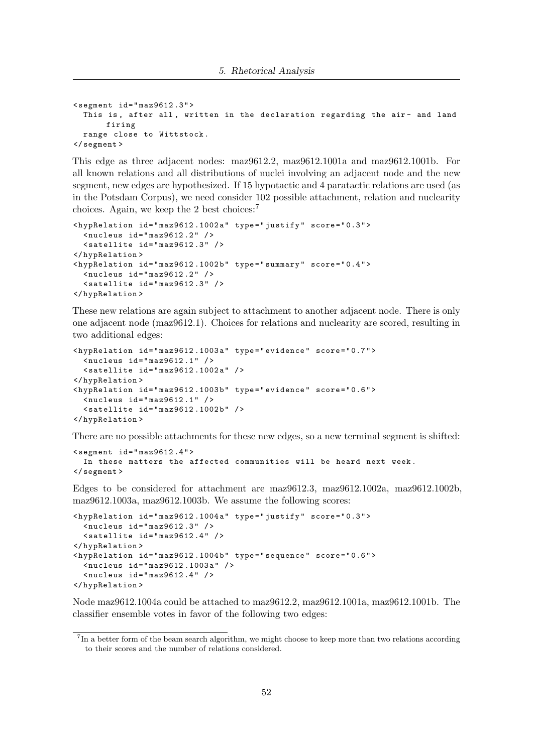```
<segment id="maz9612.3">
  This is, after all, written in the declaration regarding the air- and land
      firing
  range close to Wittstock.
</segment>
```

This edge as three adjacent nodes: maz9612.2, maz9612.1001a and maz9612.1001b. For all known relations and all distributions of nuclei involving an adjacent node and the new segment, new edges are hypothesized. If 15 hypotactic and 4 paratactic relations are used (as in the Potsdam Corpus), we need consider 102 possible attachment, relation and nuclearity choices. Again, we keep the 2 best choices:[7]

```
<hypRelation id="maz9612.1002a" type="justify" score="0.3">
  <nucleus id="maz9612.2" />
  <satellite id="maz9612.3" />
</hypRelation>
<hypRelation id="maz9612.1002b" type="summary" score="0.4">
  <nucleus id="maz9612.2" />
  <satellite id="maz9612.3" />
</hypRelation>
```

These new relations are again subject to attachment to another adjacent node. There is only one adjacent node (maz9612.1). Choices for relations and nuclearity are scored, resulting in two additional edges:

```
<hypRelation id="maz9612.1003a" type="evidence" score="0.7">
  <nucleus id="maz9612.1" />
  <satellite id="maz9612.1002a" />
</hypRelation>
<hypRelation id="maz9612.1003b" type="evidence" score="0.6">
  <nucleus id="maz9612.1" />
  <satellite id="maz9612.1002b" />
</hypRelation>
```

There are no possible attachments for these new edges, so a new terminal segment is shifted:

```
<segment id="maz9612.4">
  In these matters the affected communities will be heard next week.
</segment>
```

Edges to be considered for attachment are maz9612.3, maz9612.1002a, maz9612.1002b, maz9612.1003a, maz9612.1003b. We assume the following scores:

```
<hypRelation id="maz9612.1004a" type="justify" score="0.3">
  <nucleus id="maz9612.3" />
  <satellite id="maz9612.4" />
</hypRelation>
<hypRelation id="maz9612.1004b" type="sequence" score="0.6">
  <nucleus id="maz9612.1003a" />
  <nucleus id="maz9612.4" />
</hypRelation>
```

Node maz9612.1004a could be attached to maz9612.2, maz9612.1001a, maz9612.1001b. The classifier ensemble votes in favor of the following two edges:

[7] In a better form of the beam search algorithm, we might choose to keep more than two relations according to their scores and the number of relations considered.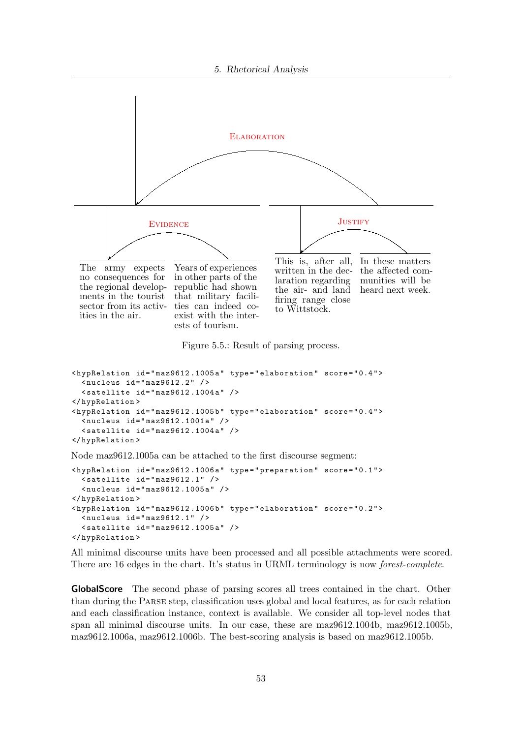ELABORATION

EVIDENCE

JUSTIFY

The army expects no consequences for the regional developments in the tourist sector from its activities in the air.

Years of experiences in other parts of the republic had shown that military facilities can indeed coexist with the interests of tourism.

This is, after all, written in the declaration regarding the air- and land firing range close to Wittstock.

In these matters the affected communities will be heard next week.

Figure 5.5.: Result of parsing process.

```
<hypRelation id="maz9612.1005a" type="elaboration" score="0.4">
  <nucleus id="maz9612.2" />
  <satellite id="maz9612.1004a" />
</hypRelation>
<hypRelation id="maz9612.1005b" type="elaboration" score="0.4">
  <nucleus id="maz9612.1001a" />
  <satellite id="maz9612.1004a" />
</hypRelation>
```

Node maz9612.1005a can be attached to the first discourse segment:

```
<hypRelation id="maz9612.1006a" type="preparation" score="0.1">
  <satellite id="maz9612.1" />
  <nucleus id="maz9612.1005a" />
</hypRelation>
<hypRelation id="maz9612.1006b" type="elaboration" score="0.2">
  <nucleus id="maz9612.1" />
  <satellite id="maz9612.1005a" />
</hypRelation>
```

All minimal discourse units have been processed and all possible attachments were scored. There are 16 edges in the chart. It's status in URML terminology is now *forest-complete*.

**GlobalScore** The second phase of parsing scores all trees contained in the chart. Other than during the PARSE step, classification uses global and local features, as for each relation and each classification instance, context is available. We consider all top-level nodes that span all minimal discourse units. In our case, these are maz9612.1004b, maz9612.1005b, maz9612.1006a, maz9612.1006b. The best-scoring analysis is based on maz9612.1005b.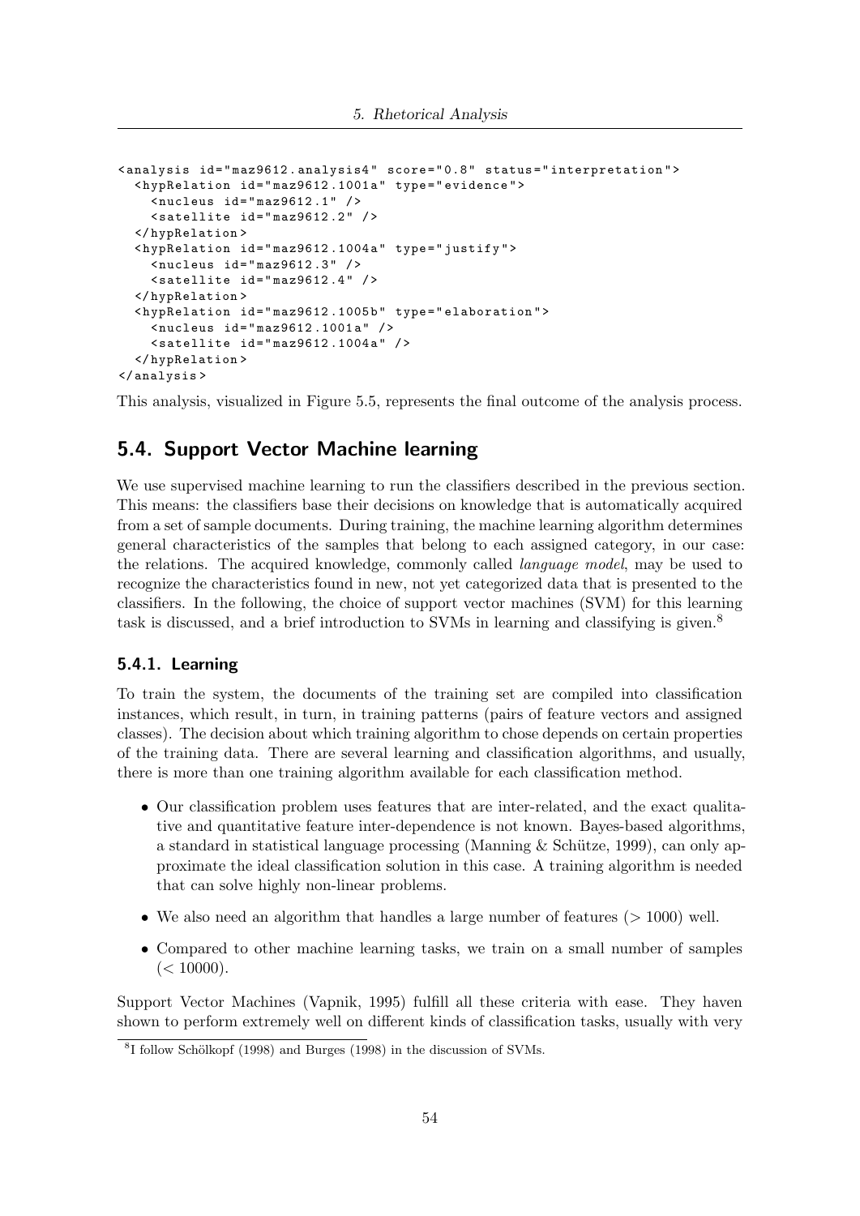```
<analysis id="maz9612.analysis4" score="0.8" status="interpretation">
  <hypRelation id="maz9612.1001a" type="evidence">
    <nucleus id="maz9612.1" />
    <satellite id="maz9612.2" />
  </hypRelation>
  <hypRelation id="maz9612.1004a" type="justify">
    <nucleus id="maz9612.3" />
    <satellite id="maz9612.4" />
  </hypRelation>
  <hypRelation id="maz9612.1005b" type="elaboration">
    <nucleus id="maz9612.1001a" />
    <satellite id="maz9612.1004a" />
  </hypRelation>
</analysis>
```

This analysis, visualized in Figure 5.5, represents the final outcome of the analysis process.

## 5.4. Support Vector Machine learning

We use supervised machine learning to run the classifiers described in the previous section. This means: the classifiers base their decisions on knowledge that is automatically acquired from a set of sample documents. During training, the machine learning algorithm determines general characteristics of the samples that belong to each assigned category, in our case: the relations. The acquired knowledge, commonly called *language model*, may be used to recognize the characteristics found in new, not yet categorized data that is presented to the classifiers. In the following, the choice of support vector machines (SVM) for this learning task is discussed, and a brief introduction to SVMs in learning and classifying is given.[8]

### 5.4.1. Learning

To train the system, the documents of the training set are compiled into classification instances, which result, in turn, in training patterns (pairs of feature vectors and assigned classes). The decision about which training algorithm to chose depends on certain properties of the training data. There are several learning and classification algorithms, and usually, there is more than one training algorithm available for each classification method.

- Our classification problem uses features that are inter-related, and the exact qualitative and quantitative feature inter-dependence is not known. Bayes-based algorithms, a standard in statistical language processing (Manning & Schütze, 1999), can only approximate the ideal classification solution in this case. A training algorithm is needed that can solve highly non-linear problems.
- We also need an algorithm that handles a large number of features ($> 1000$) well.
- Compared to other machine learning tasks, we train on a small number of samples ($< 10000$).

Support Vector Machines (Vapnik, 1995) fulfill all these criteria with ease. They haven shown to perform extremely well on different kinds of classification tasks, usually with very

[8] I follow Schölkopf (1998) and Burges (1998) in the discussion of SVMs.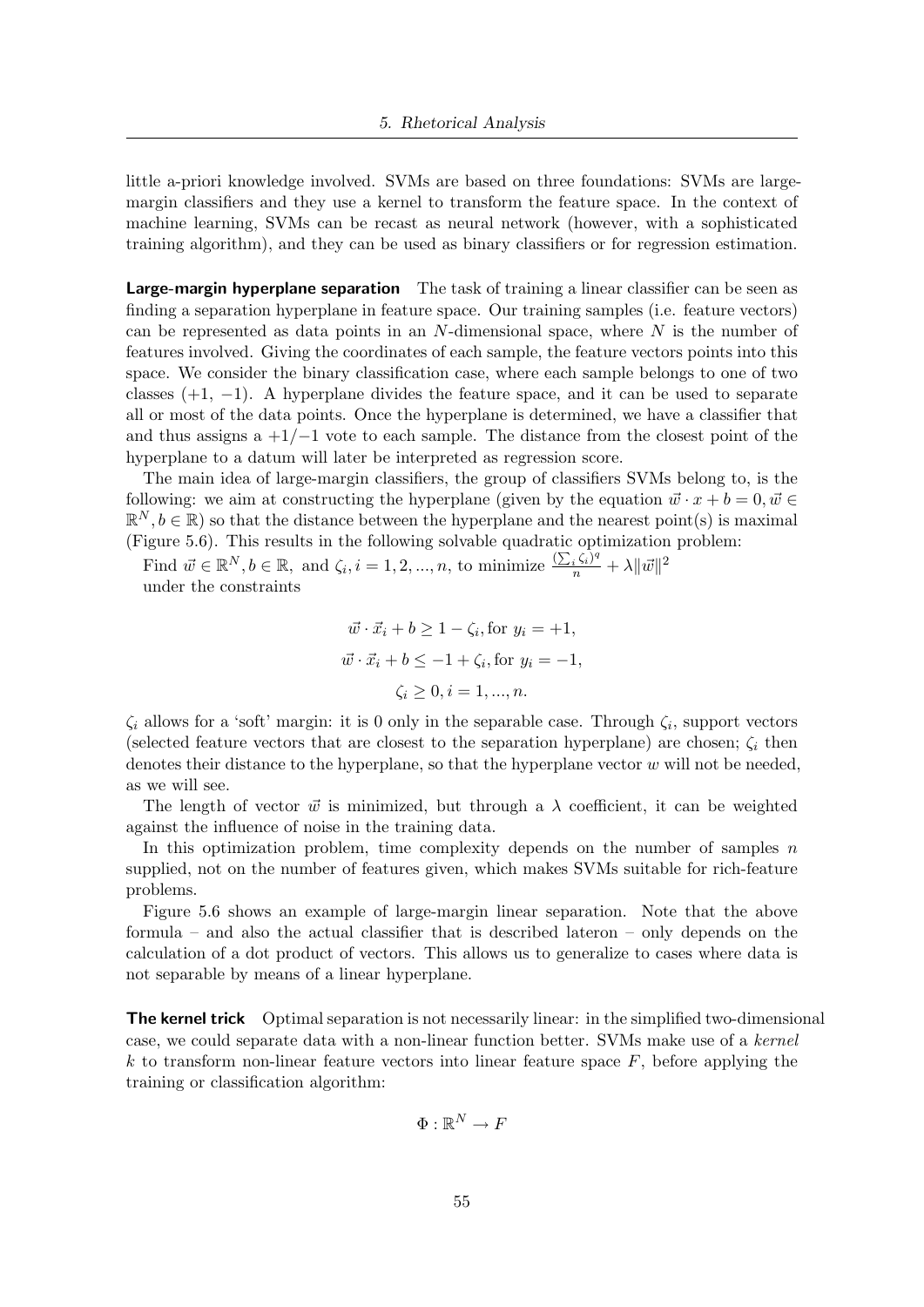little a-priori knowledge involved. SVMs are based on three foundations: SVMs are large-margin classifiers and they use a kernel to transform the feature space. In the context of machine learning, SVMs can be recast as neural network (however, with a sophisticated training algorithm), and they can be used as binary classifiers or for regression estimation.

**Large-margin hyperplane separation** The task of training a linear classifier can be seen as finding a separation hyperplane in feature space. Our training samples (i.e. feature vectors) can be represented as data points in an $N$-dimensional space, where $N$ is the number of features involved. Giving the coordinates of each sample, the feature vectors points into this space. We consider the binary classification case, where each sample belongs to one of two classes $(+1, -1)$. A hyperplane divides the feature space, and it can be used to separate all or most of the data points. Once the hyperplane is determined, we have a classifier that and thus assigns a $+1/-1$ vote to each sample. The distance from the closest point of the hyperplane to a datum will later be interpreted as regression score.

The main idea of large-margin classifiers, the group of classifiers SVMs belong to, is the following: we aim at constructing the hyperplane (given by the equation $\vec{w} \cdot x + b = 0, \vec{w} \in \mathbb{R}^N, b \in \mathbb{R}$) so that the distance between the hyperplane and the nearest point(s) is maximal (Figure 5.6). This results in the following solvable quadratic optimization problem:

Find $\vec{w} \in \mathbb{R}^N, b \in \mathbb{R}$, and $\zeta_i, i = 1, 2, ..., n$, to minimize $\frac{(\sum_i \zeta_i)^q}{n} + \lambda \|\vec{w}\|^2$
under the constraints

$$\vec{w} \cdot \vec{x}_i + b \geq 1 - \zeta_i, \text{for } y_i = +1,$$

$$\vec{w} \cdot \vec{x}_i + b \leq -1 + \zeta_i, \text{for } y_i = -1,$$

$$\zeta_i \geq 0, i = 1, ..., n.$$

$\zeta_i$ allows for a 'soft' margin: it is 0 only in the separable case. Through $\zeta_i$, support vectors (selected feature vectors that are closest to the separation hyperplane) are chosen; $\zeta_i$ then denotes their distance to the hyperplane, so that the hyperplane vector $w$ will not be needed, as we will see.

The length of vector $\vec{w}$ is minimized, but through a $\lambda$ coefficient, it can be weighted against the influence of noise in the training data.

In this optimization problem, time complexity depends on the number of samples $n$ supplied, not on the number of features given, which makes SVMs suitable for rich-feature problems.

Figure 5.6 shows an example of large-margin linear separation. Note that the above formula – and also the actual classifier that is described lateron – only depends on the calculation of a dot product of vectors. This allows us to generalize to cases where data is not separable by means of a linear hyperplane.

**The kernel trick** Optimal separation is not necessarily linear: in the simplified two-dimensional case, we could separate data with a non-linear function better. SVMs make use of a *kernel* $k$ to transform non-linear feature vectors into linear feature space $F$, before applying the training or classification algorithm:

$$\Phi : \mathbb{R}^N \rightarrow F$$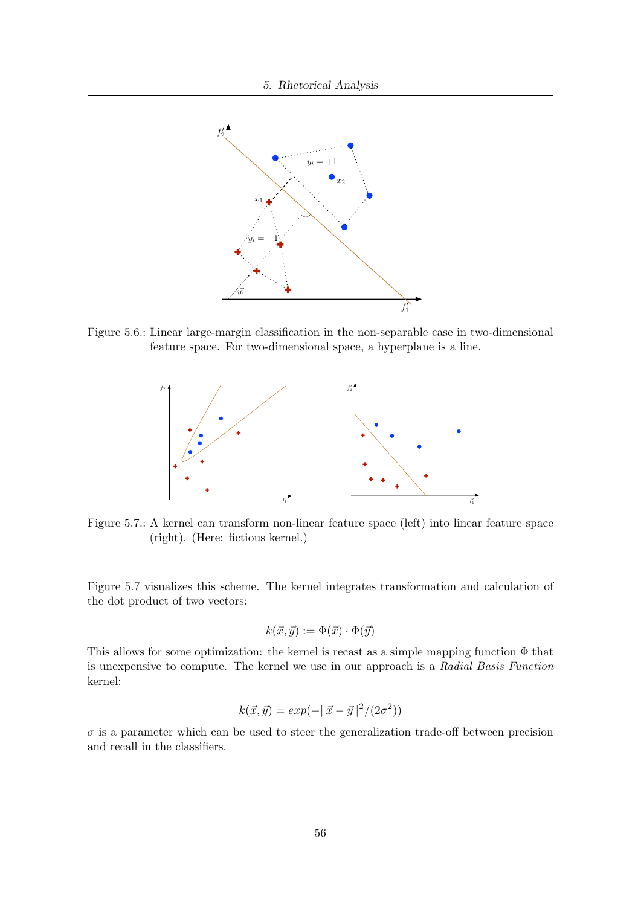Figure 5.6.: Linear large-margin classification in the non-separable case in two-dimensional feature space. For two-dimensional space, a hyperplane is a line.

Figure 5.7.: A kernel can transform non-linear feature space (left) into linear feature space (right). (Here: fictious kernel.)

Figure 5.7 visualizes this scheme. The kernel integrates transformation and calculation of the dot product of two vectors:

$$k(\vec{x}, \vec{y}) := \Phi(\vec{x}) \cdot \Phi(\vec{y})$$

This allows for some optimization: the kernel is recast as a simple mapping function $\Phi$ that is unexpensive to compute. The kernel we use in our approach is a *Radial Basis Function* kernel:

$$k(\vec{x}, \vec{y}) = exp(-\|\vec{x} - \vec{y}\|^2/(2\sigma^2))$$

$\sigma$ is a parameter which can be used to steer the generalization trade-off between precision and recall in the classifiers.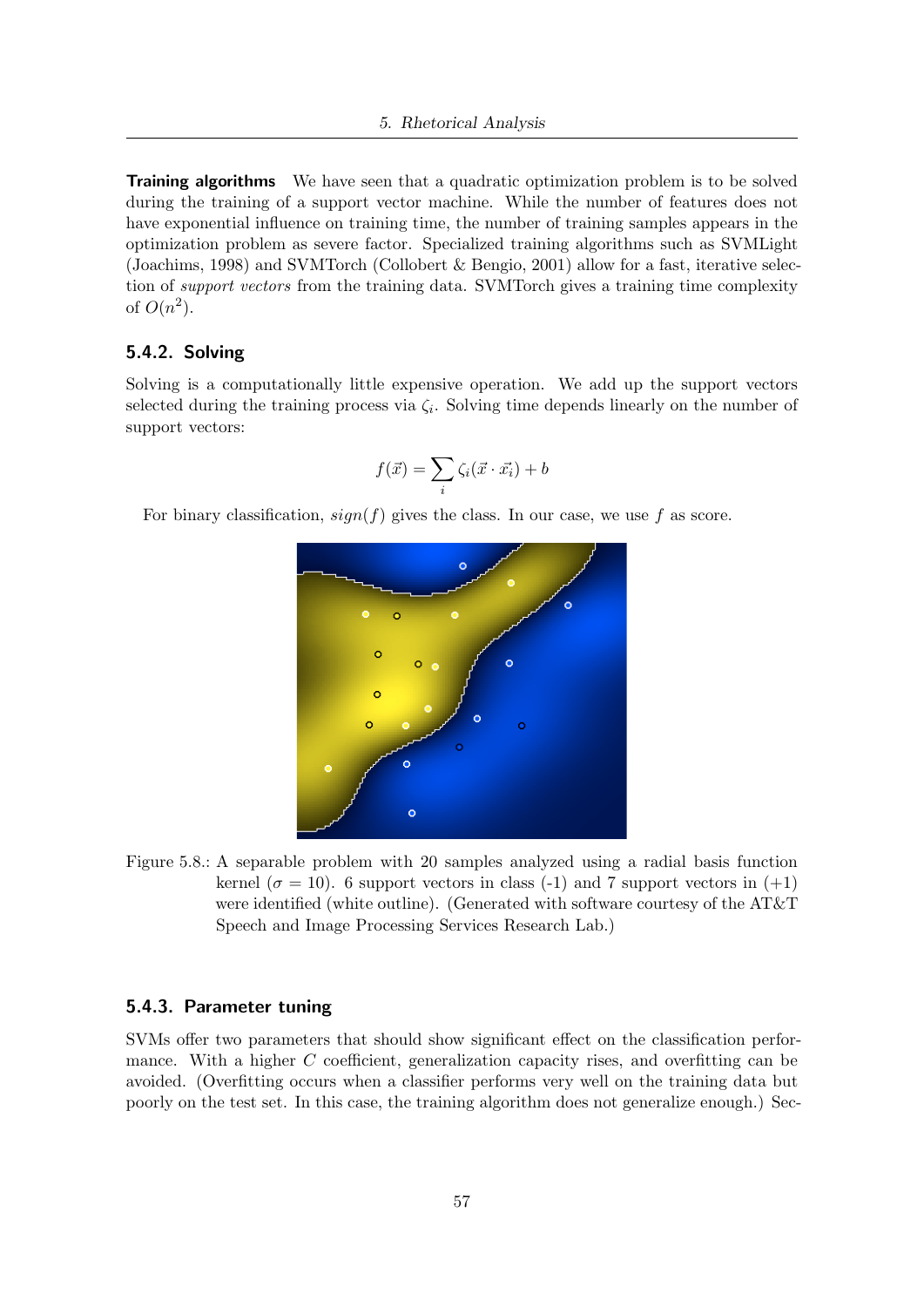**Training algorithms** We have seen that a quadratic optimization problem is to be solved during the training of a support vector machine. While the number of features does not have exponential influence on training time, the number of training samples appears in the optimization problem as severe factor. Specialized training algorithms such as SVMLight (Joachims, 1998) and SVMTorch (Collobert & Bengio, 2001) allow for a fast, iterative selection of *support vectors* from the training data. SVMTorch gives a training time complexity of $O(n^2)$.

### 5.4.2. Solving

Solving is a computationally little expensive operation. We add up the support vectors selected during the training process via $\zeta_i$. Solving time depends linearly on the number of support vectors:

$$f(\vec{x}) = \sum_i \zeta_i(\vec{x} \cdot \vec{x_i}) + b$$

For binary classification, $sign(f)$ gives the class. In our case, we use $f$ as score.

Figure 5.8.: A separable problem with 20 samples analyzed using a radial basis function kernel ($\sigma = 10$). 6 support vectors in class (-1) and 7 support vectors in (+1) were identified (white outline). (Generated with software courtesy of the AT&T Speech and Image Processing Services Research Lab.)

### 5.4.3. Parameter tuning

SVMs offer two parameters that should show significant effect on the classification performance. With a higher $C$ coefficient, generalization capacity rises, and overfitting can be avoided. (Overfitting occurs when a classifier performs very well on the training data but poorly on the test set. In this case, the training algorithm does not generalize enough.) Sec-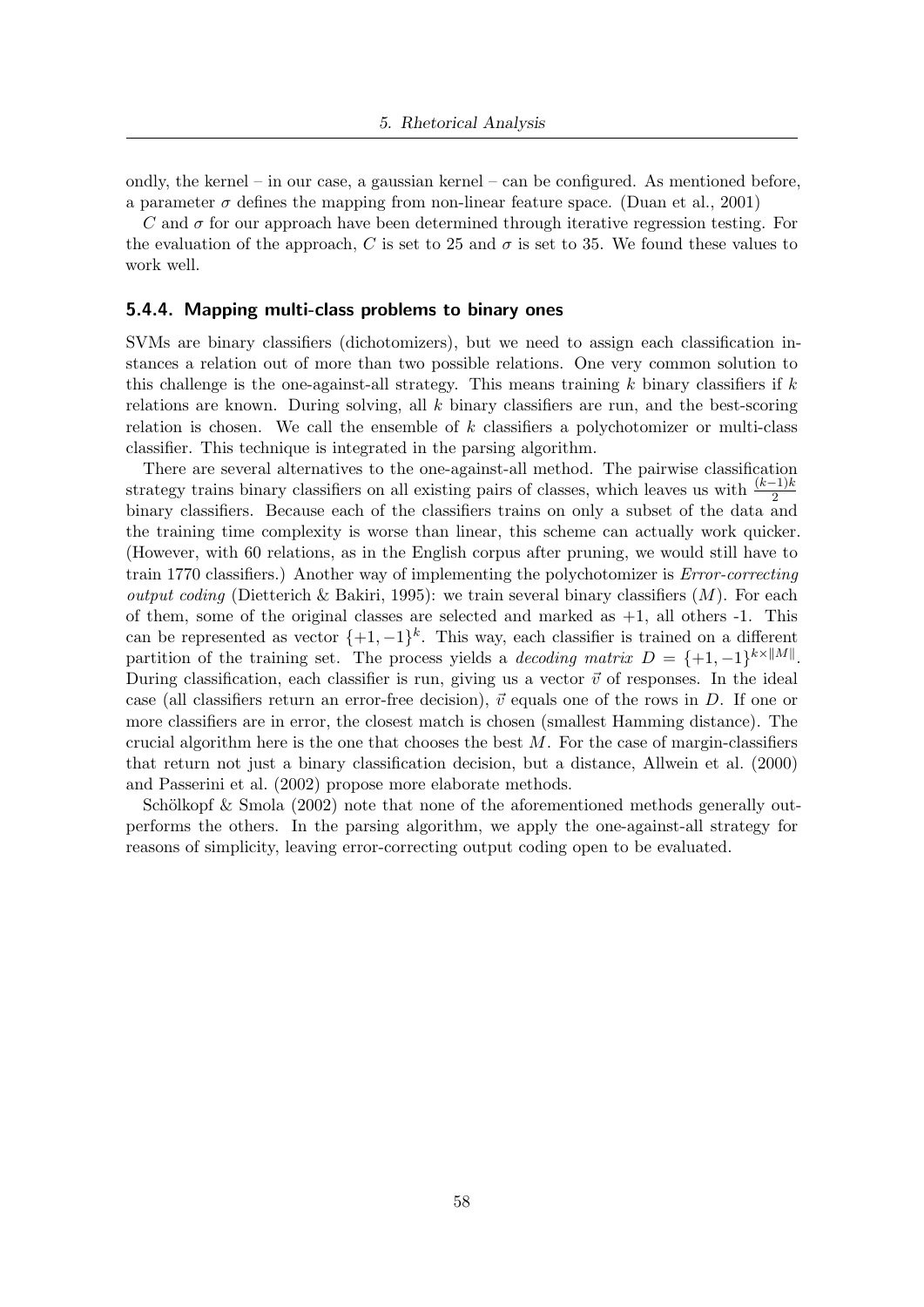ondly, the kernel – in our case, a gaussian kernel – can be configured. As mentioned before, a parameter $\sigma$ defines the mapping from non-linear feature space. (Duan et al., 2001)

$C$ and $\sigma$ for our approach have been determined through iterative regression testing. For the evaluation of the approach, $C$ is set to 25 and $\sigma$ is set to 35. We found these values to work well.

### 5.4.4. Mapping multi-class problems to binary ones

SVMs are binary classifiers (dichotomizers), but we need to assign each classification instances a relation out of more than two possible relations. One very common solution to this challenge is the one-against-all strategy. This means training $k$ binary classifiers if $k$ relations are known. During solving, all $k$ binary classifiers are run, and the best-scoring relation is chosen. We call the ensemble of $k$ classifiers a polychotomizer or multi-class classifier. This technique is integrated in the parsing algorithm.

There are several alternatives to the one-against-all method. The pairwise classification strategy trains binary classifiers on all existing pairs of classes, which leaves us with $\frac{(k-1)k}{2}$ binary classifiers. Because each of the classifiers trains on only a subset of the data and the training time complexity is worse than linear, this scheme can actually work quicker. (However, with 60 relations, as in the English corpus after pruning, we would still have to train 1770 classifiers.) Another way of implementing the polychotomizer is *Error-correcting output coding* (Dietterich & Bakiri, 1995): we train several binary classifiers ($M$). For each of them, some of the original classes are selected and marked as +1, all others -1. This can be represented as vector $\{+1, -1\}^k$. This way, each classifier is trained on a different partition of the training set. The process yields a *decoding matrix* $D = \{+1, -1\}^{k \times \|M\|}$. During classification, each classifier is run, giving us a vector $\vec{v}$ of responses. In the ideal case (all classifiers return an error-free decision), $\vec{v}$ equals one of the rows in $D$. If one or more classifiers are in error, the closest match is chosen (smallest Hamming distance). The crucial algorithm here is the one that chooses the best $M$. For the case of margin-classifiers that return not just a binary classification decision, but a distance, Allwein et al. (2000) and Passerini et al. (2002) propose more elaborate methods.

Schölkopf & Smola (2002) note that none of the aforementioned methods generally outperforms the others. In the parsing algorithm, we apply the one-against-all strategy for reasons of simplicity, leaving error-correcting output coding open to be evaluated.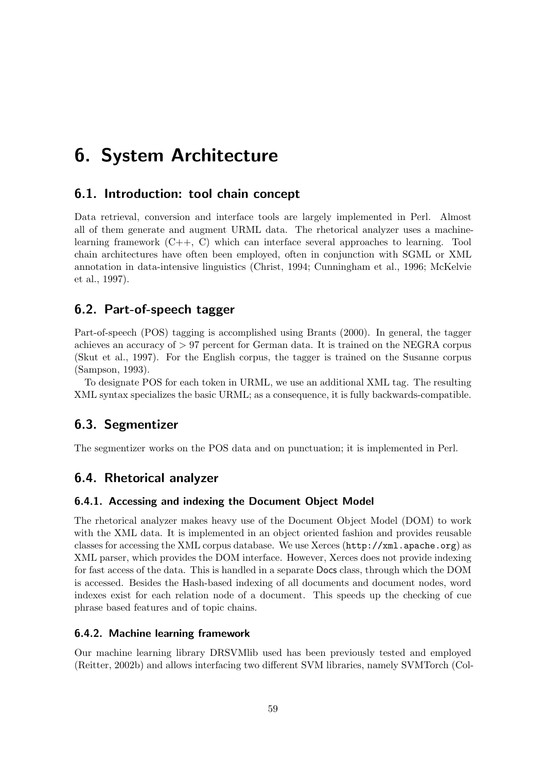# 6. System Architecture

## 6.1. Introduction: tool chain concept

Data retrieval, conversion and interface tools are largely implemented in Perl. Almost all of them generate and augment URML data. The rhetorical analyzer uses a machine-learning framework (C++, C) which can interface several approaches to learning. Tool chain architectures have often been employed, often in conjunction with SGML or XML annotation in data-intensive linguistics (Christ, 1994; Cunningham et al., 1996; McKelvie et al., 1997).

## 6.2. Part-of-speech tagger

Part-of-speech (POS) tagging is accomplished using Brants (2000). In general, the tagger achieves an accuracy of $> 97$ percent for German data. It is trained on the NEGRA corpus (Skut et al., 1997). For the English corpus, the tagger is trained on the Susanne corpus (Sampson, 1993).

To designate POS for each token in URML, we use an additional XML tag. The resulting XML syntax specializes the basic URML; as a consequence, it is fully backwards-compatible.

## 6.3. Segmentizer

The segmentizer works on the POS data and on punctuation; it is implemented in Perl.

## 6.4. Rhetorical analyzer

### 6.4.1. Accessing and indexing the Document Object Model

The rhetorical analyzer makes heavy use of the Document Object Model (DOM) to work with the XML data. It is implemented in an object oriented fashion and provides reusable classes for accessing the XML corpus database. We use Xerces (`http://xml.apache.org`) as XML parser, which provides the DOM interface. However, Xerces does not provide indexing for fast access of the data. This is handled in a separate Docs class, through which the DOM is accessed. Besides the Hash-based indexing of all documents and document nodes, word indexes exist for each relation node of a document. This speeds up the checking of cue phrase based features and of topic chains.

### 6.4.2. Machine learning framework

Our machine learning library DRSVMlib used has been previously tested and employed (Reitter, 2002b) and allows interfacing two different SVM libraries, namely SVMTorch (Col-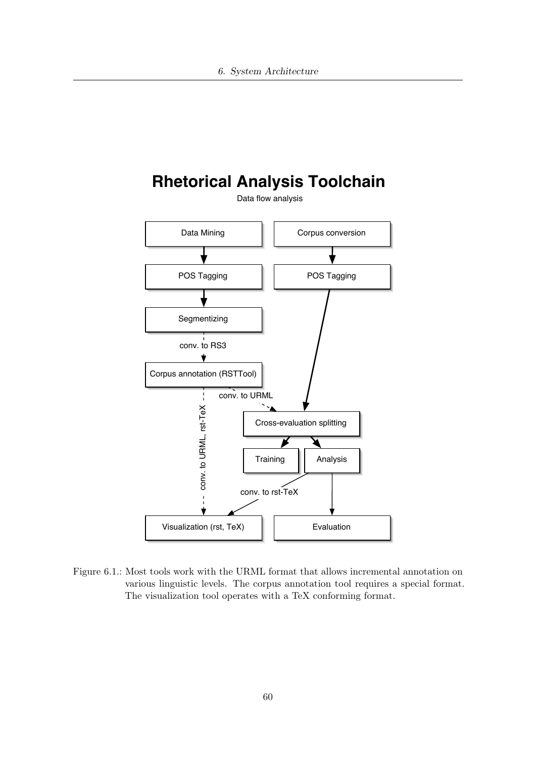# Rhetorical Analysis Toolchain

Data flow analysis

Data Mining → POS Tagging → Segmentizing → (conv. to RS3) → Corpus annotation (RSTTool)

Corpus conversion → POS Tagging → Cross-evaluation splitting

Corpus annotation (RSTTool) → (conv. to URML) → Cross-evaluation splitting

Corpus annotation (RSTTool) → (conv. to URML, rst-TeX) → Visualization (rst, TeX)

Cross-evaluation splitting → Training, Analysis

Analysis → (conv. to rst-TeX) → Visualization (rst, TeX)

Analysis → Evaluation

Figure 6.1.: Most tools work with the URML format that allows incremental annotation on various linguistic levels. The corpus annotation tool requires a special format. The visualization tool operates with a TeX conforming format.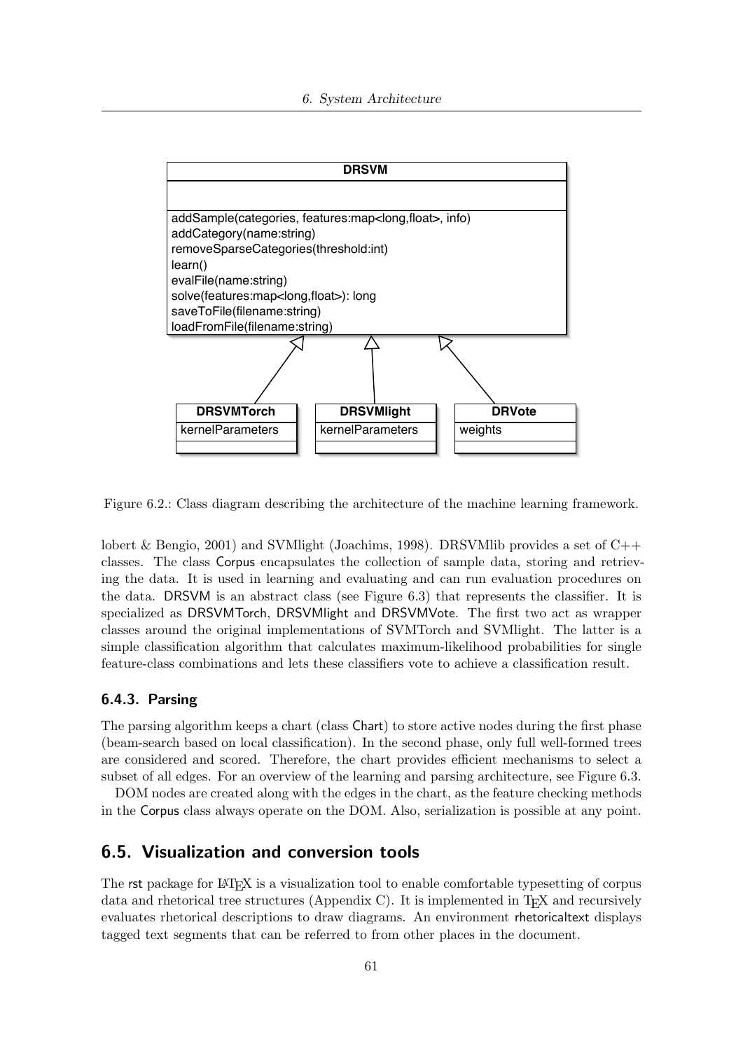Figure 6.2.: Class diagram describing the architecture of the machine learning framework.

lobert & Bengio, 2001) and SVMlight (Joachims, 1998). DRSVMlib provides a set of C++ classes. The class Corpus encapsulates the collection of sample data, storing and retrieving the data. It is used in learning and evaluating and can run evaluation procedures on the data. DRSVM is an abstract class (see Figure 6.3) that represents the classifier. It is specialized as DRSVMTorch, DRSVMlight and DRSVMVote. The first two act as wrapper classes around the original implementations of SVMTorch and SVMlight. The latter is a simple classification algorithm that calculates maximum-likelihood probabilities for single feature-class combinations and lets these classifiers vote to achieve a classification result.

### 6.4.3. Parsing

The parsing algorithm keeps a chart (class Chart) to store active nodes during the first phase (beam-search based on local classification). In the second phase, only full well-formed trees are considered and scored. Therefore, the chart provides efficient mechanisms to select a subset of all edges. For an overview of the learning and parsing architecture, see Figure 6.3.

DOM nodes are created along with the edges in the chart, as the feature checking methods in the Corpus class always operate on the DOM. Also, serialization is possible at any point.

## 6.5. Visualization and conversion tools

The rst package for LaTeX is a visualization tool to enable comfortable typesetting of corpus data and rhetorical tree structures (Appendix C). It is implemented in TeX and recursively evaluates rhetorical descriptions to draw diagrams. An environment rhetoricaltext displays tagged text segments that can be referred to from other places in the document.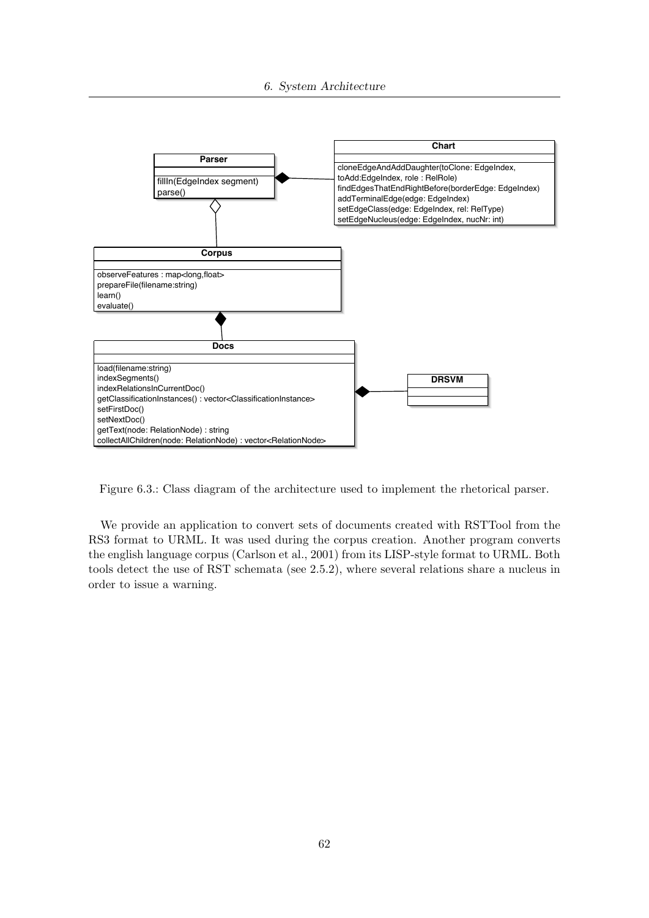Figure 6.3.: Class diagram of the architecture used to implement the rhetorical parser.

We provide an application to convert sets of documents created with RSTTool from the RS3 format to URML. It was used during the corpus creation. Another program converts the english language corpus (Carlson et al., 2001) from its LISP-style format to URML. Both tools detect the use of RST schemata (see 2.5.2), where several relations share a nucleus in order to issue a warning.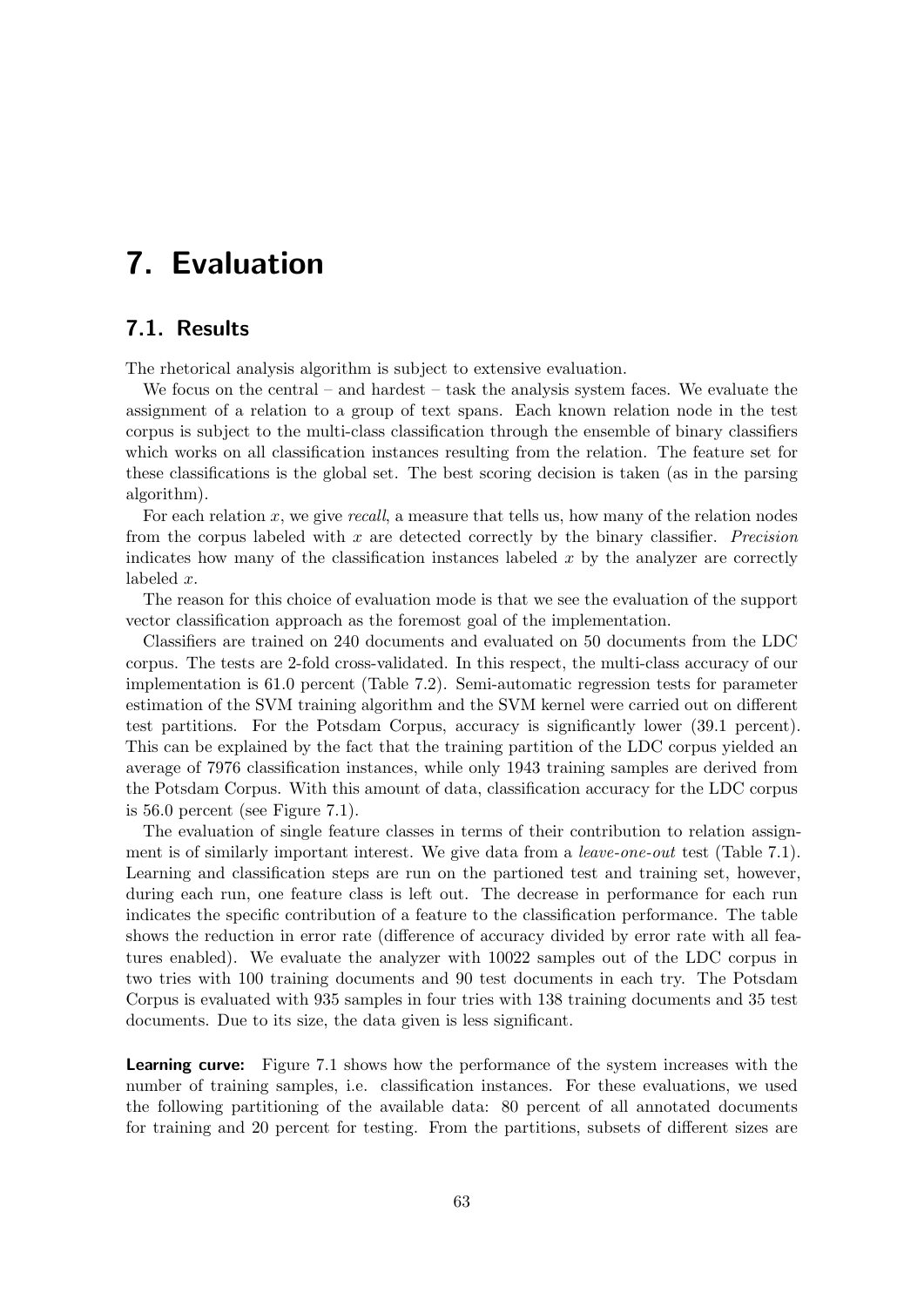# 7. Evaluation

## 7.1. Results

The rhetorical analysis algorithm is subject to extensive evaluation.

We focus on the central – and hardest – task the analysis system faces. We evaluate the assignment of a relation to a group of text spans. Each known relation node in the test corpus is subject to the multi-class classification through the ensemble of binary classifiers which works on all classification instances resulting from the relation. The feature set for these classifications is the global set. The best scoring decision is taken (as in the parsing algorithm).

For each relation $x$, we give *recall*, a measure that tells us, how many of the relation nodes from the corpus labeled with $x$ are detected correctly by the binary classifier. *Precision* indicates how many of the classification instances labeled $x$ by the analyzer are correctly labeled $x$.

The reason for this choice of evaluation mode is that we see the evaluation of the support vector classification approach as the foremost goal of the implementation.

Classifiers are trained on 240 documents and evaluated on 50 documents from the LDC corpus. The tests are 2-fold cross-validated. In this respect, the multi-class accuracy of our implementation is 61.0 percent (Table 7.2). Semi-automatic regression tests for parameter estimation of the SVM training algorithm and the SVM kernel were carried out on different test partitions. For the Potsdam Corpus, accuracy is significantly lower (39.1 percent). This can be explained by the fact that the training partition of the LDC corpus yielded an average of 7976 classification instances, while only 1943 training samples are derived from the Potsdam Corpus. With this amount of data, classification accuracy for the LDC corpus is 56.0 percent (see Figure 7.1).

The evaluation of single feature classes in terms of their contribution to relation assignment is of similarly important interest. We give data from a *leave-one-out* test (Table 7.1). Learning and classification steps are run on the partioned test and training set, however, during each run, one feature class is left out. The decrease in performance for each run indicates the specific contribution of a feature to the classification performance. The table shows the reduction in error rate (difference of accuracy divided by error rate with all features enabled). We evaluate the analyzer with 10022 samples out of the LDC corpus in two tries with 100 training documents and 90 test documents in each try. The Potsdam Corpus is evaluated with 935 samples in four tries with 138 training documents and 35 test documents. Due to its size, the data given is less significant.

**Learning curve:** Figure 7.1 shows how the performance of the system increases with the number of training samples, i.e. classification instances. For these evaluations, we used the following partitioning of the available data: 80 percent of all annotated documents for training and 20 percent for testing. From the partitions, subsets of different sizes are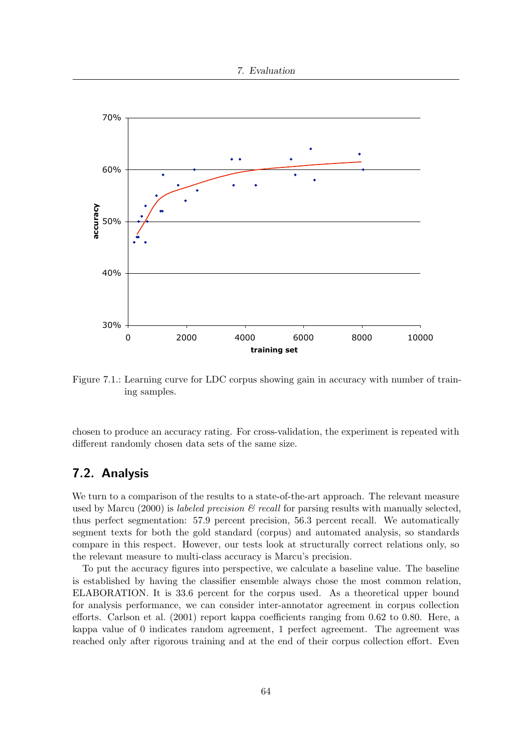Figure 7.1.: Learning curve for LDC corpus showing gain in accuracy with number of training samples.

chosen to produce an accuracy rating. For cross-validation, the experiment is repeated with different randomly chosen data sets of the same size.

## 7.2. Analysis

We turn to a comparison of the results to a state-of-the-art approach. The relevant measure used by Marcu (2000) is *labeled precision & recall* for parsing results with manually selected, thus perfect segmentation: 57.9 percent precision, 56.3 percent recall. We automatically segment texts for both the gold standard (corpus) and automated analysis, so standards compare in this respect. However, our tests look at structurally correct relations only, so the relevant measure to multi-class accuracy is Marcu's precision.

To put the accuracy figures into perspective, we calculate a baseline value. The baseline is established by having the classifier ensemble always chose the most common relation, ELABORATION. It is 33.6 percent for the corpus used. As a theoretical upper bound for analysis performance, we can consider inter-annotator agreement in corpus collection efforts. Carlson et al. (2001) report kappa coefficients ranging from 0.62 to 0.80. Here, a kappa value of 0 indicates random agreement, 1 perfect agreement. The agreement was reached only after rigorous training and at the end of their corpus collection effort. Even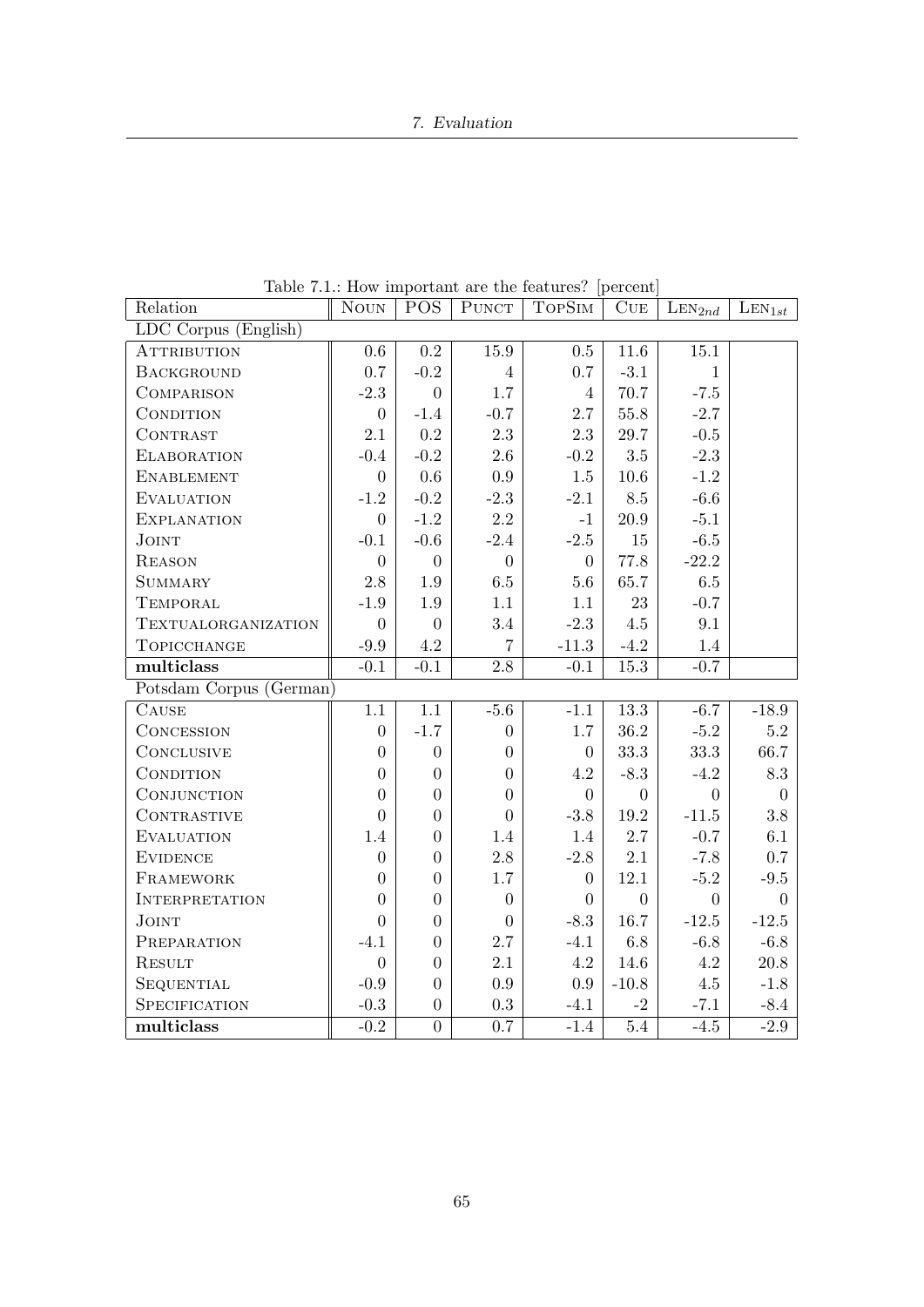Table 7.1.: How important are the features? [percent]

| Relation | Noun | POS | Punct | TopSim | Cue | $\text{Len}_{2nd}$ | $\text{Len}_{1st}$ |
|---|---|---|---|---|---|---|---|
| LDC Corpus (English) | | | | | | | |
| Attribution | 0.6 | 0.2 | 15.9 | 0.5 | 11.6 | 15.1 | |
| Background | 0.7 | -0.2 | 4 | 0.7 | -3.1 | 1 | |
| Comparison | -2.3 | 0 | 1.7 | 4 | 70.7 | -7.5 | |
| Condition | 0 | -1.4 | -0.7 | 2.7 | 55.8 | -2.7 | |
| Contrast | 2.1 | 0.2 | 2.3 | 2.3 | 29.7 | -0.5 | |
| Elaboration | -0.4 | -0.2 | 2.6 | -0.2 | 3.5 | -2.3 | |
| Enablement | 0 | 0.6 | 0.9 | 1.5 | 10.6 | -1.2 | |
| Evaluation | -1.2 | -0.2 | -2.3 | -2.1 | 8.5 | -6.6 | |
| Explanation | 0 | -1.2 | 2.2 | -1 | 20.9 | -5.1 | |
| Joint | -0.1 | -0.6 | -2.4 | -2.5 | 15 | -6.5 | |
| Reason | 0 | 0 | 0 | 0 | 77.8 | -22.2 | |
| Summary | 2.8 | 1.9 | 6.5 | 5.6 | 65.7 | 6.5 | |
| Temporal | -1.9 | 1.9 | 1.1 | 1.1 | 23 | -0.7 | |
| TextualOrganization | 0 | 0 | 3.4 | -2.3 | 4.5 | 9.1 | |
| TopicChange | -9.9 | 4.2 | 7 | -11.3 | -4.2 | 1.4 | |
| **multiclass** | -0.1 | -0.1 | 2.8 | -0.1 | 15.3 | -0.7 | |
| Potsdam Corpus (German) | | | | | | | |
| Cause | 1.1 | 1.1 | -5.6 | -1.1 | 13.3 | -6.7 | -18.9 |
| Concession | 0 | -1.7 | 0 | 1.7 | 36.2 | -5.2 | 5.2 |
| Conclusive | 0 | 0 | 0 | 0 | 33.3 | 33.3 | 66.7 |
| Condition | 0 | 0 | 0 | 4.2 | -8.3 | -4.2 | 8.3 |
| Conjunction | 0 | 0 | 0 | 0 | 0 | 0 | 0 |
| Contrastive | 0 | 0 | 0 | -3.8 | 19.2 | -11.5 | 3.8 |
| Evaluation | 1.4 | 0 | 1.4 | 1.4 | 2.7 | -0.7 | 6.1 |
| Evidence | 0 | 0 | 2.8 | -2.8 | 2.1 | -7.8 | 0.7 |
| Framework | 0 | 0 | 1.7 | 0 | 12.1 | -5.2 | -9.5 |
| Interpretation | 0 | 0 | 0 | 0 | 0 | 0 | 0 |
| Joint | 0 | 0 | 0 | -8.3 | 16.7 | -12.5 | -12.5 |
| Preparation | -4.1 | 0 | 2.7 | -4.1 | 6.8 | -6.8 | -6.8 |
| Result | 0 | 0 | 2.1 | 4.2 | 14.6 | 4.2 | 20.8 |
| Sequential | -0.9 | 0 | 0.9 | 0.9 | -10.8 | 4.5 | -1.8 |
| Specification | -0.3 | 0 | 0.3 | -4.1 | -2 | -7.1 | -8.4 |
| **multiclass** | -0.2 | 0 | 0.7 | -1.4 | 5.4 | -4.5 | -2.9 |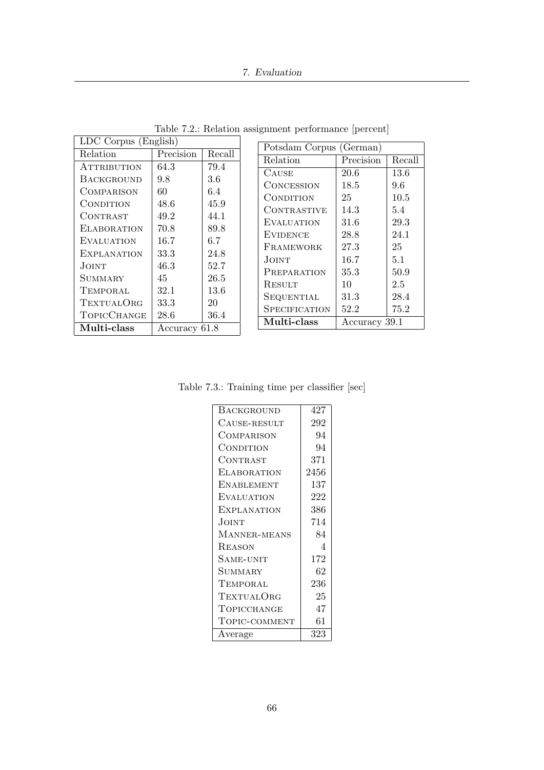Table 7.2.: Relation assignment performance [percent]

| LDC Corpus (English) | | |
|---|---|---|
| Relation | Precision | Recall |
| Attribution | 64.3 | 79.4 |
| Background | 9.8 | 3.6 |
| Comparison | 60 | 6.4 |
| Condition | 48.6 | 45.9 |
| Contrast | 49.2 | 44.1 |
| Elaboration | 70.8 | 89.8 |
| Evaluation | 16.7 | 6.7 |
| Explanation | 33.3 | 24.8 |
| Joint | 46.3 | 52.7 |
| Summary | 45 | 26.5 |
| Temporal | 32.1 | 13.6 |
| TextualOrg | 33.3 | 20 |
| TopicChange | 28.6 | 36.4 |
| **Multi-class** | Accuracy 61.8 | |

| Potsdam Corpus (German) | | |
|---|---|---|
| Relation | Precision | Recall |
| Cause | 20.6 | 13.6 |
| Concession | 18.5 | 9.6 |
| Condition | 25 | 10.5 |
| Contrastive | 14.3 | 5.4 |
| Evaluation | 31.6 | 29.3 |
| Evidence | 28.8 | 24.1 |
| Framework | 27.3 | 25 |
| Joint | 16.7 | 5.1 |
| Preparation | 35.3 | 50.9 |
| Result | 10 | 2.5 |
| Sequential | 31.3 | 28.4 |
| Specification | 52.2 | 75.2 |
| **Multi-class** | Accuracy 39.1 | |

Table 7.3.: Training time per classifier [sec]

| | |
|---|---|
| Background | 427 |
| Cause-result | 292 |
| Comparison | 94 |
| Condition | 94 |
| Contrast | 371 |
| Elaboration | 2456 |
| Enablement | 137 |
| Evaluation | 222 |
| Explanation | 386 |
| Joint | 714 |
| Manner-means | 84 |
| Reason | 4 |
| Same-unit | 172 |
| Summary | 62 |
| Temporal | 236 |
| TextualOrg | 25 |
| Topicchange | 47 |
| Topic-comment | 61 |
| Average | 323 |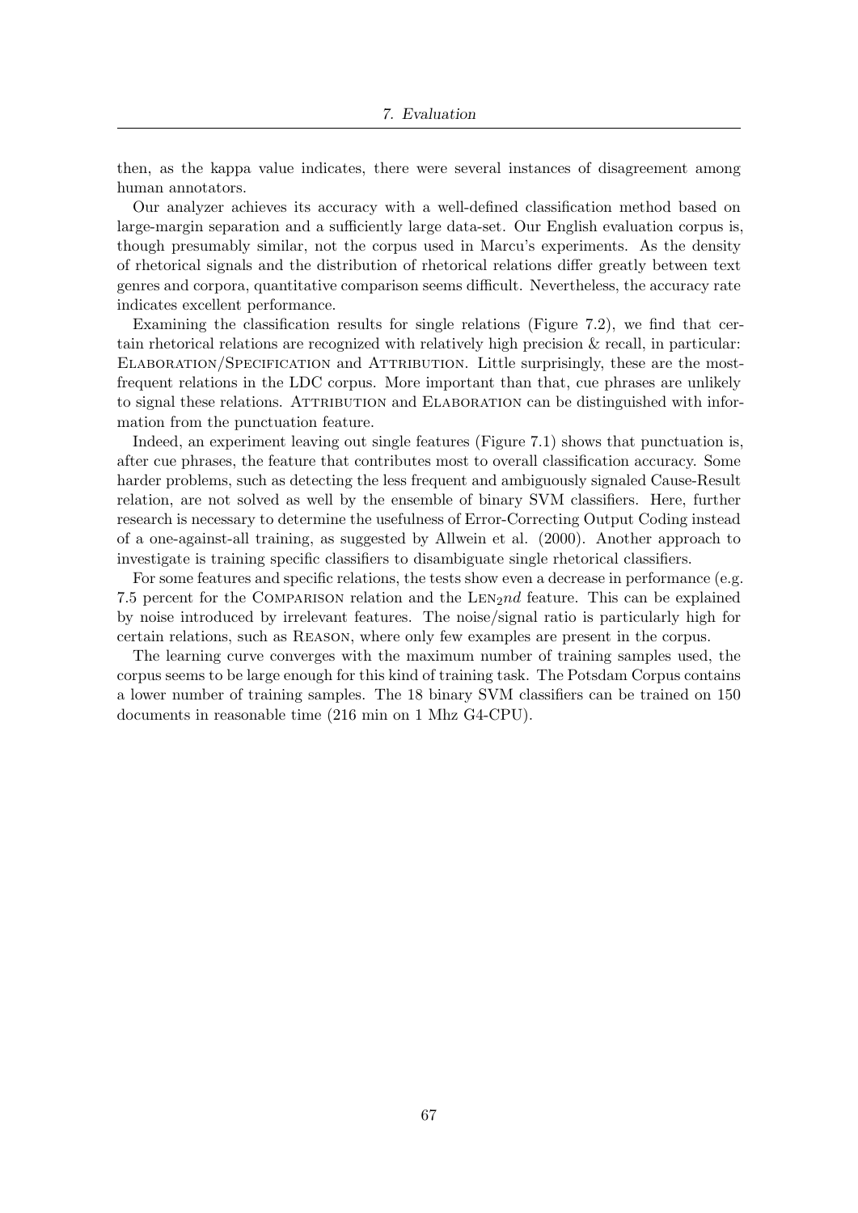then, as the kappa value indicates, there were several instances of disagreement among human annotators.

Our analyzer achieves its accuracy with a well-defined classification method based on large-margin separation and a sufficiently large data-set. Our English evaluation corpus is, though presumably similar, not the corpus used in Marcu's experiments. As the density of rhetorical signals and the distribution of rhetorical relations differ greatly between text genres and corpora, quantitative comparison seems difficult. Nevertheless, the accuracy rate indicates excellent performance.

Examining the classification results for single relations (Figure 7.2), we find that certain rhetorical relations are recognized with relatively high precision & recall, in particular: Elaboration/Specification and Attribution. Little surprisingly, these are the most-frequent relations in the LDC corpus. More important than that, cue phrases are unlikely to signal these relations. Attribution and Elaboration can be distinguished with information from the punctuation feature.

Indeed, an experiment leaving out single features (Figure 7.1) shows that punctuation is, after cue phrases, the feature that contributes most to overall classification accuracy. Some harder problems, such as detecting the less frequent and ambiguously signaled Cause-Result relation, are not solved as well by the ensemble of binary SVM classifiers. Here, further research is necessary to determine the usefulness of Error-Correcting Output Coding instead of a one-against-all training, as suggested by Allwein et al. (2000). Another approach to investigate is training specific classifiers to disambiguate single rhetorical classifiers.

For some features and specific relations, the tests show even a decrease in performance (e.g. 7.5 percent for the Comparison relation and the $\text{Len}_2nd$ feature. This can be explained by noise introduced by irrelevant features. The noise/signal ratio is particularly high for certain relations, such as Reason, where only few examples are present in the corpus.

The learning curve converges with the maximum number of training samples used, the corpus seems to be large enough for this kind of training task. The Potsdam Corpus contains a lower number of training samples. The 18 binary SVM classifiers can be trained on 150 documents in reasonable time (216 min on 1 Mhz G4-CPU).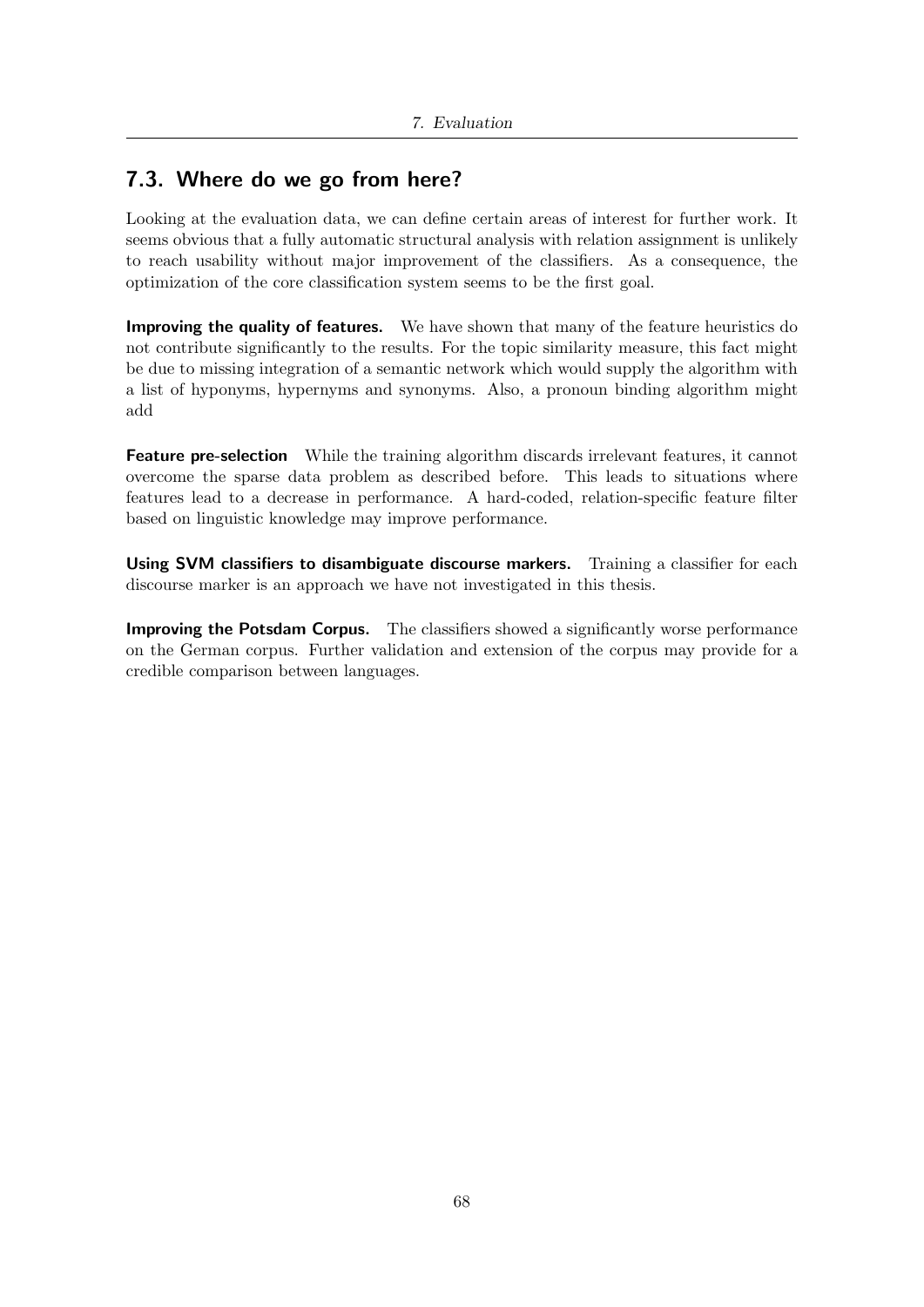## 7.3. Where do we go from here?

Looking at the evaluation data, we can define certain areas of interest for further work. It seems obvious that a fully automatic structural analysis with relation assignment is unlikely to reach usability without major improvement of the classifiers. As a consequence, the optimization of the core classification system seems to be the first goal.

**Improving the quality of features.** We have shown that many of the feature heuristics do not contribute significantly to the results. For the topic similarity measure, this fact might be due to missing integration of a semantic network which would supply the algorithm with a list of hyponyms, hypernyms and synonyms. Also, a pronoun binding algorithm might add

**Feature pre-selection** While the training algorithm discards irrelevant features, it cannot overcome the sparse data problem as described before. This leads to situations where features lead to a decrease in performance. A hard-coded, relation-specific feature filter based on linguistic knowledge may improve performance.

**Using SVM classifiers to disambiguate discourse markers.** Training a classifier for each discourse marker is an approach we have not investigated in this thesis.

**Improving the Potsdam Corpus.** The classifiers showed a significantly worse performance on the German corpus. Further validation and extension of the corpus may provide for a credible comparison between languages.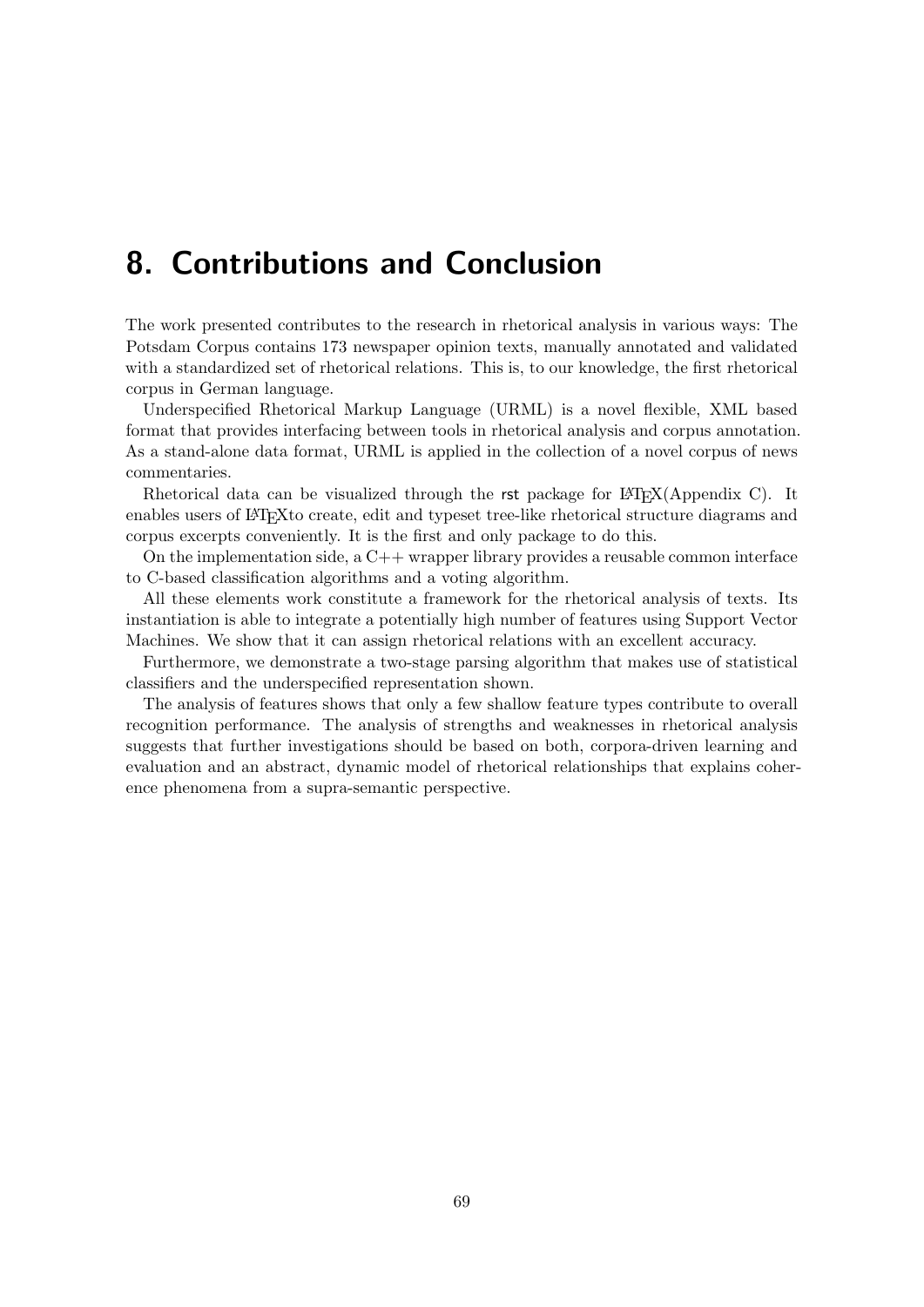# 8. Contributions and Conclusion

The work presented contributes to the research in rhetorical analysis in various ways: The Potsdam Corpus contains 173 newspaper opinion texts, manually annotated and validated with a standardized set of rhetorical relations. This is, to our knowledge, the first rhetorical corpus in German language.

Underspecified Rhetorical Markup Language (URML) is a novel flexible, XML based format that provides interfacing between tools in rhetorical analysis and corpus annotation. As a stand-alone data format, URML is applied in the collection of a novel corpus of news commentaries.

Rhetorical data can be visualized through the rst package for LaTeX(Appendix C). It enables users of LaTeXto create, edit and typeset tree-like rhetorical structure diagrams and corpus excerpts conveniently. It is the first and only package to do this.

On the implementation side, a C++ wrapper library provides a reusable common interface to C-based classification algorithms and a voting algorithm.

All these elements work constitute a framework for the rhetorical analysis of texts. Its instantiation is able to integrate a potentially high number of features using Support Vector Machines. We show that it can assign rhetorical relations with an excellent accuracy.

Furthermore, we demonstrate a two-stage parsing algorithm that makes use of statistical classifiers and the underspecified representation shown.

The analysis of features shows that only a few shallow feature types contribute to overall recognition performance. The analysis of strengths and weaknesses in rhetorical analysis suggests that further investigations should be based on both, corpora-driven learning and evaluation and an abstract, dynamic model of rhetorical relationships that explains coherence phenomena from a supra-semantic perspective.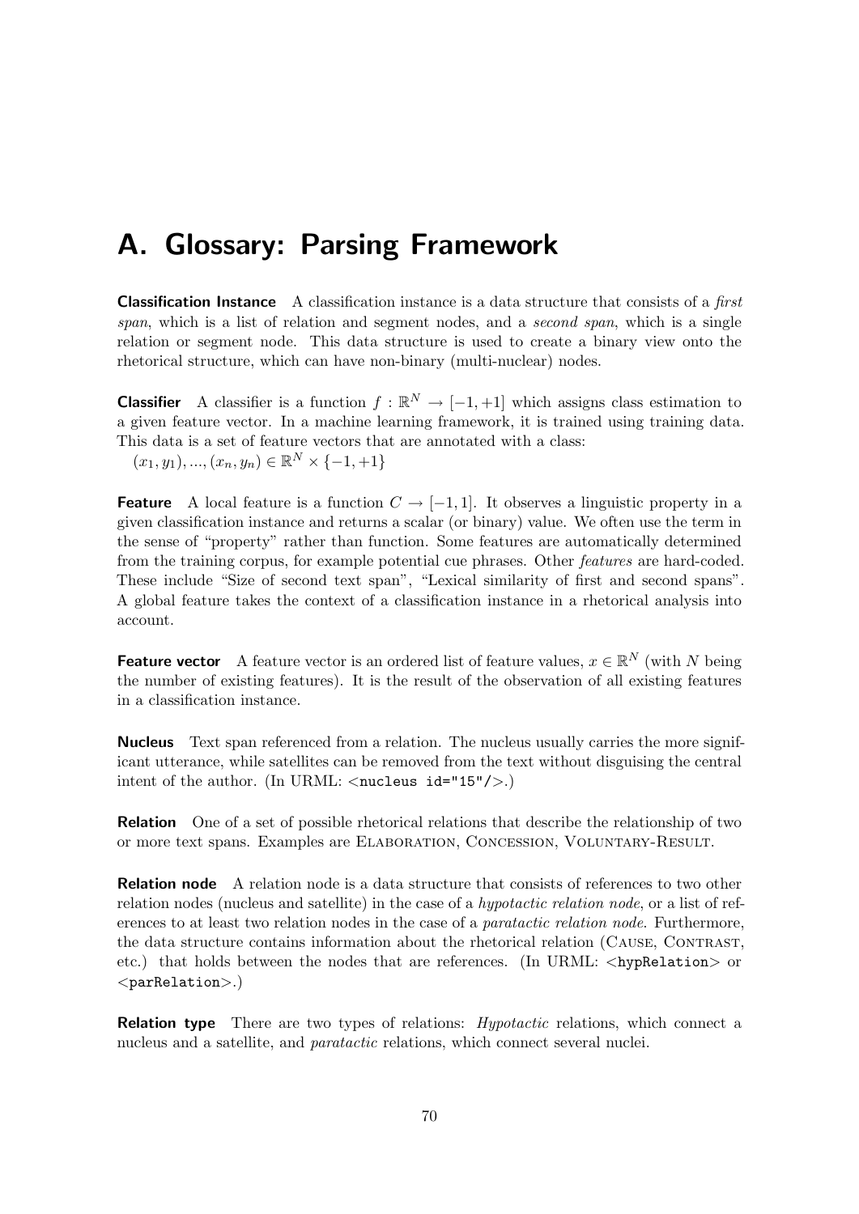# A. Glossary: Parsing Framework

**Classification Instance** A classification instance is a data structure that consists of a *first span*, which is a list of relation and segment nodes, and a *second span*, which is a single relation or segment node. This data structure is used to create a binary view onto the rhetorical structure, which can have non-binary (multi-nuclear) nodes.

**Classifier** A classifier is a function $f : \mathbb{R}^N \to [-1, +1]$ which assigns class estimation to a given feature vector. In a machine learning framework, it is trained using training data. This data is a set of feature vectors that are annotated with a class:
$(x_1, y_1), ..., (x_n, y_n) \in \mathbb{R}^N \times \{-1, +1\}$

**Feature** A local feature is a function $C \to [-1, 1]$. It observes a linguistic property in a given classification instance and returns a scalar (or binary) value. We often use the term in the sense of "property" rather than function. Some features are automatically determined from the training corpus, for example potential cue phrases. Other *features* are hard-coded. These include "Size of second text span", "Lexical similarity of first and second spans". A global feature takes the context of a classification instance in a rhetorical analysis into account.

**Feature vector** A feature vector is an ordered list of feature values, $x \in \mathbb{R}^N$ (with $N$ being the number of existing features). It is the result of the observation of all existing features in a classification instance.

**Nucleus** Text span referenced from a relation. The nucleus usually carries the more significant utterance, while satellites can be removed from the text without disguising the central intent of the author. (In URML: `<nucleus id="15"/>`.)

**Relation** One of a set of possible rhetorical relations that describe the relationship of two or more text spans. Examples are ELABORATION, CONCESSION, VOLUNTARY-RESULT.

**Relation node** A relation node is a data structure that consists of references to two other relation nodes (nucleus and satellite) in the case of a *hypotactic relation node*, or a list of references to at least two relation nodes in the case of a *paratactic relation node*. Furthermore, the data structure contains information about the rhetorical relation (CAUSE, CONTRAST, etc.) that holds between the nodes that are references. (In URML: `<hypRelation>` or `<parRelation>`.)

**Relation type** There are two types of relations: *Hypotactic* relations, which connect a nucleus and a satellite, and *paratactic* relations, which connect several nuclei.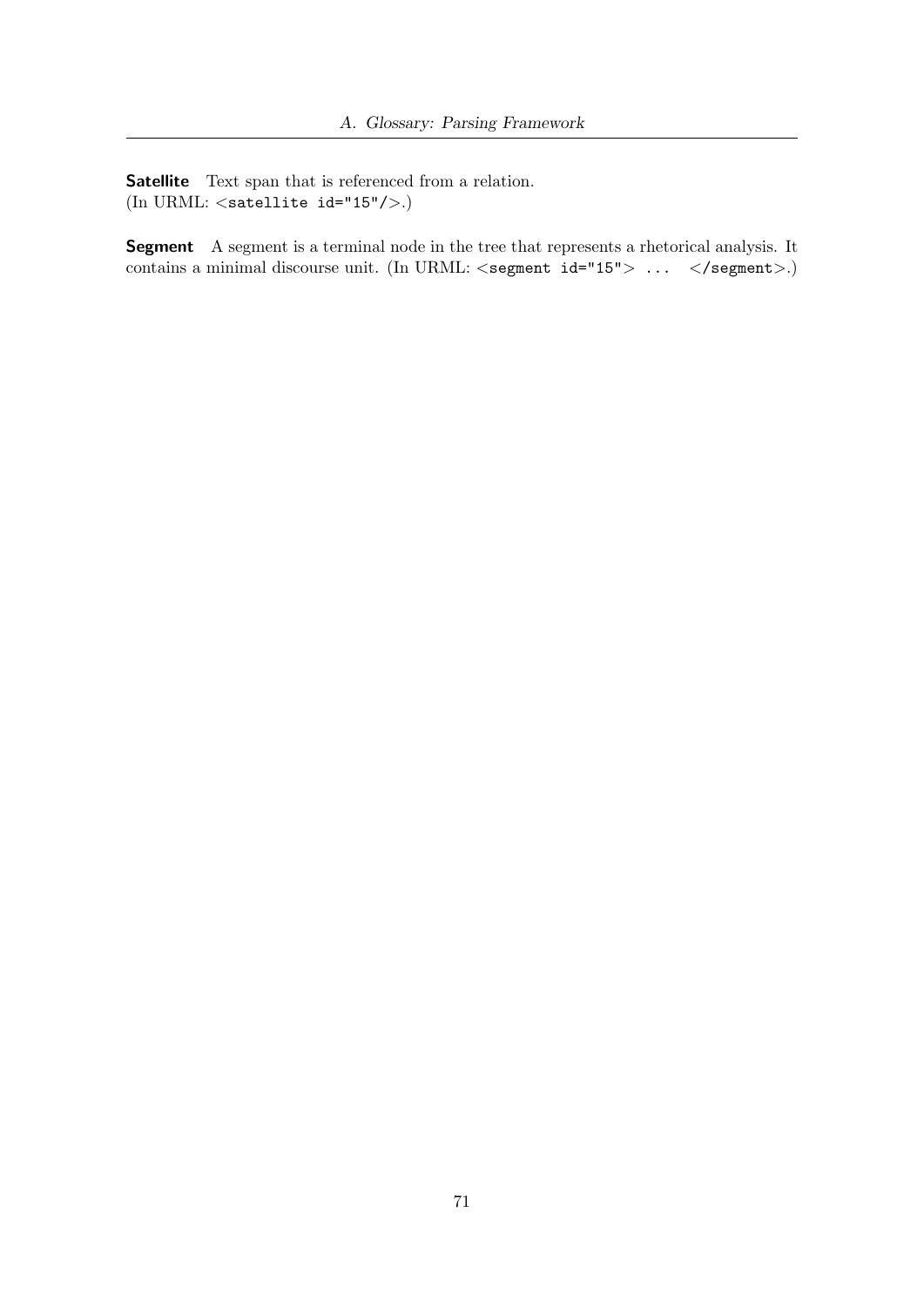**Satellite** Text span that is referenced from a relation.
(In URML: `<satellite id="15"/>`.)

**Segment** A segment is a terminal node in the tree that represents a rhetorical analysis. It contains a minimal discourse unit. (In URML: `<segment id="15"> ... </segment>`.)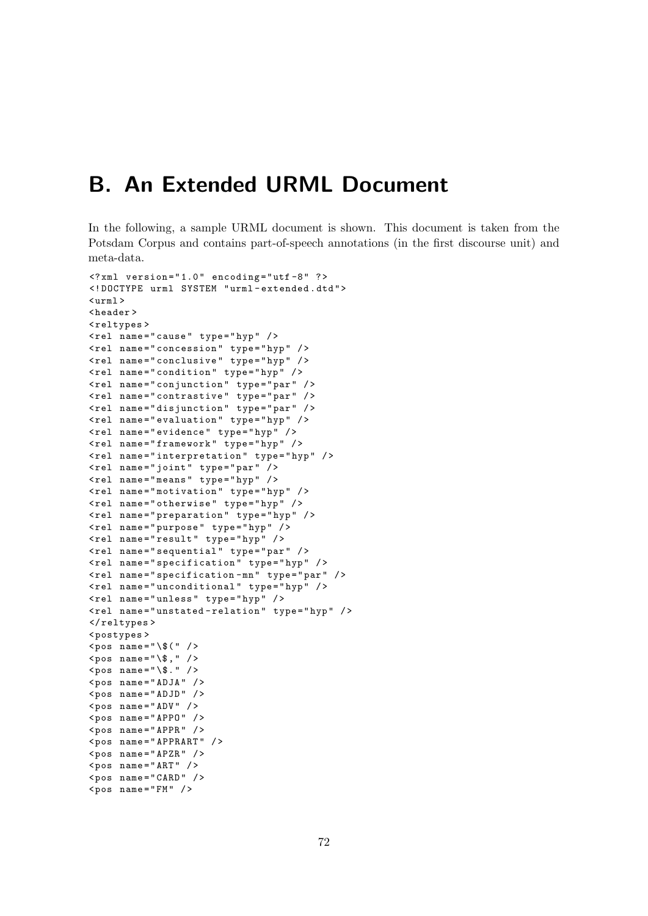# B. An Extended URML Document

In the following, a sample URML document is shown. This document is taken from the Potsdam Corpus and contains part-of-speech annotations (in the first discourse unit) and meta-data.

```
<?xml version="1.0" encoding="utf-8" ?>
<!DOCTYPE urml SYSTEM "urml-extended.dtd">
<urml>
<header>
<reltypes>
<rel name="cause" type="hyp" />
<rel name="concession" type="hyp" />
<rel name="conclusive" type="hyp" />
<rel name="condition" type="hyp" />
<rel name="conjunction" type="par" />
<rel name="contrastive" type="par" />
<rel name="disjunction" type="par" />
<rel name="evaluation" type="hyp" />
<rel name="evidence" type="hyp" />
<rel name="framework" type="hyp" />
<rel name="interpretation" type="hyp" />
<rel name="joint" type="par" />
<rel name="means" type="hyp" />
<rel name="motivation" type="hyp" />
<rel name="otherwise" type="hyp" />
<rel name="preparation" type="hyp" />
<rel name="purpose" type="hyp" />
<rel name="result" type="hyp" />
<rel name="sequential" type="par" />
<rel name="specification" type="hyp" />
<rel name="specification-mn" type="par" />
<rel name="unconditional" type="hyp" />
<rel name="unless" type="hyp" />
<rel name="unstated-relation" type="hyp" />
</reltypes>
<postypes>
<pos name="\$(" />
<pos name="\$," />
<pos name="\$." />
<pos name="ADJA" />
<pos name="ADJD" />
<pos name="ADV" />
<pos name="APPO" />
<pos name="APPR" />
<pos name="APPRART" />
<pos name="APZR" />
<pos name="ART" />
<pos name="CARD" />
<pos name="FM" />
```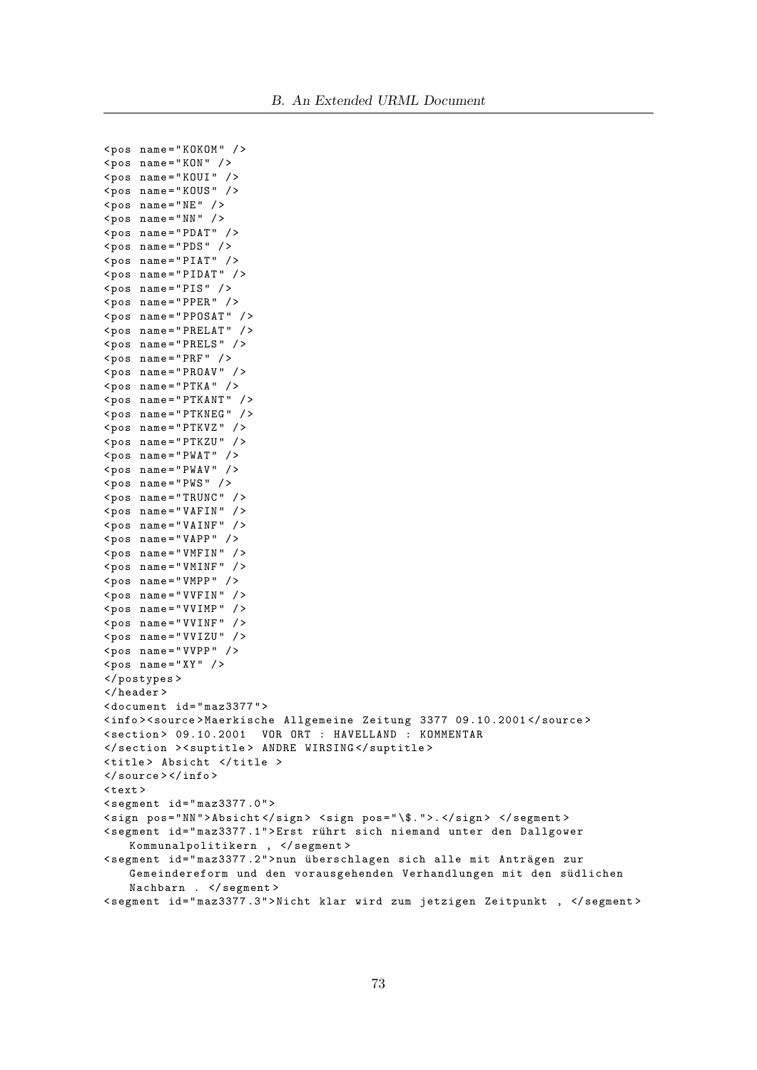```
<pos name="KOKOM" />
<pos name="KON" />
<pos name="KOUI" />
<pos name="KOUS" />
<pos name="NE" />
<pos name="NN" />
<pos name="PDAT" />
<pos name="PDS" />
<pos name="PIAT" />
<pos name="PIDAT" />
<pos name="PIS" />
<pos name="PPER" />
<pos name="PPOSAT" />
<pos name="PRELAT" />
<pos name="PRELS" />
<pos name="PRF" />
<pos name="PROAV" />
<pos name="PTKA" />
<pos name="PTKANT" />
<pos name="PTKNEG" />
<pos name="PTKVZ" />
<pos name="PTKZU" />
<pos name="PWAT" />
<pos name="PWAV" />
<pos name="PWS" />
<pos name="TRUNC" />
<pos name="VAFIN" />
<pos name="VAINF" />
<pos name="VAPP" />
<pos name="VMFIN" />
<pos name="VMINF" />
<pos name="VMPP" />
<pos name="VVFIN" />
<pos name="VVIMP" />
<pos name="VVINF" />
<pos name="VVIZU" />
<pos name="VVPP" />
<pos name="XY" />
</postypes>
</header>
<document id="maz3377">
<info><source>Maerkische Allgemeine Zeitung 3377 09.10.2001</source>
<section> 09.10.2001  VOR ORT : HAVELLAND : KOMMENTAR
</section ><suptitle> ANDRE WIRSING</suptitle>
<title> Absicht </title >
</source></info>
<text>
<segment id="maz3377.0">
<sign pos="NN">Absicht</sign> <sign pos="\$.">.</sign> </segment>
<segment id="maz3377.1">Erst rührt sich niemand unter den Dallgower
    Kommunalpolitikern , </segment>
<segment id="maz3377.2">nun überschlagen sich alle mit Anträgen zur
    Gemeindereform und den vorausgehenden Verhandlungen mit den südlichen
    Nachbarn . </segment>
<segment id="maz3377.3">Nicht klar wird zum jetzigen Zeitpunkt , </segment>
```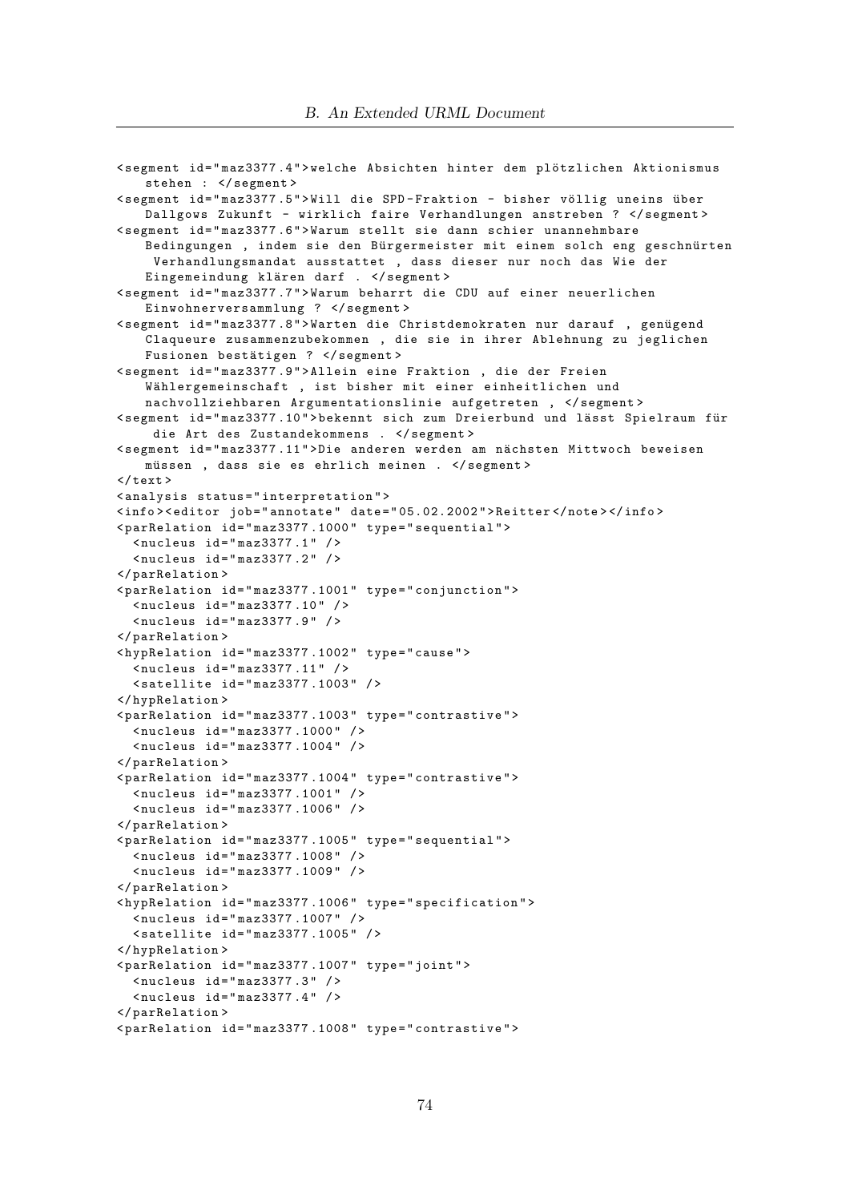```
<segment id="maz3377.4">welche Absichten hinter dem plötzlichen Aktionismus
    stehen : </segment>
<segment id="maz3377.5">Will die SPD-Fraktion - bisher völlig uneins über
    Dallgows Zukunft - wirklich faire Verhandlungen anstreben ? </segment>
<segment id="maz3377.6">Warum stellt sie dann schier unannehmbare
    Bedingungen , indem sie den Bürgermeister mit einem solch eng geschnürten
     Verhandlungsmandat ausstattet , dass dieser nur noch das Wie der
    Eingemeindung klären darf . </segment>
<segment id="maz3377.7">Warum beharrt die CDU auf einer neuerlichen
    Einwohnerversammlung ? </segment>
<segment id="maz3377.8">Warten die Christdemokraten nur darauf , genügend
    Claqueure zusammenzubekommen , die sie in ihrer Ablehnung zu jeglichen
    Fusionen bestätigen ? </segment>
<segment id="maz3377.9">Allein eine Fraktion , die der Freien
    Wählergemeinschaft , ist bisher mit einer einheitlichen und
    nachvollziehbaren Argumentationslinie aufgetreten , </segment>
<segment id="maz3377.10">bekennt sich zum Dreierbund und lässt Spielraum für
     die Art des Zustandekommens . </segment>
<segment id="maz3377.11">Die anderen werden am nächsten Mittwoch beweisen
    müssen , dass sie es ehrlich meinen . </segment>
</text>
<analysis status="interpretation">
<info><editor job="annotate" date="05.02.2002">Reitter</note></info>
<parRelation id="maz3377.1000" type="sequential">
  <nucleus id="maz3377.1" />
  <nucleus id="maz3377.2" />
</parRelation>
<parRelation id="maz3377.1001" type="conjunction">
  <nucleus id="maz3377.10" />
  <nucleus id="maz3377.9" />
</parRelation>
<hypRelation id="maz3377.1002" type="cause">
  <nucleus id="maz3377.11" />
  <satellite id="maz3377.1003" />
</hypRelation>
<parRelation id="maz3377.1003" type="contrastive">
  <nucleus id="maz3377.1000" />
  <nucleus id="maz3377.1004" />
</parRelation>
<parRelation id="maz3377.1004" type="contrastive">
  <nucleus id="maz3377.1001" />
  <nucleus id="maz3377.1006" />
</parRelation>
<parRelation id="maz3377.1005" type="sequential">
  <nucleus id="maz3377.1008" />
  <nucleus id="maz3377.1009" />
</parRelation>
<hypRelation id="maz3377.1006" type="specification">
  <nucleus id="maz3377.1007" />
  <satellite id="maz3377.1005" />
</hypRelation>
<parRelation id="maz3377.1007" type="joint">
  <nucleus id="maz3377.3" />
  <nucleus id="maz3377.4" />
</parRelation>
<parRelation id="maz3377.1008" type="contrastive">
```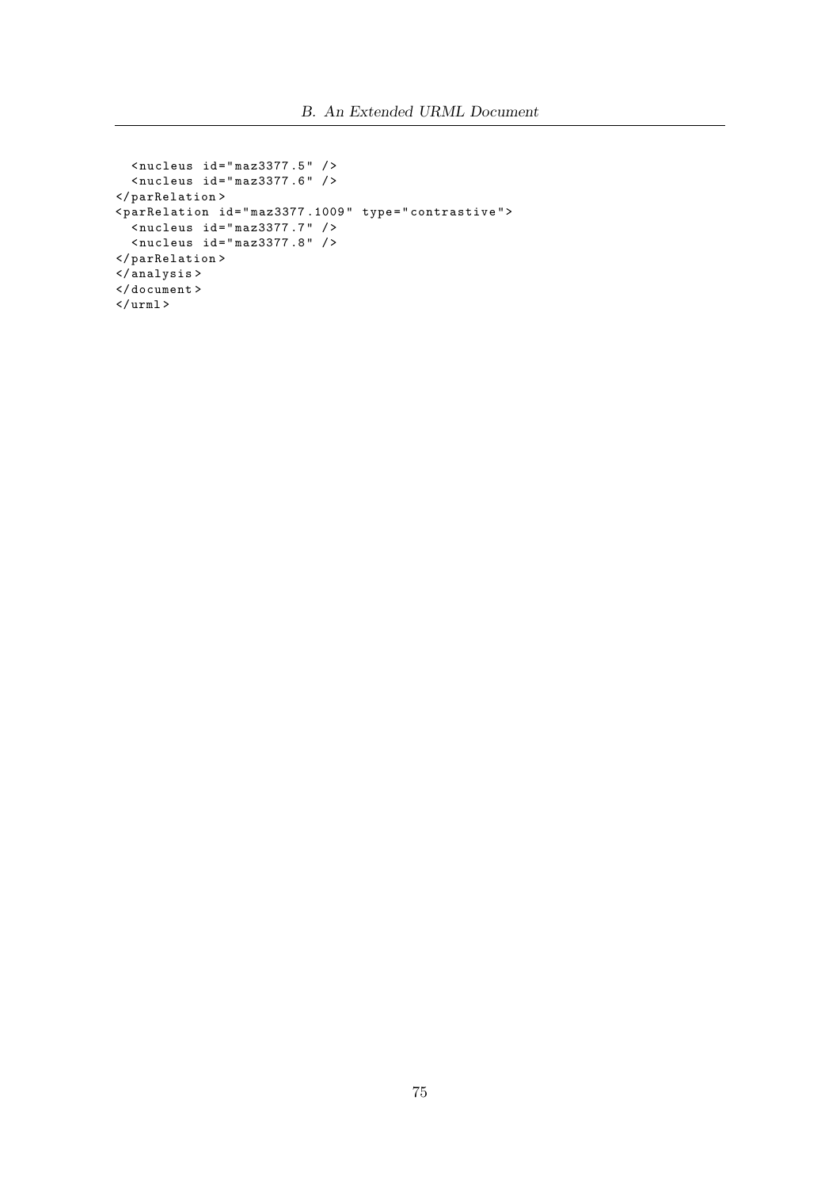```
  <nucleus id="maz3377.5" />
  <nucleus id="maz3377.6" />
</parRelation>
<parRelation id="maz3377.1009" type="contrastive">
  <nucleus id="maz3377.7" />
  <nucleus id="maz3377.8" />
</parRelation>
</analysis>
</document>
</urml>
```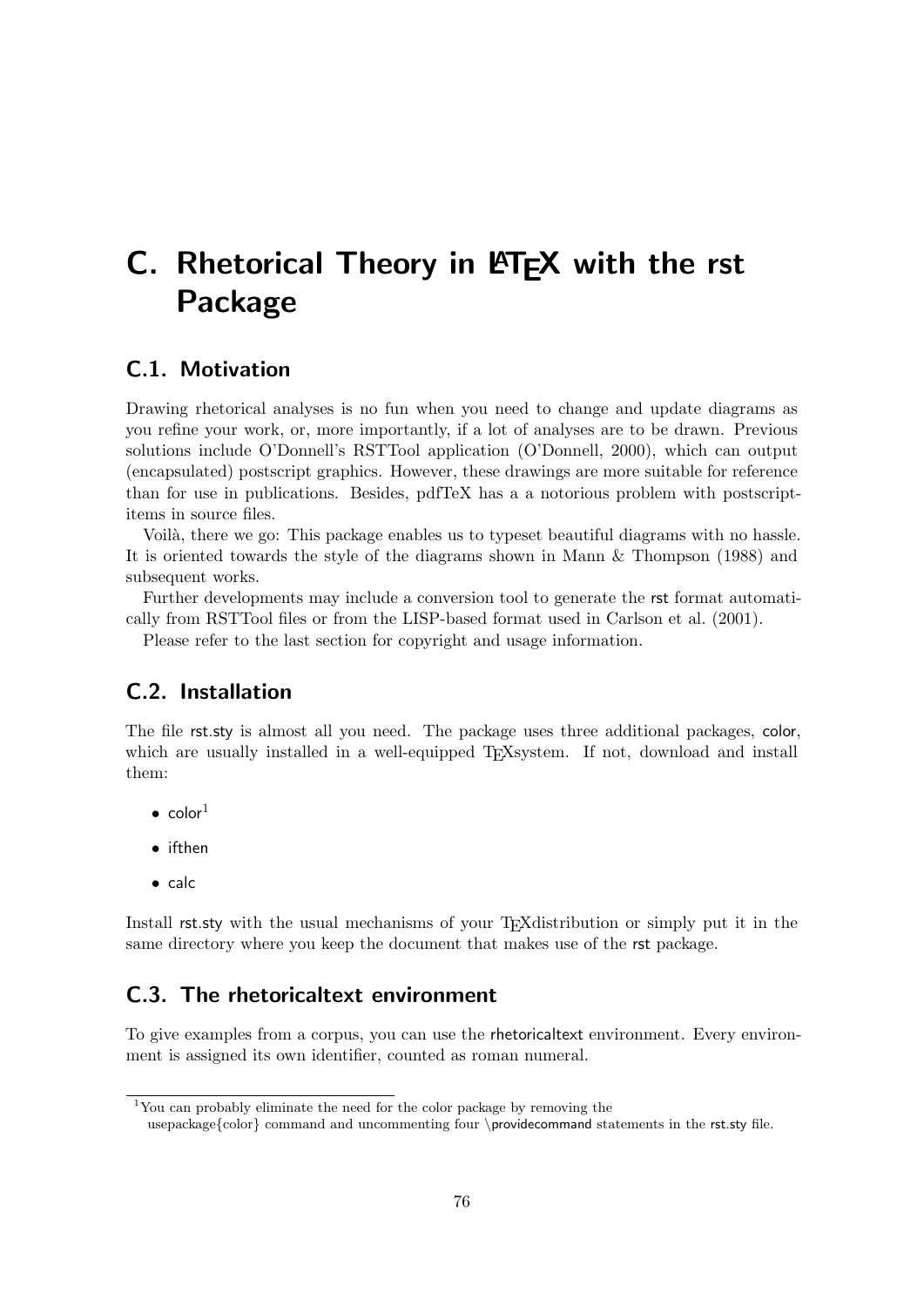# C. Rhetorical Theory in LaTeX with the rst Package

## C.1. Motivation

Drawing rhetorical analyses is no fun when you need to change and update diagrams as you refine your work, or, more importantly, if a lot of analyses are to be drawn. Previous solutions include O'Donnell's RSTTool application (O'Donnell, 2000), which can output (encapsulated) postscript graphics. However, these drawings are more suitable for reference than for use in publications. Besides, pdfTeX has a a notorious problem with postscript-items in source files.

Voilà, there we go: This package enables us to typeset beautiful diagrams with no hassle. It is oriented towards the style of the diagrams shown in Mann & Thompson (1988) and subsequent works.

Further developments may include a conversion tool to generate the rst format automatically from RSTTool files or from the LISP-based format used in Carlson et al. (2001).

Please refer to the last section for copyright and usage information.

## C.2. Installation

The file rst.sty is almost all you need. The package uses three additional packages, color, which are usually installed in a well-equipped TEXsystem. If not, download and install them:

- color[1]
- ifthen
- calc

Install rst.sty with the usual mechanisms of your TEXdistribution or simply put it in the same directory where you keep the document that makes use of the rst package.

## C.3. The rhetoricaltext environment

To give examples from a corpus, you can use the rhetoricaltext environment. Every environment is assigned its own identifier, counted as roman numeral.

[1]You can probably eliminate the need for the color package by removing the usepackage{color} command and uncommenting four \providecommand statements in the rst.sty file.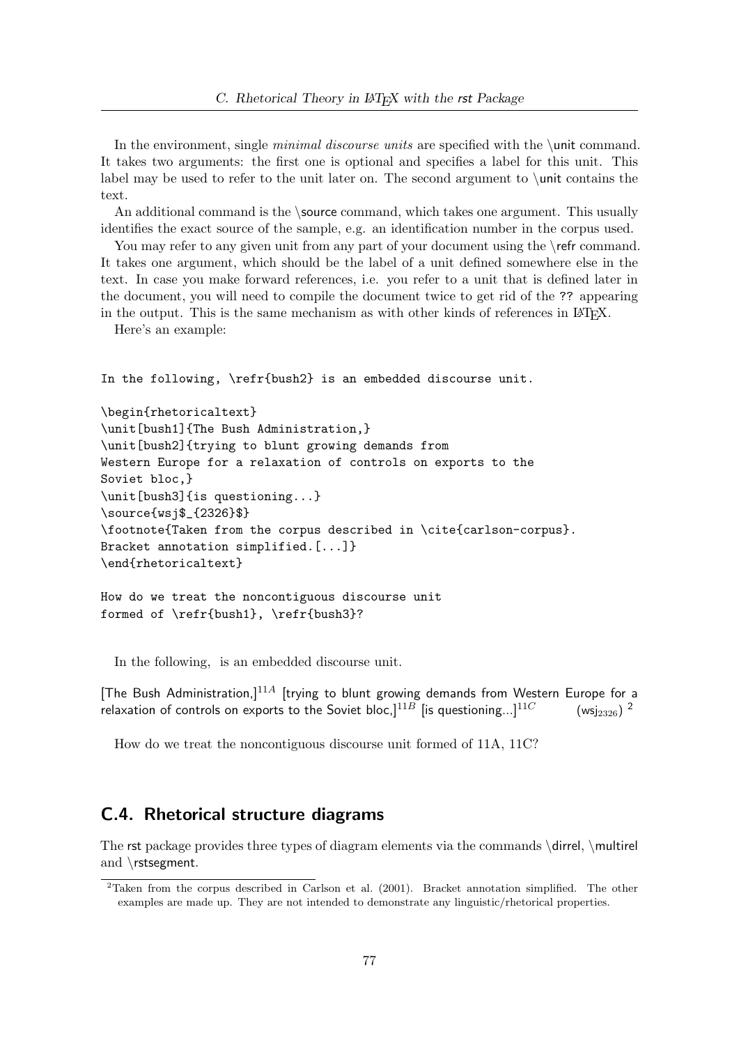In the environment, single *minimal discourse units* are specified with the \unit command. It takes two arguments: the first one is optional and specifies a label for this unit. This label may be used to refer to the unit later on. The second argument to \unit contains the text.

An additional command is the \source command, which takes one argument. This usually identifies the exact source of the sample, e.g. an identification number in the corpus used.

You may refer to any given unit from any part of your document using the \refr command. It takes one argument, which should be the label of a unit defined somewhere else in the text. In case you make forward references, i.e. you refer to a unit that is defined later in the document, you will need to compile the document twice to get rid of the ?? appearing in the output. This is the same mechanism as with other kinds of references in LaTeX.

Here's an example:

```
In the following, \refr{bush2} is an embedded discourse unit.

\begin{rhetoricaltext}
\unit[bush1]{The Bush Administration,}
\unit[bush2]{trying to blunt growing demands from
Western Europe for a relaxation of controls on exports to the
Soviet bloc,}
\unit[bush3]{is questioning...}
\source{wsj$_{2326}$}
\footnote{Taken from the corpus described in \cite{carlson-corpus}.
Bracket annotation simplified.[...]}
\end{rhetoricaltext}

How do we treat the noncontiguous discourse unit
formed of \refr{bush1}, \refr{bush3}?
```

In the following,  is an embedded discourse unit.

[The Bush Administration,]$^{11A}$ [trying to blunt growing demands from Western Europe for a relaxation of controls on exports to the Soviet bloc,]$^{11B}$ [is questioning...]$^{11C}$ (wsj$_{2326}$) [2]

How do we treat the noncontiguous discourse unit formed of 11A, 11C?

## C.4. Rhetorical structure diagrams

The rst package provides three types of diagram elements via the commands \dirrel, \multirel and \rstsegment.

[2]Taken from the corpus described in Carlson et al. (2001). Bracket annotation simplified. The other examples are made up. They are not intended to demonstrate any linguistic/rhetorical properties.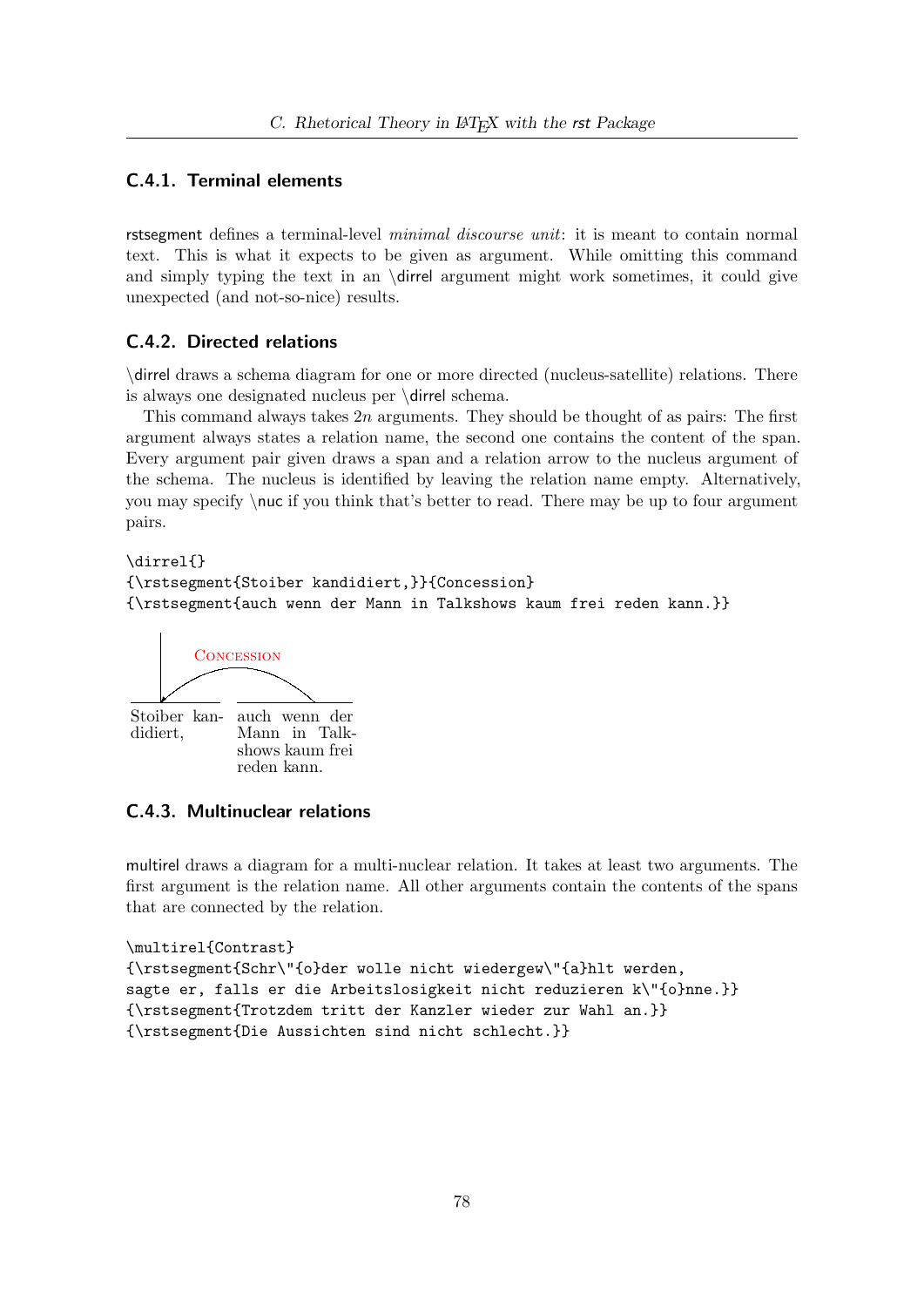### C.4.1. Terminal elements

rstsegment defines a terminal-level *minimal discourse unit*: it is meant to contain normal text. This is what it expects to be given as argument. While omitting this command and simply typing the text in an \dirrel argument might work sometimes, it could give unexpected (and not-so-nice) results.

### C.4.2. Directed relations

\dirrel draws a schema diagram for one or more directed (nucleus-satellite) relations. There is always one designated nucleus per \dirrel schema.

This command always takes $2n$ arguments. They should be thought of as pairs: The first argument always states a relation name, the second one contains the content of the span. Every argument pair given draws a span and a relation arrow to the nucleus argument of the schema. The nucleus is identified by leaving the relation name empty. Alternatively, you may specify \nuc if you think that's better to read. There may be up to four argument pairs.

```
\dirrel{}
{\rstsegment{Stoiber kandidiert,}}{Concession}
{\rstsegment{auch wenn der Mann in Talkshows kaum frei reden kann.}}
```

Concession

Stoiber kandidiert, | auch wenn der Mann in Talkshows kaum frei reden kann.

### C.4.3. Multinuclear relations

multirel draws a diagram for a multi-nuclear relation. It takes at least two arguments. The first argument is the relation name. All other arguments contain the contents of the spans that are connected by the relation.

```
\multirel{Contrast}
{\rstsegment{Schr\"{o}der wolle nicht wiedergew\"{a}hlt werden,
sagte er, falls er die Arbeitslosigkeit nicht reduzieren k\"{o}nne.}}
{\rstsegment{Trotzdem tritt der Kanzler wieder zur Wahl an.}}
{\rstsegment{Die Aussichten sind nicht schlecht.}}
```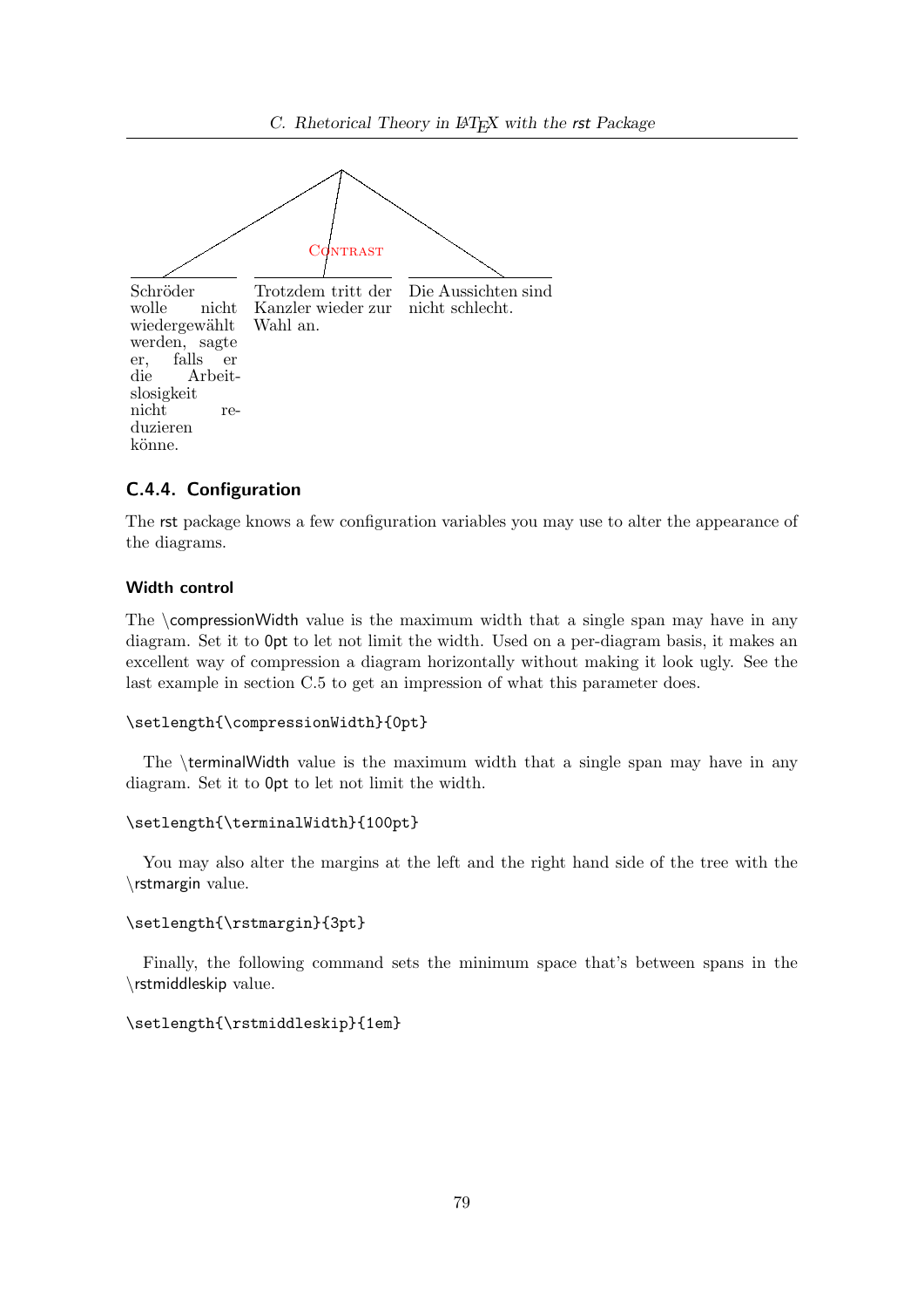CONTRAST

Schröder wolle nicht wiedergewählt werden, sagte er, falls er die Arbeitslosigkeit nicht reduzieren könne.

Trotzdem tritt der Kanzler wieder zur Wahl an.

Die Aussichten sind nicht schlecht.

### C.4.4. Configuration

The rst package knows a few configuration variables you may use to alter the appearance of the diagrams.

#### Width control

The \compressionWidth value is the maximum width that a single span may have in any diagram. Set it to 0pt to let not limit the width. Used on a per-diagram basis, it makes an excellent way of compression a diagram horizontally without making it look ugly. See the last example in section C.5 to get an impression of what this parameter does.

```
\setlength{\compressionWidth}{0pt}
```

The \terminalWidth value is the maximum width that a single span may have in any diagram. Set it to 0pt to let not limit the width.

```
\setlength{\terminalWidth}{100pt}
```

You may also alter the margins at the left and the right hand side of the tree with the \rstmargin value.

```
\setlength{\rstmargin}{3pt}
```

Finally, the following command sets the minimum space that's between spans in the \rstmiddleskip value.

```
\setlength{\rstmiddleskip}{1em}
```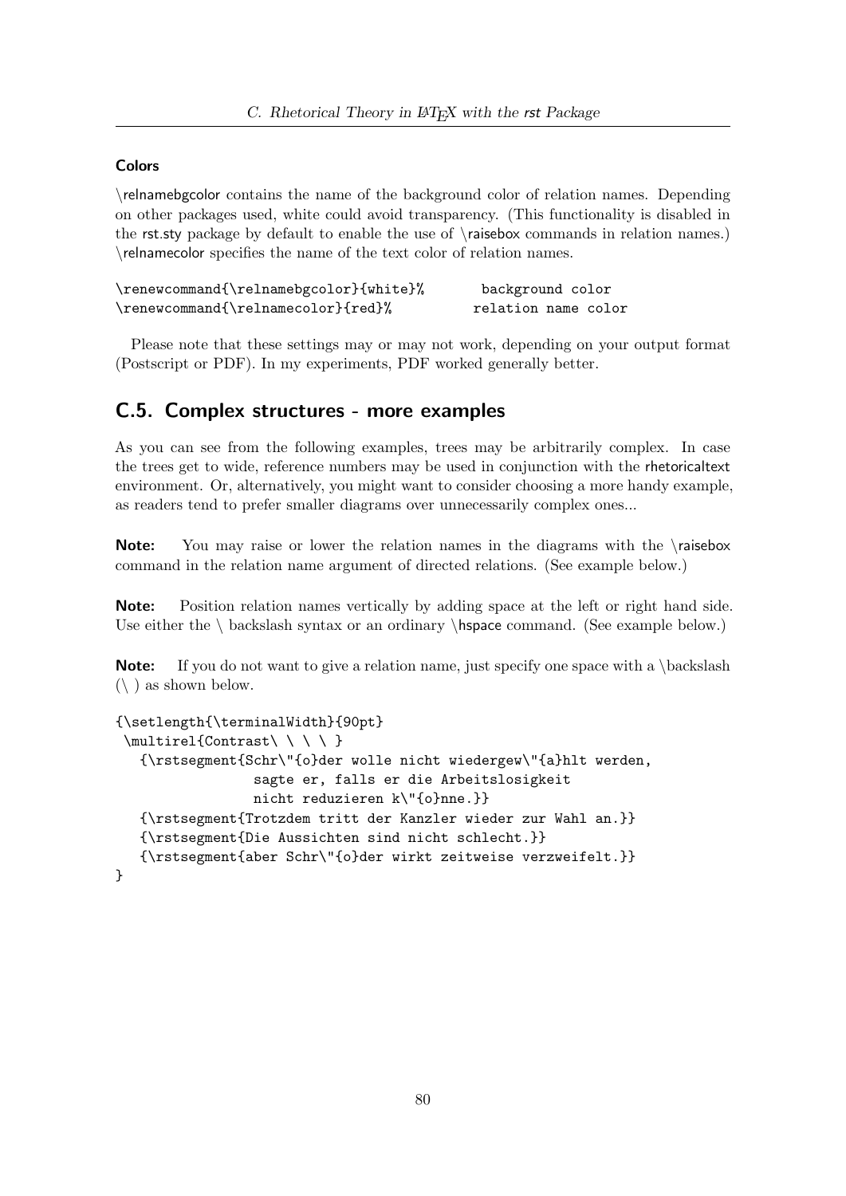### Colors

\relnamebgcolor contains the name of the background color of relation names. Depending on other packages used, white could avoid transparency. (This functionality is disabled in the rst.sty package by default to enable the use of \raisebox commands in relation names.) \relnamecolor specifies the name of the text color of relation names.

```
\renewcommand{\relnamebgcolor}{white}%       background color
\renewcommand{\relnamecolor}{red}%          relation name color
```

Please note that these settings may or may not work, depending on your output format (Postscript or PDF). In my experiments, PDF worked generally better.

## C.5. Complex structures - more examples

As you can see from the following examples, trees may be arbitrarily complex. In case the trees get to wide, reference numbers may be used in conjunction with the rhetoricaltext environment. Or, alternatively, you might want to consider choosing a more handy example, as readers tend to prefer smaller diagrams over unnecessarily complex ones...

**Note:** You may raise or lower the relation names in the diagrams with the \raisebox command in the relation name argument of directed relations. (See example below.)

**Note:** Position relation names vertically by adding space at the left or right hand side. Use either the \ backslash syntax or an ordinary \hspace command. (See example below.)

**Note:** If you do not want to give a relation name, just specify one space with a \backslash (\ ) as shown below.

```
{\setlength{\terminalWidth}{90pt}
 \multirel{Contrast\ \ \ \ }
   {\rstsegment{Schr\"{o}der wolle nicht wiedergew\"{a}hlt werden,
                sagte er, falls er die Arbeitslosigkeit
                nicht reduzieren k\"{o}nne.}}
   {\rstsegment{Trotzdem tritt der Kanzler wieder zur Wahl an.}}
   {\rstsegment{Die Aussichten sind nicht schlecht.}}
   {\rstsegment{aber Schr\"{o}der wirkt zeitweise verzweifelt.}}
}
```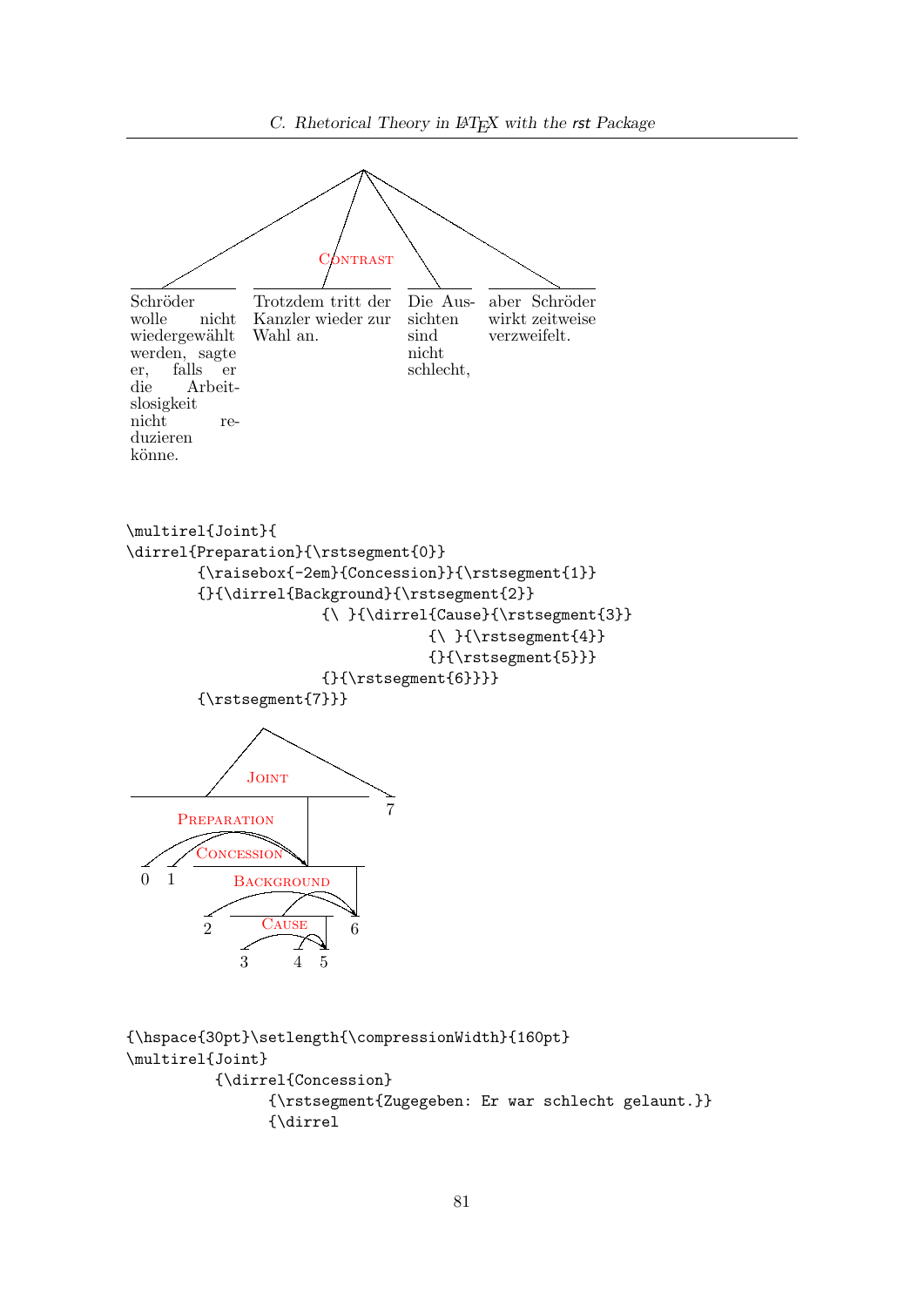CONTRAST

Schröder wolle nicht wiedergewählt werden, sagte er, falls er die Arbeitslosigkeit nicht reduzieren könne.

Trotzdem tritt der Kanzler wieder zur Wahl an.

Die Aussichten sind nicht schlecht,

aber Schröder wirkt zeitweise verzweifelt.

```
\multirel{Joint}{
\dirrel{Preparation}{\rstsegment{0}}
        {\raisebox{-2em}{Concession}}{\rstsegment{1}}
        {}{\dirrel{Background}{\rstsegment{2}}
                      {\ }{\dirrel{Cause}{\rstsegment{3}}
                                  {\ }{\rstsegment{4}}
                                  {}{\rstsegment{5}}}
                      {}{\rstsegment{6}}}}
        {\rstsegment{7}}}
```

JOINT

PREPARATION

CONCESSION

BACKGROUND

CAUSE

0 1 2 3 4 5 6 7

```
{\hspace{30pt}\setlength{\compressionWidth}{160pt}
\multirel{Joint}
          {\dirrel{Concession}
                {\rstsegment{Zugegeben: Er war schlecht gelaunt.}}
                {\dirrel
```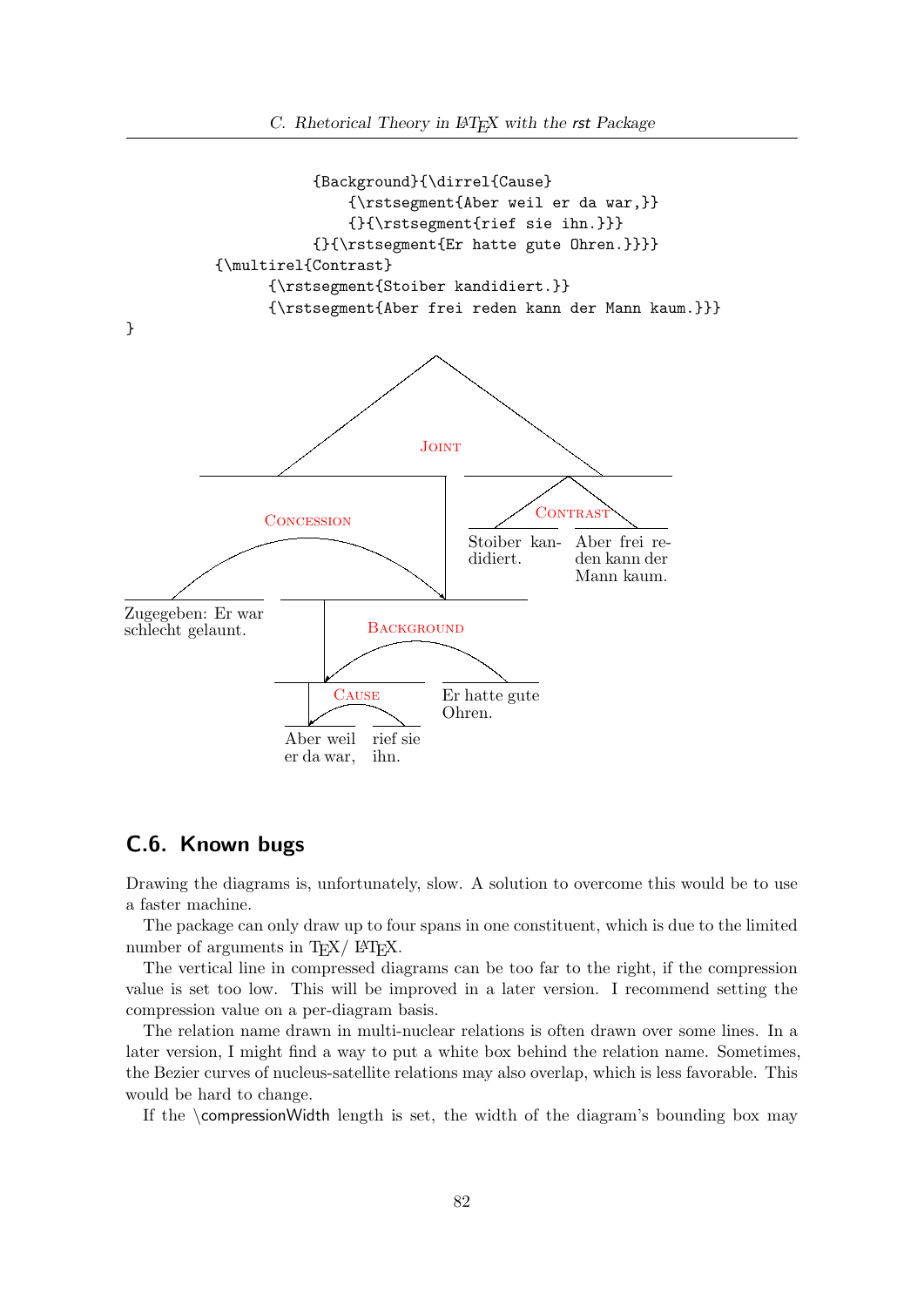```
                {Background}{\dirrel{Cause}
                    {\rstsegment{Aber weil er da war,}}
                    {}{\rstsegment{rief sie ihn.}}}
                {}{\rstsegment{Er hatte gute Ohren.}}}}
    {\multirel{Contrast}
        {\rstsegment{Stoiber kandidiert.}}
        {\rstsegment{Aber frei reden kann der Mann kaum.}}}
}
```

Joint

Concession

Contrast

Stoiber kandidiert.

Aber frei reden kann der Mann kaum.

Zugegeben: Er war schlecht gelaunt.

Background

Cause

Er hatte gute Ohren.

Aber weil er da war,

rief sie ihn.

## C.6. Known bugs

Drawing the diagrams is, unfortunately, slow. A solution to overcome this would be to use a faster machine.

The package can only draw up to four spans in one constituent, which is due to the limited number of arguments in TEX/ LATEX.

The vertical line in compressed diagrams can be too far to the right, if the compression value is set too low. This will be improved in a later version. I recommend setting the compression value on a per-diagram basis.

The relation name drawn in multi-nuclear relations is often drawn over some lines. In a later version, I might find a way to put a white box behind the relation name. Sometimes, the Bezier curves of nucleus-satellite relations may also overlap, which is less favorable. This would be hard to change.

If the \compressionWidth length is set, the width of the diagram's bounding box may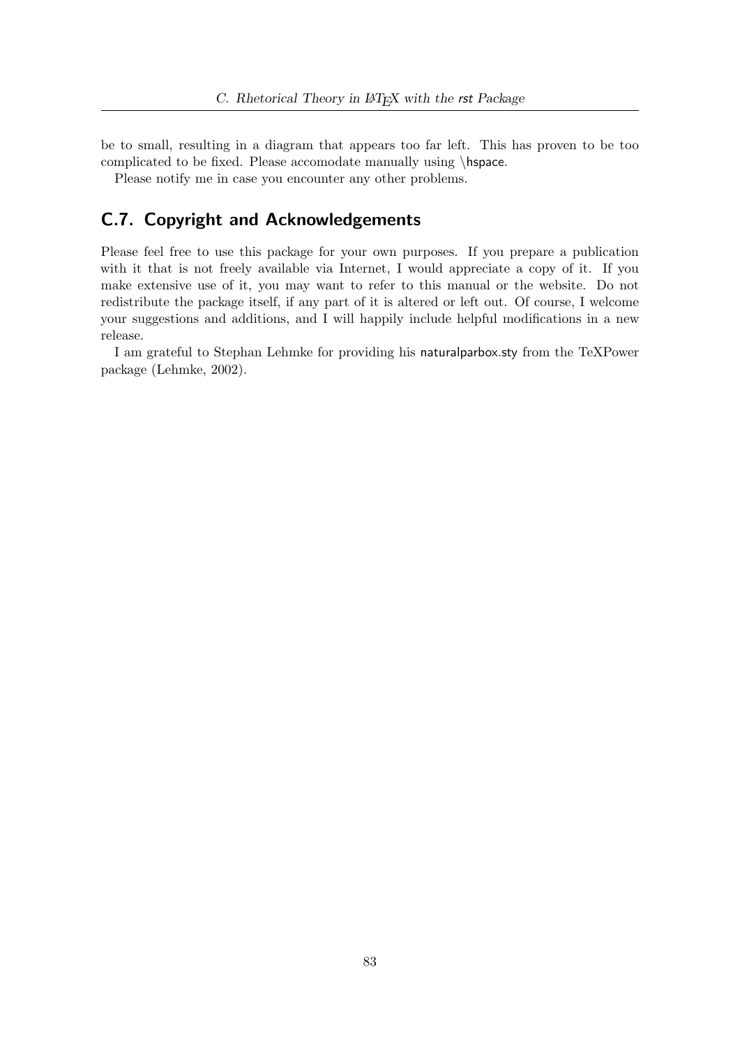be to small, resulting in a diagram that appears too far left. This has proven to be too complicated to be fixed. Please accomodate manually using \hspace.

Please notify me in case you encounter any other problems.

## C.7. Copyright and Acknowledgements

Please feel free to use this package for your own purposes. If you prepare a publication with it that is not freely available via Internet, I would appreciate a copy of it. If you make extensive use of it, you may want to refer to this manual or the website. Do not redistribute the package itself, if any part of it is altered or left out. Of course, I welcome your suggestions and additions, and I will happily include helpful modifications in a new release.

I am grateful to Stephan Lehmke for providing his naturalparbox.sty from the TeXPower package (Lehmke, 2002).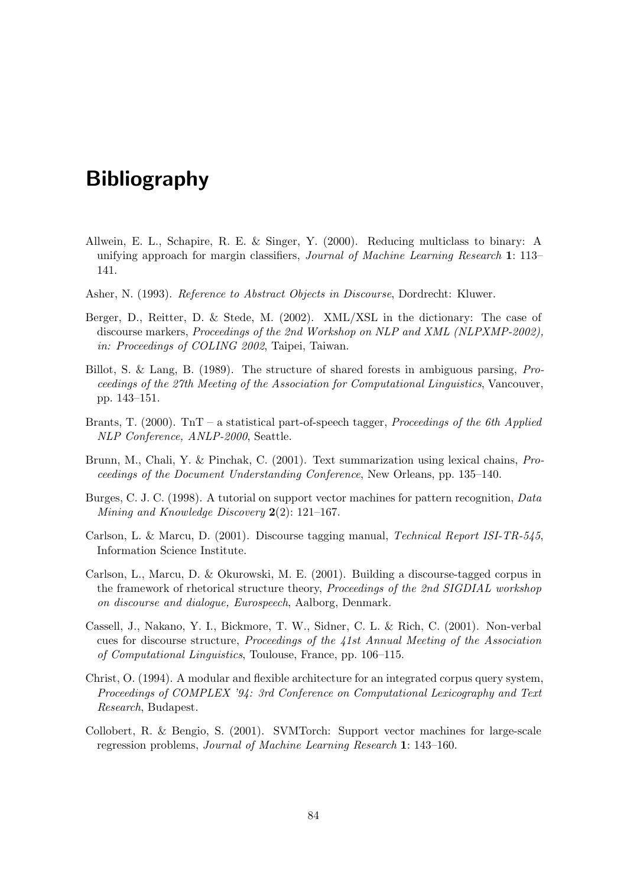# Bibliography

Allwein, E. L., Schapire, R. E. & Singer, Y. (2000). Reducing multiclass to binary: A unifying approach for margin classifiers, *Journal of Machine Learning Research* **1**: 113–141.

Asher, N. (1993). *Reference to Abstract Objects in Discourse*, Dordrecht: Kluwer.

Berger, D., Reitter, D. & Stede, M. (2002). XML/XSL in the dictionary: The case of discourse markers, *Proceedings of the 2nd Workshop on NLP and XML (NLPXMP-2002), in: Proceedings of COLING 2002*, Taipei, Taiwan.

Billot, S. & Lang, B. (1989). The structure of shared forests in ambiguous parsing, *Proceedings of the 27th Meeting of the Association for Computational Linguistics*, Vancouver, pp. 143–151.

Brants, T. (2000). TnT – a statistical part-of-speech tagger, *Proceedings of the 6th Applied NLP Conference, ANLP-2000*, Seattle.

Brunn, M., Chali, Y. & Pinchak, C. (2001). Text summarization using lexical chains, *Proceedings of the Document Understanding Conference*, New Orleans, pp. 135–140.

Burges, C. J. C. (1998). A tutorial on support vector machines for pattern recognition, *Data Mining and Knowledge Discovery* **2**(2): 121–167.

Carlson, L. & Marcu, D. (2001). Discourse tagging manual, *Technical Report ISI-TR-545*, Information Science Institute.

Carlson, L., Marcu, D. & Okurowski, M. E. (2001). Building a discourse-tagged corpus in the framework of rhetorical structure theory, *Proceedings of the 2nd SIGDIAL workshop on discourse and dialogue, Eurospeech*, Aalborg, Denmark.

Cassell, J., Nakano, Y. I., Bickmore, T. W., Sidner, C. L. & Rich, C. (2001). Non-verbal cues for discourse structure, *Proceedings of the 41st Annual Meeting of the Association of Computational Linguistics*, Toulouse, France, pp. 106–115.

Christ, O. (1994). A modular and flexible architecture for an integrated corpus query system, *Proceedings of COMPLEX '94: 3rd Conference on Computational Lexicography and Text Research*, Budapest.

Collobert, R. & Bengio, S. (2001). SVMTorch: Support vector machines for large-scale regression problems, *Journal of Machine Learning Research* **1**: 143–160.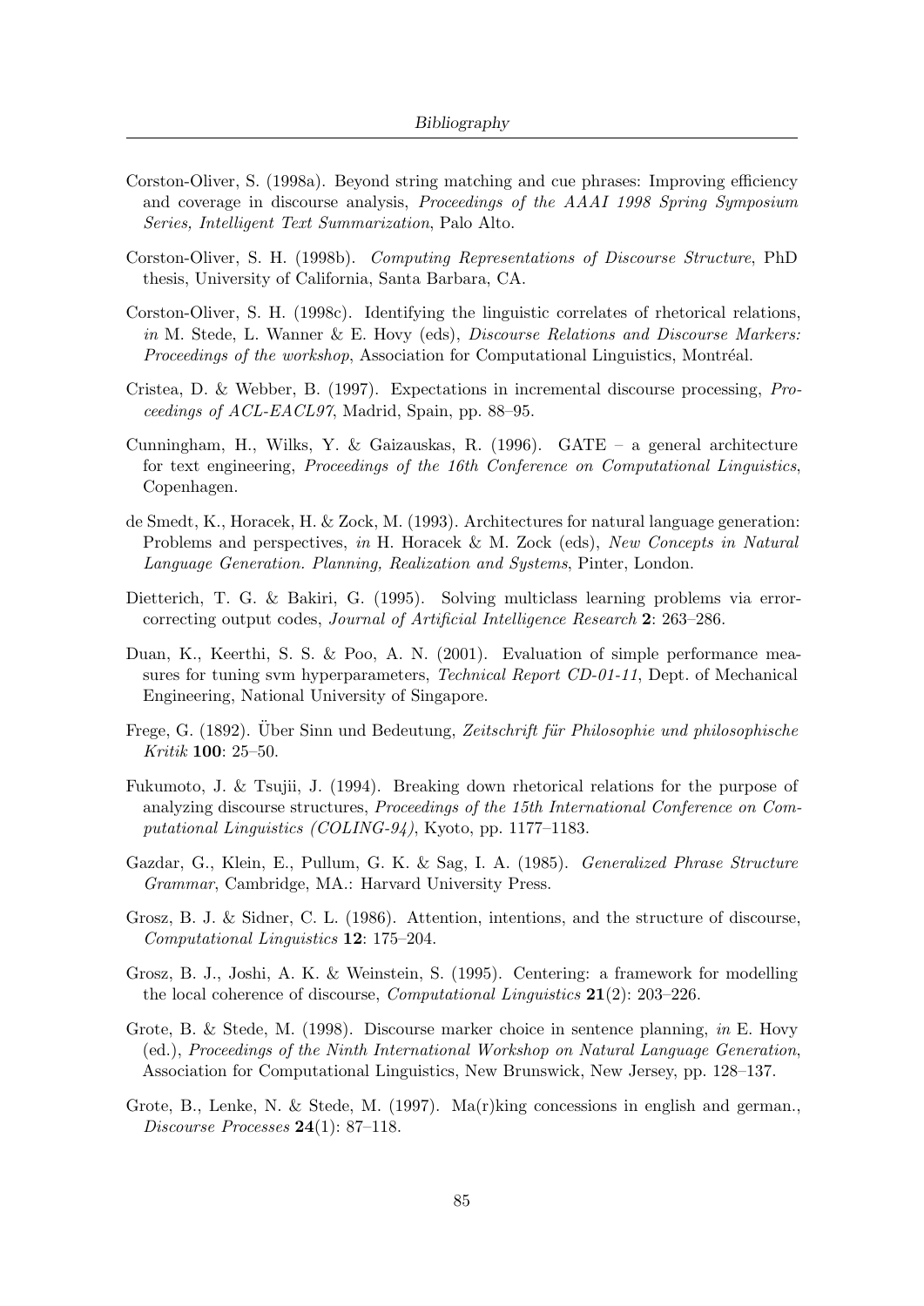Corston-Oliver, S. (1998a). Beyond string matching and cue phrases: Improving efficiency and coverage in discourse analysis, *Proceedings of the AAAI 1998 Spring Symposium Series, Intelligent Text Summarization*, Palo Alto.

Corston-Oliver, S. H. (1998b). *Computing Representations of Discourse Structure*, PhD thesis, University of California, Santa Barbara, CA.

Corston-Oliver, S. H. (1998c). Identifying the linguistic correlates of rhetorical relations, *in* M. Stede, L. Wanner & E. Hovy (eds), *Discourse Relations and Discourse Markers: Proceedings of the workshop*, Association for Computational Linguistics, Montréal.

Cristea, D. & Webber, B. (1997). Expectations in incremental discourse processing, *Proceedings of ACL-EACL97*, Madrid, Spain, pp. 88–95.

Cunningham, H., Wilks, Y. & Gaizauskas, R. (1996). GATE – a general architecture for text engineering, *Proceedings of the 16th Conference on Computational Linguistics*, Copenhagen.

de Smedt, K., Horacek, H. & Zock, M. (1993). Architectures for natural language generation: Problems and perspectives, *in* H. Horacek & M. Zock (eds), *New Concepts in Natural Language Generation. Planning, Realization and Systems*, Pinter, London.

Dietterich, T. G. & Bakiri, G. (1995). Solving multiclass learning problems via error-correcting output codes, *Journal of Artificial Intelligence Research* **2**: 263–286.

Duan, K., Keerthi, S. S. & Poo, A. N. (2001). Evaluation of simple performance measures for tuning svm hyperparameters, *Technical Report CD-01-11*, Dept. of Mechanical Engineering, National University of Singapore.

Frege, G. (1892). Über Sinn und Bedeutung, *Zeitschrift für Philosophie und philosophische Kritik* **100**: 25–50.

Fukumoto, J. & Tsujii, J. (1994). Breaking down rhetorical relations for the purpose of analyzing discourse structures, *Proceedings of the 15th International Conference on Computational Linguistics (COLING-94)*, Kyoto, pp. 1177–1183.

Gazdar, G., Klein, E., Pullum, G. K. & Sag, I. A. (1985). *Generalized Phrase Structure Grammar*, Cambridge, MA.: Harvard University Press.

Grosz, B. J. & Sidner, C. L. (1986). Attention, intentions, and the structure of discourse, *Computational Linguistics* **12**: 175–204.

Grosz, B. J., Joshi, A. K. & Weinstein, S. (1995). Centering: a framework for modelling the local coherence of discourse, *Computational Linguistics* **21**(2): 203–226.

Grote, B. & Stede, M. (1998). Discourse marker choice in sentence planning, *in* E. Hovy (ed.), *Proceedings of the Ninth International Workshop on Natural Language Generation*, Association for Computational Linguistics, New Brunswick, New Jersey, pp. 128–137.

Grote, B., Lenke, N. & Stede, M. (1997). Ma(r)king concessions in english and german., *Discourse Processes* **24**(1): 87–118.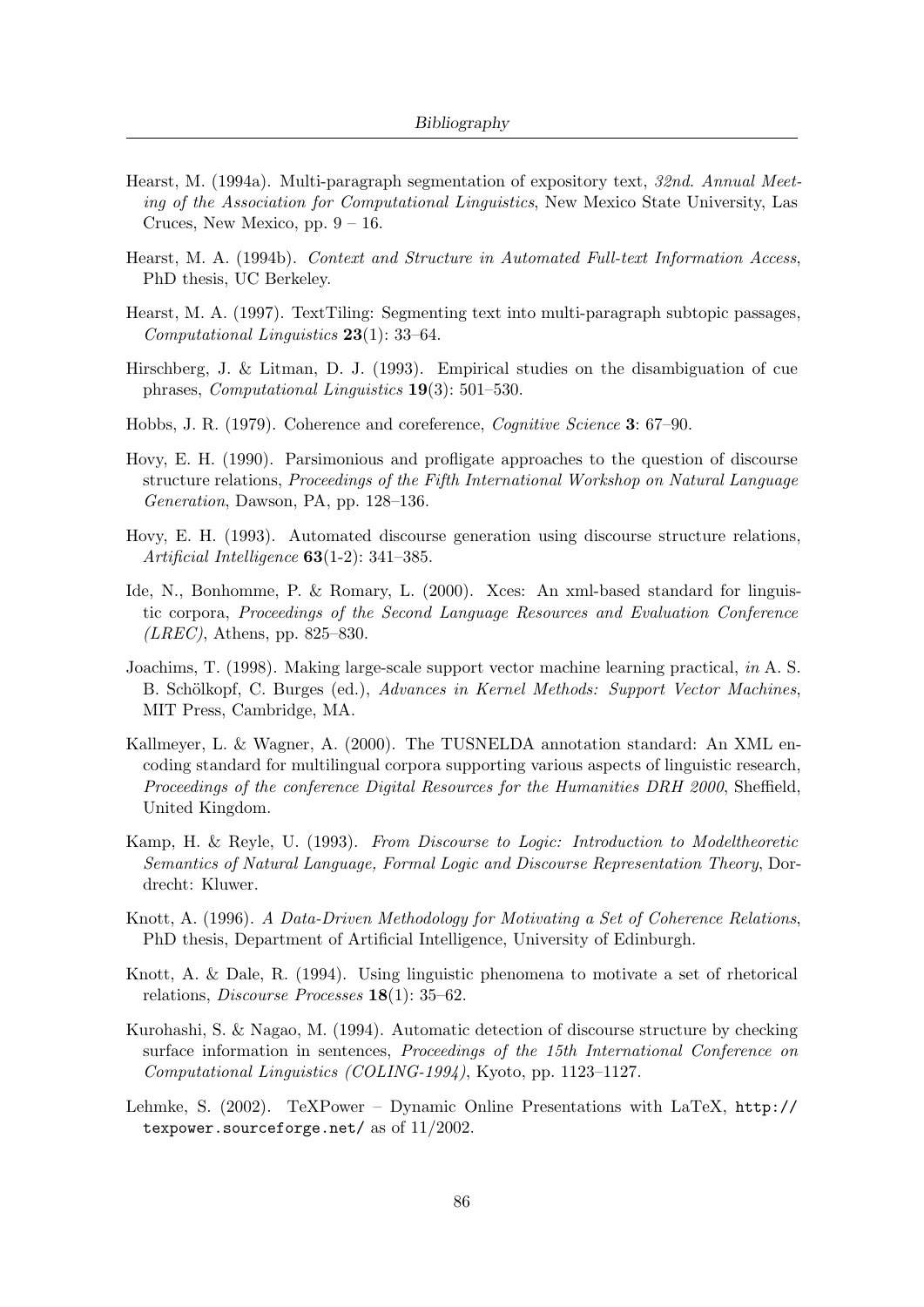Hearst, M. (1994a). Multi-paragraph segmentation of expository text, *32nd. Annual Meeting of the Association for Computational Linguistics*, New Mexico State University, Las Cruces, New Mexico, pp. 9 – 16.

Hearst, M. A. (1994b). *Context and Structure in Automated Full-text Information Access*, PhD thesis, UC Berkeley.

Hearst, M. A. (1997). TextTiling: Segmenting text into multi-paragraph subtopic passages, *Computational Linguistics* **23**(1): 33–64.

Hirschberg, J. & Litman, D. J. (1993). Empirical studies on the disambiguation of cue phrases, *Computational Linguistics* **19**(3): 501–530.

Hobbs, J. R. (1979). Coherence and coreference, *Cognitive Science* **3**: 67–90.

Hovy, E. H. (1990). Parsimonious and profligate approaches to the question of discourse structure relations, *Proceedings of the Fifth International Workshop on Natural Language Generation*, Dawson, PA, pp. 128–136.

Hovy, E. H. (1993). Automated discourse generation using discourse structure relations, *Artificial Intelligence* **63**(1-2): 341–385.

Ide, N., Bonhomme, P. & Romary, L. (2000). Xces: An xml-based standard for linguistic corpora, *Proceedings of the Second Language Resources and Evaluation Conference (LREC)*, Athens, pp. 825–830.

Joachims, T. (1998). Making large-scale support vector machine learning practical, *in* A. S. B. Schölkopf, C. Burges (ed.), *Advances in Kernel Methods: Support Vector Machines*, MIT Press, Cambridge, MA.

Kallmeyer, L. & Wagner, A. (2000). The TUSNELDA annotation standard: An XML encoding standard for multilingual corpora supporting various aspects of linguistic research, *Proceedings of the conference Digital Resources for the Humanities DRH 2000*, Sheffield, United Kingdom.

Kamp, H. & Reyle, U. (1993). *From Discourse to Logic: Introduction to Modeltheoretic Semantics of Natural Language, Formal Logic and Discourse Representation Theory*, Dordrecht: Kluwer.

Knott, A. (1996). *A Data-Driven Methodology for Motivating a Set of Coherence Relations*, PhD thesis, Department of Artificial Intelligence, University of Edinburgh.

Knott, A. & Dale, R. (1994). Using linguistic phenomena to motivate a set of rhetorical relations, *Discourse Processes* **18**(1): 35–62.

Kurohashi, S. & Nagao, M. (1994). Automatic detection of discourse structure by checking surface information in sentences, *Proceedings of the 15th International Conference on Computational Linguistics (COLING-1994)*, Kyoto, pp. 1123–1127.

Lehmke, S. (2002). TeXPower – Dynamic Online Presentations with LaTeX, `http://texpower.sourceforge.net/` as of 11/2002.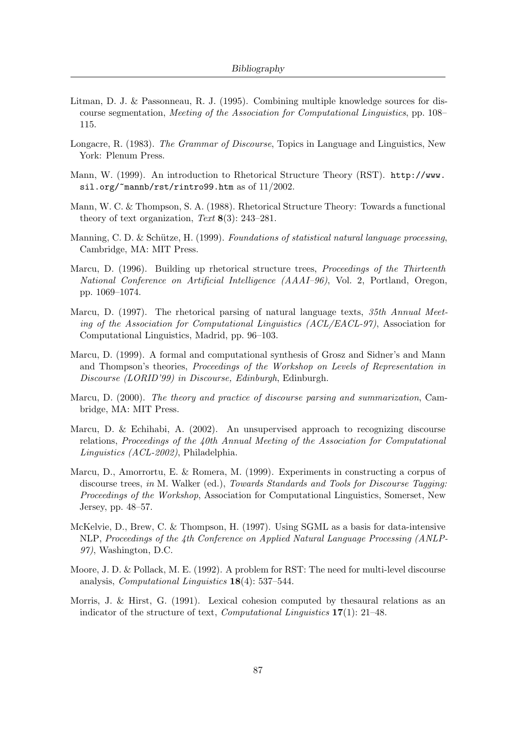Litman, D. J. & Passonneau, R. J. (1995). Combining multiple knowledge sources for discourse segmentation, *Meeting of the Association for Computational Linguistics*, pp. 108–115.

Longacre, R. (1983). *The Grammar of Discourse*, Topics in Language and Linguistics, New York: Plenum Press.

Mann, W. (1999). An introduction to Rhetorical Structure Theory (RST). `http://www.sil.org/~mannb/rst/rintro99.htm` as of 11/2002.

Mann, W. C. & Thompson, S. A. (1988). Rhetorical Structure Theory: Towards a functional theory of text organization, *Text* **8**(3): 243–281.

Manning, C. D. & Schütze, H. (1999). *Foundations of statistical natural language processing*, Cambridge, MA: MIT Press.

Marcu, D. (1996). Building up rhetorical structure trees, *Proceedings of the Thirteenth National Conference on Artificial Intelligence (AAAI–96)*, Vol. 2, Portland, Oregon, pp. 1069–1074.

Marcu, D. (1997). The rhetorical parsing of natural language texts, *35th Annual Meeting of the Association for Computational Linguistics (ACL/EACL-97)*, Association for Computational Linguistics, Madrid, pp. 96–103.

Marcu, D. (1999). A formal and computational synthesis of Grosz and Sidner's and Mann and Thompson's theories, *Proceedings of the Workshop on Levels of Representation in Discourse (LORID'99) in Discourse, Edinburgh*, Edinburgh.

Marcu, D. (2000). *The theory and practice of discourse parsing and summarization*, Cambridge, MA: MIT Press.

Marcu, D. & Echihabi, A. (2002). An unsupervised approach to recognizing discourse relations, *Proceedings of the 40th Annual Meeting of the Association for Computational Linguistics (ACL-2002)*, Philadelphia.

Marcu, D., Amorrortu, E. & Romera, M. (1999). Experiments in constructing a corpus of discourse trees, *in* M. Walker (ed.), *Towards Standards and Tools for Discourse Tagging: Proceedings of the Workshop*, Association for Computational Linguistics, Somerset, New Jersey, pp. 48–57.

McKelvie, D., Brew, C. & Thompson, H. (1997). Using SGML as a basis for data-intensive NLP, *Proceedings of the 4th Conference on Applied Natural Language Processing (ANLP-97)*, Washington, D.C.

Moore, J. D. & Pollack, M. E. (1992). A problem for RST: The need for multi-level discourse analysis, *Computational Linguistics* **18**(4): 537–544.

Morris, J. & Hirst, G. (1991). Lexical cohesion computed by thesaural relations as an indicator of the structure of text, *Computational Linguistics* **17**(1): 21–48.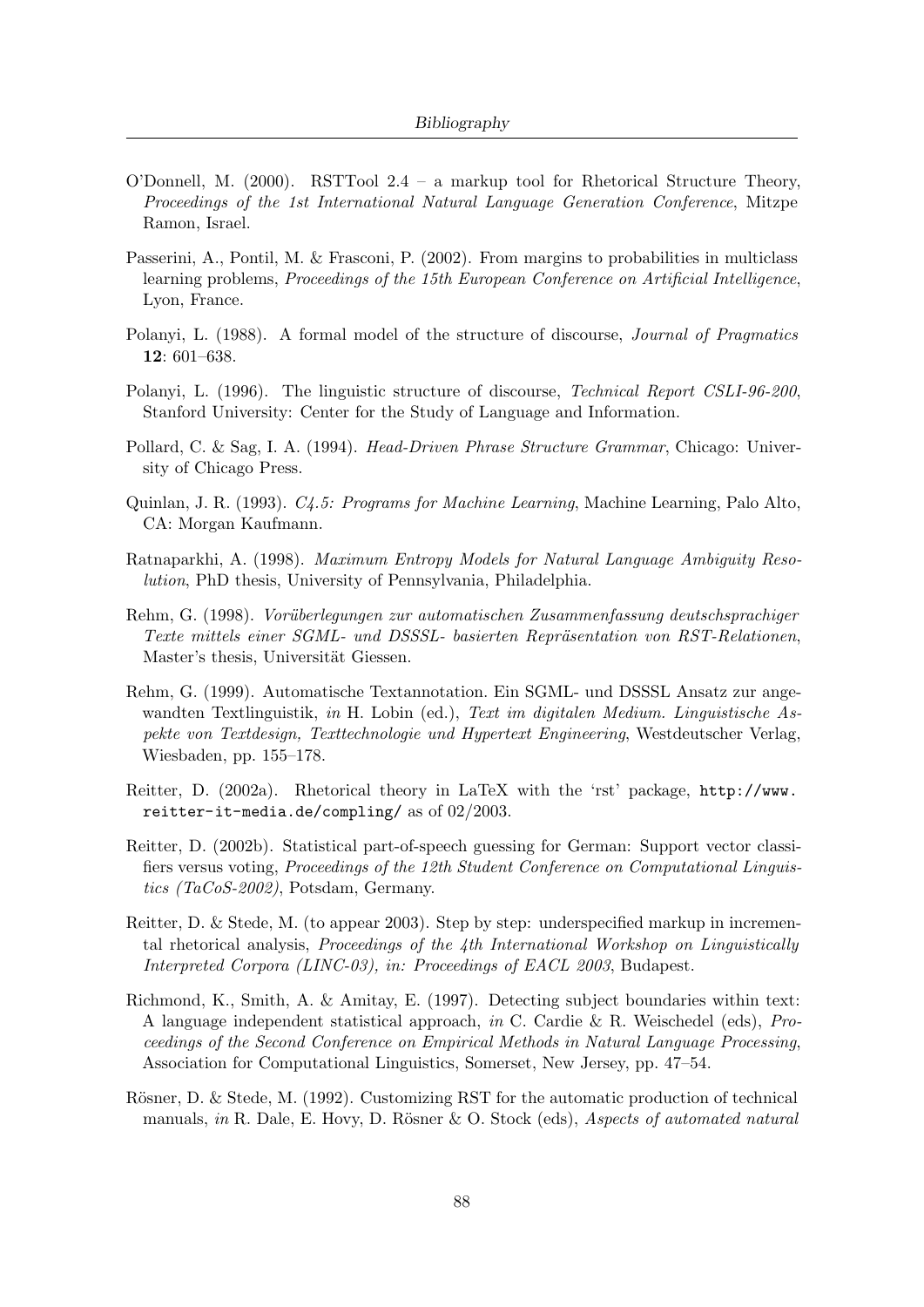O'Donnell, M. (2000). RSTTool 2.4 – a markup tool for Rhetorical Structure Theory, *Proceedings of the 1st International Natural Language Generation Conference*, Mitzpe Ramon, Israel.

Passerini, A., Pontil, M. & Frasconi, P. (2002). From margins to probabilities in multiclass learning problems, *Proceedings of the 15th European Conference on Artificial Intelligence*, Lyon, France.

Polanyi, L. (1988). A formal model of the structure of discourse, *Journal of Pragmatics* **12**: 601–638.

Polanyi, L. (1996). The linguistic structure of discourse, *Technical Report CSLI-96-200*, Stanford University: Center for the Study of Language and Information.

Pollard, C. & Sag, I. A. (1994). *Head-Driven Phrase Structure Grammar*, Chicago: University of Chicago Press.

Quinlan, J. R. (1993). *C4.5: Programs for Machine Learning*, Machine Learning, Palo Alto, CA: Morgan Kaufmann.

Ratnaparkhi, A. (1998). *Maximum Entropy Models for Natural Language Ambiguity Resolution*, PhD thesis, University of Pennsylvania, Philadelphia.

Rehm, G. (1998). *Vorüberlegungen zur automatischen Zusammenfassung deutschsprachiger Texte mittels einer SGML- und DSSSL- basierten Repräsentation von RST-Relationen*, Master's thesis, Universität Giessen.

Rehm, G. (1999). Automatische Textannotation. Ein SGML- und DSSSL Ansatz zur angewandten Textlinguistik, *in* H. Lobin (ed.), *Text im digitalen Medium. Linguistische Aspekte von Textdesign, Texttechnologie und Hypertext Engineering*, Westdeutscher Verlag, Wiesbaden, pp. 155–178.

Reitter, D. (2002a). Rhetorical theory in LaTeX with the 'rst' package, `http://www.reitter-it-media.de/compling/` as of 02/2003.

Reitter, D. (2002b). Statistical part-of-speech guessing for German: Support vector classifiers versus voting, *Proceedings of the 12th Student Conference on Computational Linguistics (TaCoS-2002)*, Potsdam, Germany.

Reitter, D. & Stede, M. (to appear 2003). Step by step: underspecified markup in incremental rhetorical analysis, *Proceedings of the 4th International Workshop on Linguistically Interpreted Corpora (LINC-03), in: Proceedings of EACL 2003*, Budapest.

Richmond, K., Smith, A. & Amitay, E. (1997). Detecting subject boundaries within text: A language independent statistical approach, *in* C. Cardie & R. Weischedel (eds), *Proceedings of the Second Conference on Empirical Methods in Natural Language Processing*, Association for Computational Linguistics, Somerset, New Jersey, pp. 47–54.

Rösner, D. & Stede, M. (1992). Customizing RST for the automatic production of technical manuals, *in* R. Dale, E. Hovy, D. Rösner & O. Stock (eds), *Aspects of automated natural*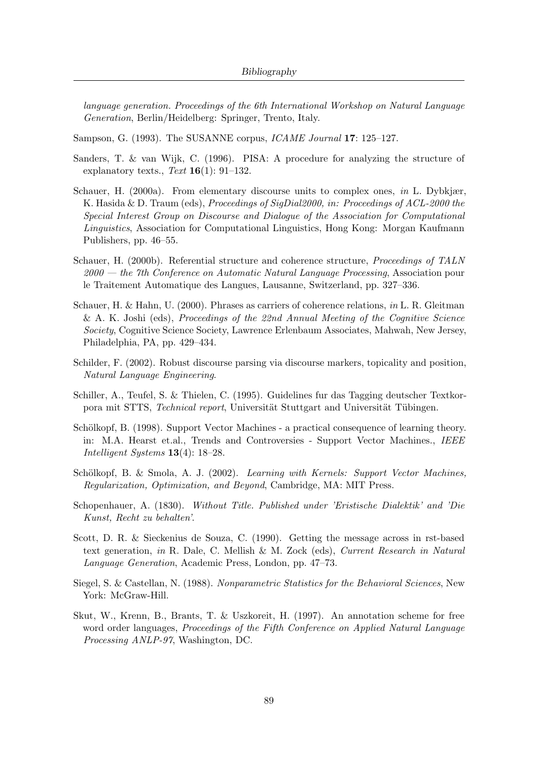*language generation. Proceedings of the 6th International Workshop on Natural Language Generation*, Berlin/Heidelberg: Springer, Trento, Italy.

Sampson, G. (1993). The SUSANNE corpus, *ICAME Journal* **17**: 125–127.

Sanders, T. & van Wijk, C. (1996). PISA: A procedure for analyzing the structure of explanatory texts., *Text* **16**(1): 91–132.

Schauer, H. (2000a). From elementary discourse units to complex ones, *in* L. Dybkjær, K. Hasida & D. Traum (eds), *Proceedings of SigDial2000, in: Proceedings of ACL-2000 the Special Interest Group on Discourse and Dialogue of the Association for Computational Linguistics*, Association for Computational Linguistics, Hong Kong: Morgan Kaufmann Publishers, pp. 46–55.

Schauer, H. (2000b). Referential structure and coherence structure, *Proceedings of TALN 2000 — the 7th Conference on Automatic Natural Language Processing*, Association pour le Traitement Automatique des Langues, Lausanne, Switzerland, pp. 327–336.

Schauer, H. & Hahn, U. (2000). Phrases as carriers of coherence relations, *in* L. R. Gleitman & A. K. Joshi (eds), *Proceedings of the 22nd Annual Meeting of the Cognitive Science Society*, Cognitive Science Society, Lawrence Erlenbaum Associates, Mahwah, New Jersey, Philadelphia, PA, pp. 429–434.

Schilder, F. (2002). Robust discourse parsing via discourse markers, topicality and position, *Natural Language Engineering*.

Schiller, A., Teufel, S. & Thielen, C. (1995). Guidelines fur das Tagging deutscher Textkorpora mit STTS, *Technical report*, Universität Stuttgart and Universität Tübingen.

Schölkopf, B. (1998). Support Vector Machines - a practical consequence of learning theory. in: M.A. Hearst et.al., Trends and Controversies - Support Vector Machines., *IEEE Intelligent Systems* **13**(4): 18–28.

Schölkopf, B. & Smola, A. J. (2002). *Learning with Kernels: Support Vector Machines, Regularization, Optimization, and Beyond*, Cambridge, MA: MIT Press.

Schopenhauer, A. (1830). *Without Title. Published under 'Eristische Dialektik' and 'Die Kunst, Recht zu behalten'*.

Scott, D. R. & Sieckenius de Souza, C. (1990). Getting the message across in rst-based text generation, *in* R. Dale, C. Mellish & M. Zock (eds), *Current Research in Natural Language Generation*, Academic Press, London, pp. 47–73.

Siegel, S. & Castellan, N. (1988). *Nonparametric Statistics for the Behavioral Sciences*, New York: McGraw-Hill.

Skut, W., Krenn, B., Brants, T. & Uszkoreit, H. (1997). An annotation scheme for free word order languages, *Proceedings of the Fifth Conference on Applied Natural Language Processing ANLP-97*, Washington, DC.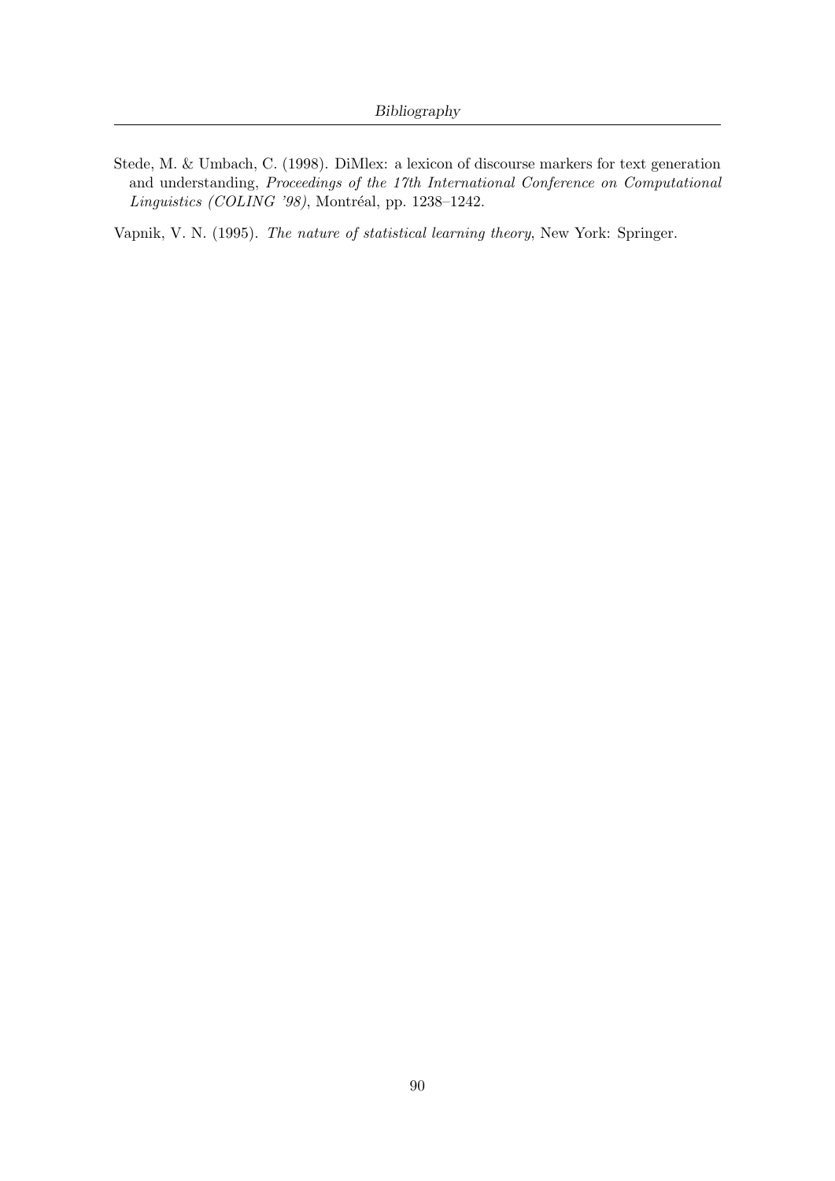Stede, M. & Umbach, C. (1998). DiMlex: a lexicon of discourse markers for text generation and understanding, *Proceedings of the 17th International Conference on Computational Linguistics (COLING '98)*, Montréal, pp. 1238–1242.

Vapnik, V. N. (1995). *The nature of statistical learning theory*, New York: Springer.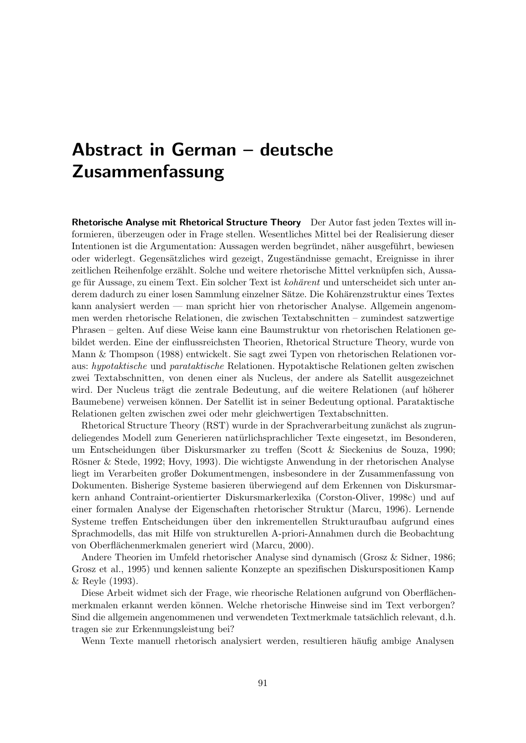# Abstract in German – deutsche Zusammenfassung

**Rhetorische Analyse mit Rhetorical Structure Theory** Der Autor fast jeden Textes will informieren, überzeugen oder in Frage stellen. Wesentliches Mittel bei der Realisierung dieser Intentionen ist die Argumentation: Aussagen werden begründet, näher ausgeführt, bewiesen oder widerlegt. Gegensätzliches wird gezeigt, Zugeständnisse gemacht, Ereignisse in ihrer zeitlichen Reihenfolge erzählt. Solche und weitere rhetorische Mittel verknüpfen sich, Aussage für Aussage, zu einem Text. Ein solcher Text ist *kohärent* und unterscheidet sich unter anderem dadurch zu einer losen Sammlung einzelner Sätze. Die Kohärenzstruktur eines Textes kann analysiert werden — man spricht hier von rhetorischer Analyse. Allgemein angenommen werden rhetorische Relationen, die zwischen Textabschnitten – zumindest satzwertige Phrasen – gelten. Auf diese Weise kann eine Baumstruktur von rhetorischen Relationen gebildet werden. Eine der einflussreichsten Theorien, Rhetorical Structure Theory, wurde von Mann & Thompson (1988) entwickelt. Sie sagt zwei Typen von rhetorischen Relationen voraus: *hypotaktische* und *parataktische* Relationen. Hypotaktische Relationen gelten zwischen zwei Textabschnitten, von denen einer als Nucleus, der andere als Satellit ausgezeichnet wird. Der Nucleus trägt die zentrale Bedeutung, auf die weitere Relationen (auf höherer Baumebene) verweisen können. Der Satellit ist in seiner Bedeutung optional. Parataktische Relationen gelten zwischen zwei oder mehr gleichwertigen Textabschnitten.

Rhetorical Structure Theory (RST) wurde in der Sprachverarbeitung zunächst als zugrundeliegendes Modell zum Generieren natürlichsprachlicher Texte eingesetzt, im Besonderen, um Entscheidungen über Diskursmarker zu treffen (Scott & Sieckenius de Souza, 1990; Rösner & Stede, 1992; Hovy, 1993). Die wichtigste Anwendung in der rhetorischen Analyse liegt im Verarbeiten großer Dokumentmengen, insbesondere in der Zusammenfassung von Dokumenten. Bisherige Systeme basieren überwiegend auf dem Erkennen von Diskursmarkern anhand Contraint-orientierter Diskursmarkerlexika (Corston-Oliver, 1998c) und auf einer formalen Analyse der Eigenschaften rhetorischer Struktur (Marcu, 1996). Lernende Systeme treffen Entscheidungen über den inkrementellen Strukturaufbau aufgrund eines Sprachmodells, das mit Hilfe von strukturellen A-priori-Annahmen durch die Beobachtung von Oberflächenmerkmalen generiert wird (Marcu, 2000).

Andere Theorien im Umfeld rhetorischer Analyse sind dynamisch (Grosz & Sidner, 1986; Grosz et al., 1995) und kennen saliente Konzepte an spezifischen Diskurspositionen Kamp & Reyle (1993).

Diese Arbeit widmet sich der Frage, wie rheorische Relationen aufgrund von Oberflächenmerkmalen erkannt werden können. Welche rhetorische Hinweise sind im Text verborgen? Sind die allgemein angenommenen und verwendeten Textmerkmale tatsächlich relevant, d.h. tragen sie zur Erkennungsleistung bei?

Wenn Texte manuell rhetorisch analysiert werden, resultieren häufig ambige Analysen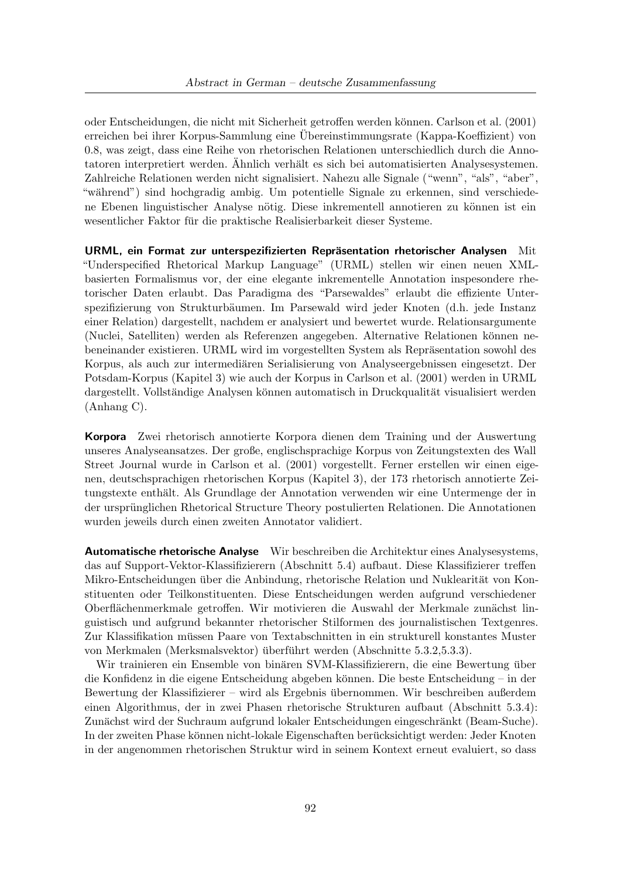oder Entscheidungen, die nicht mit Sicherheit getroffen werden können. Carlson et al. (2001) erreichen bei ihrer Korpus-Sammlung eine Übereinstimmungsrate (Kappa-Koeffizient) von 0.8, was zeigt, dass eine Reihe von rhetorischen Relationen unterschiedlich durch die Annotatoren interpretiert werden. Ähnlich verhält es sich bei automatisierten Analysesystemen. Zahlreiche Relationen werden nicht signalisiert. Nahezu alle Signale ("wenn", "als", "aber", "während") sind hochgradig ambig. Um potentielle Signale zu erkennen, sind verschiedene Ebenen linguistischer Analyse nötig. Diese inkrementell annotieren zu können ist ein wesentlicher Faktor für die praktische Realisierbarkeit dieser Systeme.

**URML, ein Format zur unterspezifizierten Repräsentation rhetorischer Analysen** Mit "Underspecified Rhetorical Markup Language" (URML) stellen wir einen neuen XML-basierten Formalismus vor, der eine elegante inkrementelle Annotation inspesondere rhetorischer Daten erlaubt. Das Paradigma des "Parsewaldes" erlaubt die effiziente Unterspezifizierung von Strukturbäumen. Im Parsewald wird jeder Knoten (d.h. jede Instanz einer Relation) dargestellt, nachdem er analysiert und bewertet wurde. Relationsargumente (Nuclei, Satelliten) werden als Referenzen angegeben. Alternative Relationen können nebeneinander existieren. URML wird im vorgestellten System als Repräsentation sowohl des Korpus, als auch zur intermediären Serialisierung von Analyseergebnissen eingesetzt. Der Potsdam-Korpus (Kapitel 3) wie auch der Korpus in Carlson et al. (2001) werden in URML dargestellt. Vollständige Analysen können automatisch in Druckqualität visualisiert werden (Anhang C).

**Korpora** Zwei rhetorisch annotierte Korpora dienen dem Training und der Auswertung unseres Analyseansatzes. Der große, englischsprachige Korpus von Zeitungstexten des Wall Street Journal wurde in Carlson et al. (2001) vorgestellt. Ferner erstellen wir einen eigenen, deutschsprachigen rhetorischen Korpus (Kapitel 3), der 173 rhetorisch annotierte Zeitungstexte enthält. Als Grundlage der Annotation verwenden wir eine Untermenge der in der ursprünglichen Rhetorical Structure Theory postulierten Relationen. Die Annotationen wurden jeweils durch einen zweiten Annotator validiert.

**Automatische rhetorische Analyse** Wir beschreiben die Architektur eines Analysesystems, das auf Support-Vektor-Klassifizierern (Abschnitt 5.4) aufbaut. Diese Klassifizierer treffen Mikro-Entscheidungen über die Anbindung, rhetorische Relation und Nuklearität von Konstituenten oder Teilkonstituenten. Diese Entscheidungen werden aufgrund verschiedener Oberflächenmerkmale getroffen. Wir motivieren die Auswahl der Merkmale zunächst linguistisch und aufgrund bekannter rhetorischer Stilformen des journalistischen Textgenres. Zur Klassifikation müssen Paare von Textabschnitten in ein strukturell konstantes Muster von Merkmalen (Merksmalsvektor) überführt werden (Abschnitte 5.3.2,5.3.3).

Wir trainieren ein Ensemble von binären SVM-Klassifizierern, die eine Bewertung über die Konfidenz in die eigene Entscheidung abgeben können. Die beste Entscheidung – in der Bewertung der Klassifizierer – wird als Ergebnis übernommen. Wir beschreiben außerdem einen Algorithmus, der in zwei Phasen rhetorische Strukturen aufbaut (Abschnitt 5.3.4): Zunächst wird der Suchraum aufgrund lokaler Entscheidungen eingeschränkt (Beam-Suche). In der zweiten Phase können nicht-lokale Eigenschaften berücksichtigt werden: Jeder Knoten in der angenommen rhetorischen Struktur wird in seinem Kontext erneut evaluiert, so dass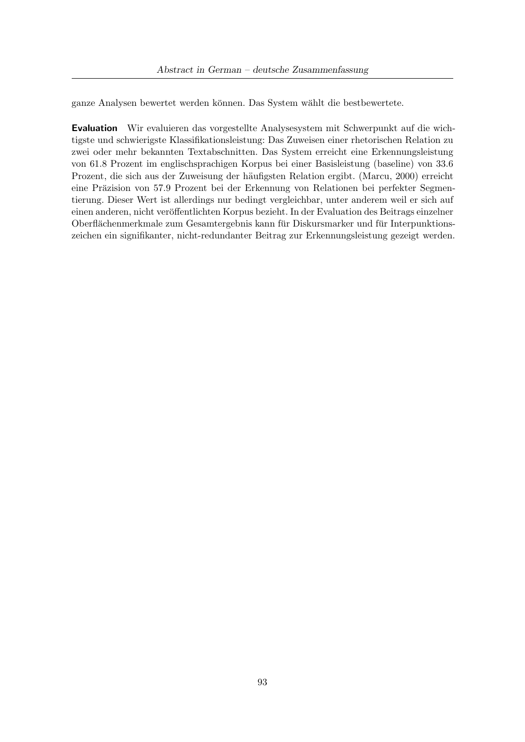ganze Analysen bewertet werden können. Das System wählt die bestbewertete.

**Evaluation** Wir evaluieren das vorgestellte Analysesystem mit Schwerpunkt auf die wichtigste und schwierigste Klassifikationsleistung: Das Zuweisen einer rhetorischen Relation zu zwei oder mehr bekannten Textabschnitten. Das System erreicht eine Erkennungsleistung von 61.8 Prozent im englischsprachigen Korpus bei einer Basisleistung (baseline) von 33.6 Prozent, die sich aus der Zuweisung der häufigsten Relation ergibt. (Marcu, 2000) erreicht eine Präzision von 57.9 Prozent bei der Erkennung von Relationen bei perfekter Segmentierung. Dieser Wert ist allerdings nur bedingt vergleichbar, unter anderem weil er sich auf einen anderen, nicht veröffentlichten Korpus bezieht. In der Evaluation des Beitrags einzelner Oberflächenmerkmale zum Gesamtergebnis kann für Diskursmarker und für Interpunktionszeichen ein signifikanter, nicht-redundanter Beitrag zur Erkennungsleistung gezeigt werden.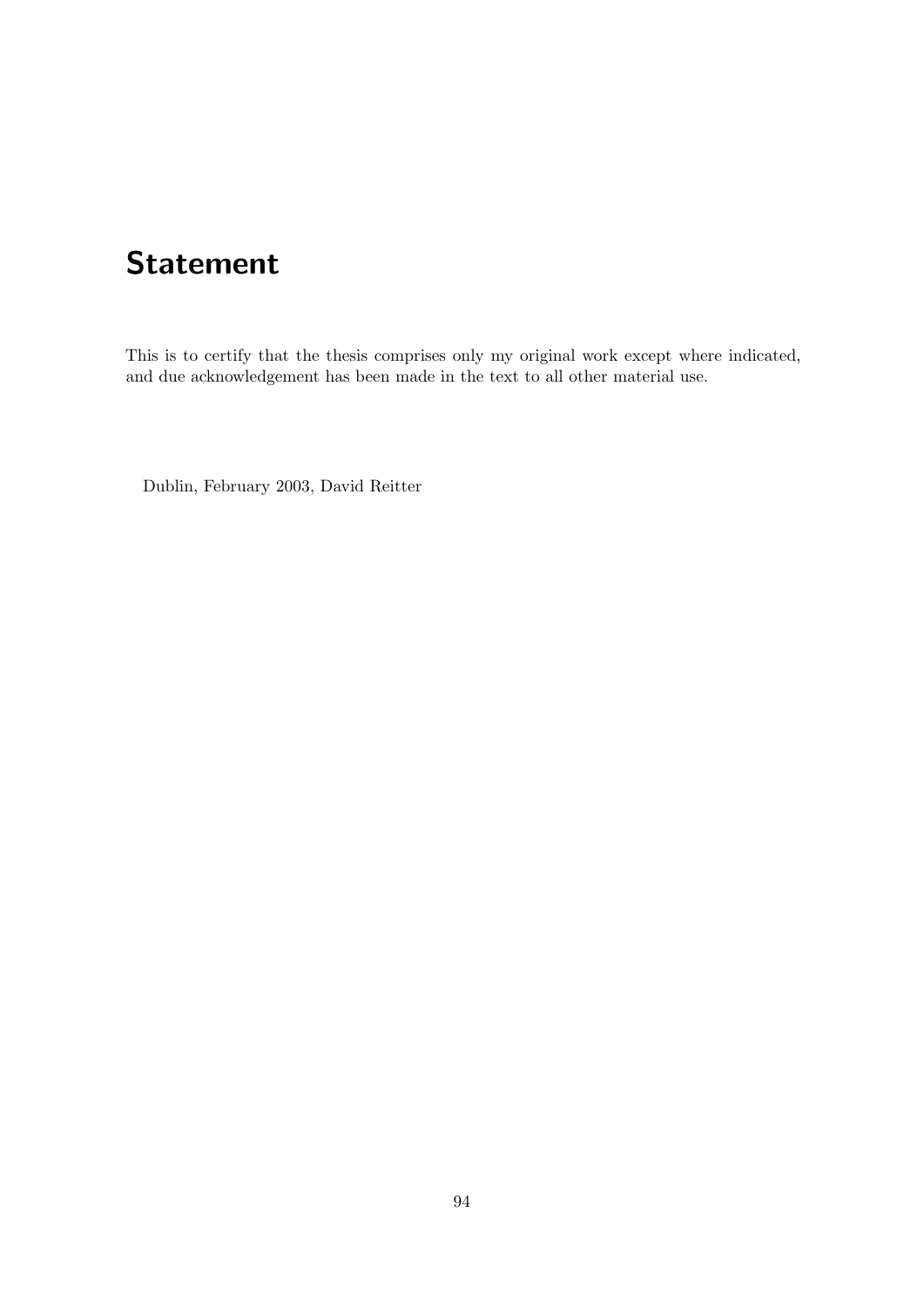# Statement

This is to certify that the thesis comprises only my original work except where indicated, and due acknowledgement has been made in the text to all other material use.

Dublin, February 2003, David Reitter